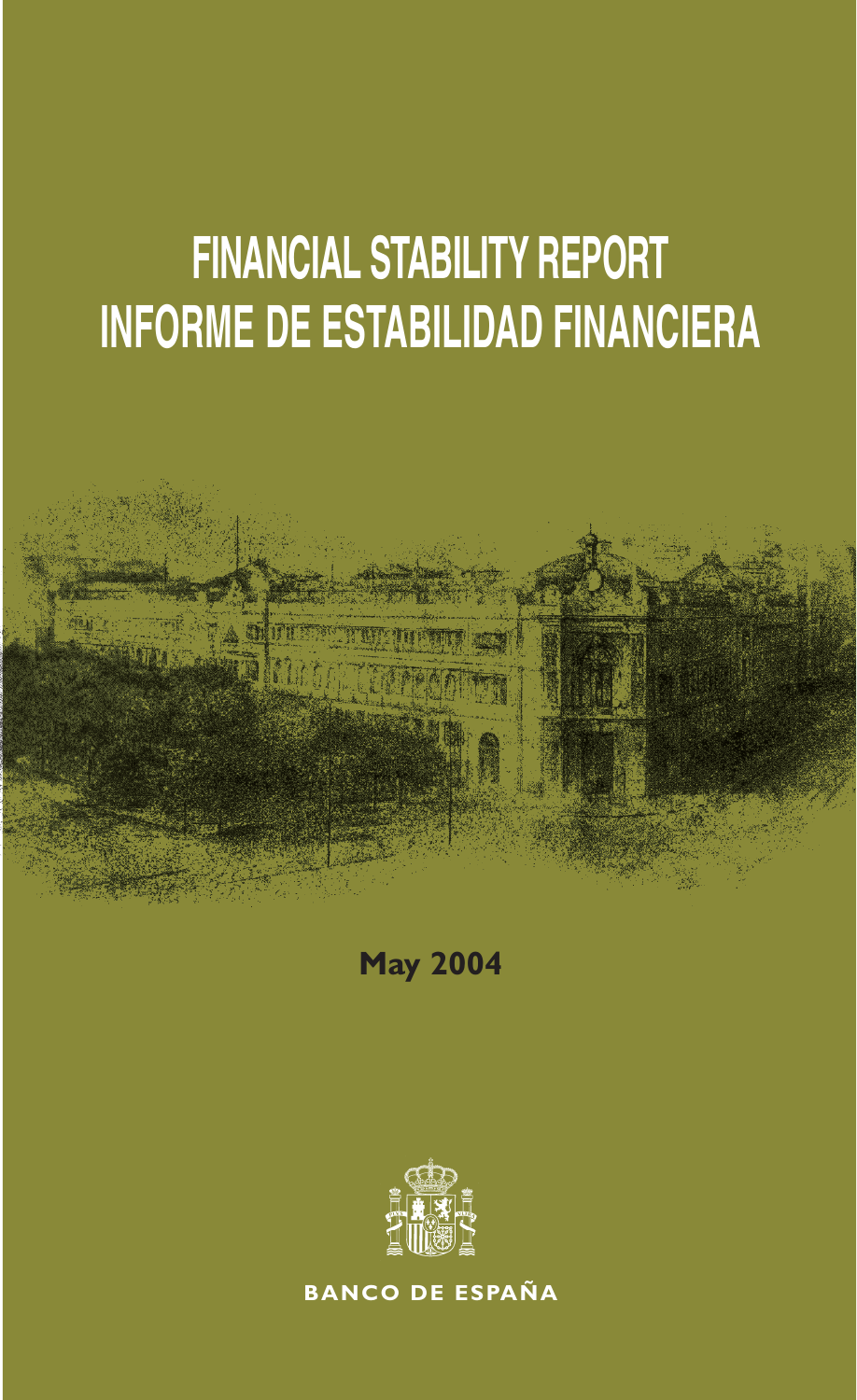# FINANCIAL STABILITY REPORT
# INFORME DE ESTABILIDAD FINANCIERA

**May 2004**

**BANCO DE ESPAÑA**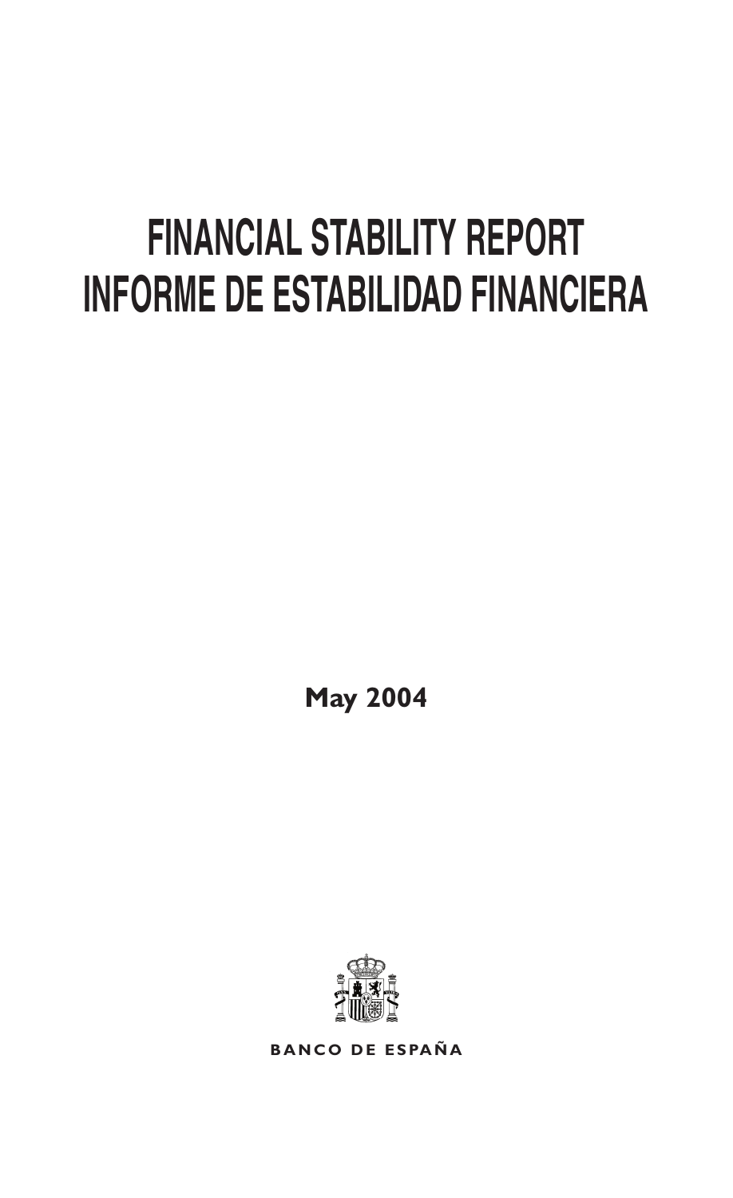# FINANCIAL STABILITY REPORT
# INFORME DE ESTABILIDAD FINANCIERA

**May 2004**

**BANCO DE ESPAÑA**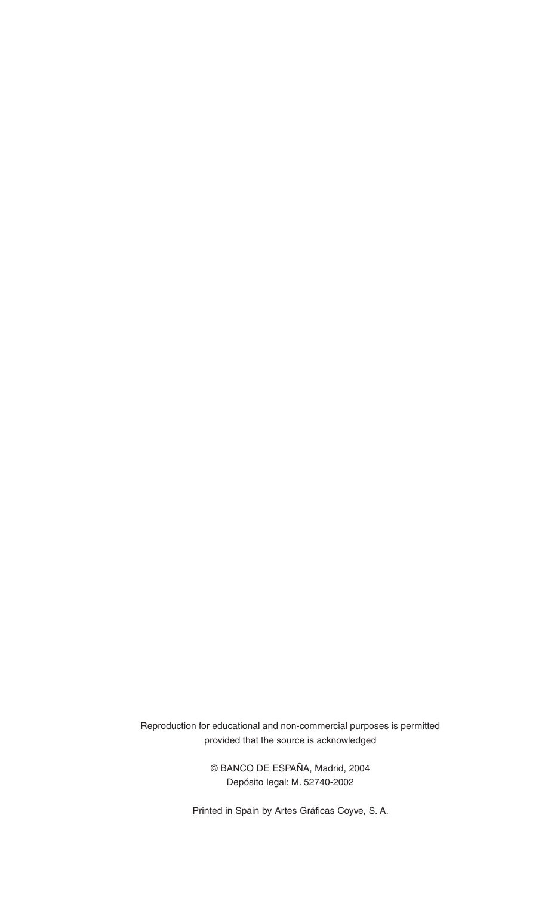Reproduction for educational and non-commercial purposes is permitted provided that the source is acknowledged

© BANCO DE ESPAÑA, Madrid, 2004
Depósito legal: M. 52740-2002

Printed in Spain by Artes Gráficas Coyve, S. A.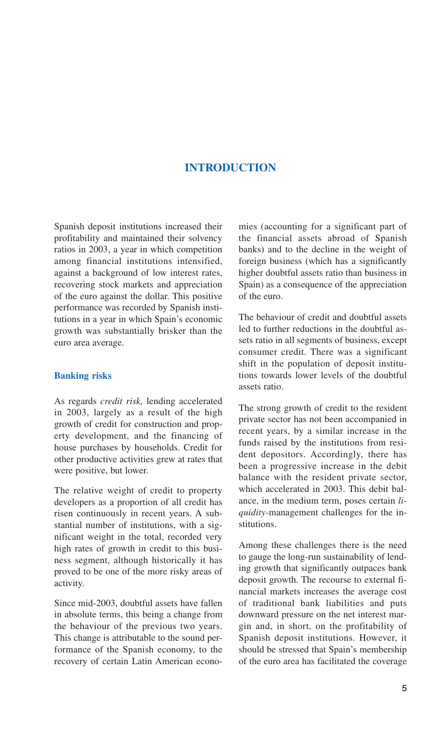# INTRODUCTION

Spanish deposit institutions increased their profitability and maintained their solvency ratios in 2003, a year in which competition among financial institutions intensified, against a background of low interest rates, recovering stock markets and appreciation of the euro against the dollar. This positive performance was recorded by Spanish institutions in a year in which Spain's economic growth was substantially brisker than the euro area average.

## Banking risks

As regards *credit risk,* lending accelerated in 2003, largely as a result of the high growth of credit for construction and property development, and the financing of house purchases by households. Credit for other productive activities grew at rates that were positive, but lower.

The relative weight of credit to property developers as a proportion of all credit has risen continuously in recent years. A substantial number of institutions, with a significant weight in the total, recorded very high rates of growth in credit to this business segment, although historically it has proved to be one of the more risky areas of activity.

Since mid-2003, doubtful assets have fallen in absolute terms, this being a change from the behaviour of the previous two years. This change is attributable to the sound performance of the Spanish economy, to the recovery of certain Latin American economies (accounting for a significant part of the financial assets abroad of Spanish banks) and to the decline in the weight of foreign business (which has a significantly higher doubtful assets ratio than business in Spain) as a consequence of the appreciation of the euro.

The behaviour of credit and doubtful assets led to further reductions in the doubtful assets ratio in all segments of business, except consumer credit. There was a significant shift in the population of deposit institutions towards lower levels of the doubtful assets ratio.

The strong growth of credit to the resident private sector has not been accompanied in recent years, by a similar increase in the funds raised by the institutions from resident depositors. Accordingly, there has been a progressive increase in the debit balance with the resident private sector, which accelerated in 2003. This debit balance, in the medium term, poses certain *liquidity*-management challenges for the institutions.

Among these challenges there is the need to gauge the long-run sustainability of lending growth that significantly outpaces bank deposit growth. The recourse to external financial markets increases the average cost of traditional bank liabilities and puts downward pressure on the net interest margin and, in short, on the profitability of Spanish deposit institutions. However, it should be stressed that Spain's membership of the euro area has facilitated the coverage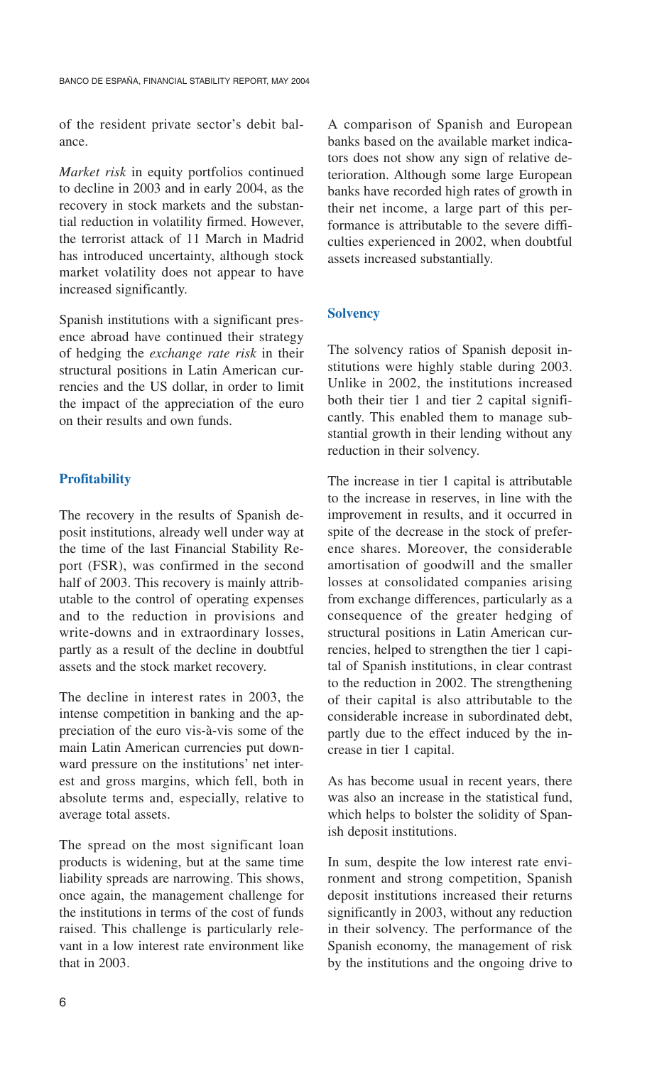of the resident private sector's debit balance.

*Market risk* in equity portfolios continued to decline in 2003 and in early 2004, as the recovery in stock markets and the substantial reduction in volatility firmed. However, the terrorist attack of 11 March in Madrid has introduced uncertainty, although stock market volatility does not appear to have increased significantly.

Spanish institutions with a significant presence abroad have continued their strategy of hedging the *exchange rate risk* in their structural positions in Latin American currencies and the US dollar, in order to limit the impact of the appreciation of the euro on their results and own funds.

## Profitability

The recovery in the results of Spanish deposit institutions, already well under way at the time of the last Financial Stability Report (FSR), was confirmed in the second half of 2003. This recovery is mainly attributable to the control of operating expenses and to the reduction in provisions and write-downs and in extraordinary losses, partly as a result of the decline in doubtful assets and the stock market recovery.

The decline in interest rates in 2003, the intense competition in banking and the appreciation of the euro vis-à-vis some of the main Latin American currencies put downward pressure on the institutions' net interest and gross margins, which fell, both in absolute terms and, especially, relative to average total assets.

The spread on the most significant loan products is widening, but at the same time liability spreads are narrowing. This shows, once again, the management challenge for the institutions in terms of the cost of funds raised. This challenge is particularly relevant in a low interest rate environment like that in 2003.

A comparison of Spanish and European banks based on the available market indicators does not show any sign of relative deterioration. Although some large European banks have recorded high rates of growth in their net income, a large part of this performance is attributable to the severe difficulties experienced in 2002, when doubtful assets increased substantially.

## Solvency

The solvency ratios of Spanish deposit institutions were highly stable during 2003. Unlike in 2002, the institutions increased both their tier 1 and tier 2 capital significantly. This enabled them to manage substantial growth in their lending without any reduction in their solvency.

The increase in tier 1 capital is attributable to the increase in reserves, in line with the improvement in results, and it occurred in spite of the decrease in the stock of preference shares. Moreover, the considerable amortisation of goodwill and the smaller losses at consolidated companies arising from exchange differences, particularly as a consequence of the greater hedging of structural positions in Latin American currencies, helped to strengthen the tier 1 capital of Spanish institutions, in clear contrast to the reduction in 2002. The strengthening of their capital is also attributable to the considerable increase in subordinated debt, partly due to the effect induced by the increase in tier 1 capital.

As has become usual in recent years, there was also an increase in the statistical fund, which helps to bolster the solidity of Spanish deposit institutions.

In sum, despite the low interest rate environment and strong competition, Spanish deposit institutions increased their returns significantly in 2003, without any reduction in their solvency. The performance of the Spanish economy, the management of risk by the institutions and the ongoing drive to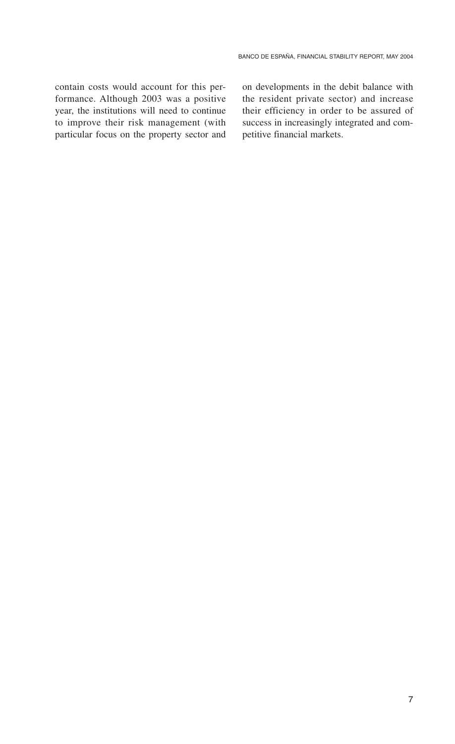contain costs would account for this performance. Although 2003 was a positive year, the institutions will need to continue to improve their risk management (with particular focus on the property sector and on developments in the debit balance with the resident private sector) and increase their efficiency in order to be assured of success in increasingly integrated and competitive financial markets.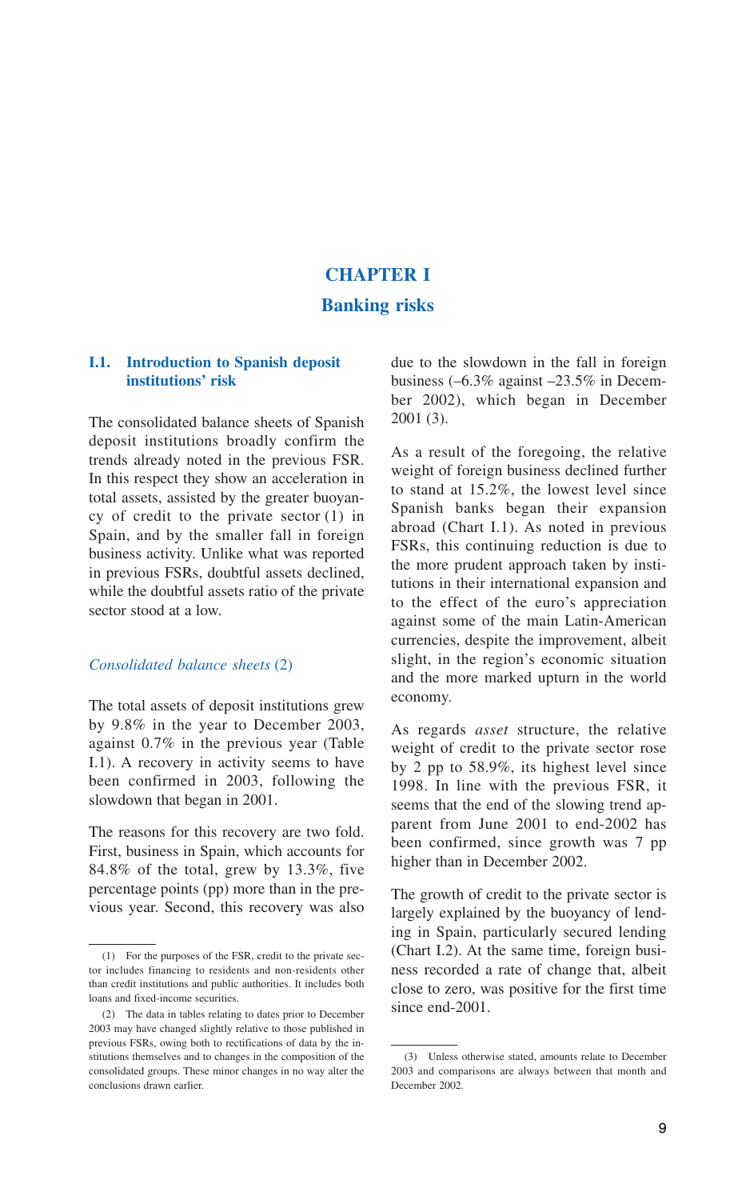# CHAPTER I

## Banking risks

### I.1. Introduction to Spanish deposit institutions' risk

The consolidated balance sheets of Spanish deposit institutions broadly confirm the trends already noted in the previous FSR. In this respect they show an acceleration in total assets, assisted by the greater buoyancy of credit to the private sector (1) in Spain, and by the smaller fall in foreign business activity. Unlike what was reported in previous FSRs, doubtful assets declined, while the doubtful assets ratio of the private sector stood at a low.

#### *Consolidated balance sheets* (2)

The total assets of deposit institutions grew by 9.8% in the year to December 2003, against 0.7% in the previous year (Table I.1). A recovery in activity seems to have been confirmed in 2003, following the slowdown that began in 2001.

The reasons for this recovery are two fold. First, business in Spain, which accounts for 84.8% of the total, grew by 13.3%, five percentage points (pp) more than in the previous year. Second, this recovery was also due to the slowdown in the fall in foreign business (–6.3% against –23.5% in December 2002), which began in December 2001 (3).

As a result of the foregoing, the relative weight of foreign business declined further to stand at 15.2%, the lowest level since Spanish banks began their expansion abroad (Chart I.1). As noted in previous FSRs, this continuing reduction is due to the more prudent approach taken by institutions in their international expansion and to the effect of the euro's appreciation against some of the main Latin-American currencies, despite the improvement, albeit slight, in the region's economic situation and the more marked upturn in the world economy.

As regards *asset* structure, the relative weight of credit to the private sector rose by 2 pp to 58.9%, its highest level since 1998. In line with the previous FSR, it seems that the end of the slowing trend apparent from June 2001 to end-2002 has been confirmed, since growth was 7 pp higher than in December 2002.

The growth of credit to the private sector is largely explained by the buoyancy of lending in Spain, particularly secured lending (Chart I.2). At the same time, foreign business recorded a rate of change that, albeit close to zero, was positive for the first time since end-2001.

(1) For the purposes of the FSR, credit to the private sector includes financing to residents and non-residents other than credit institutions and public authorities. It includes both loans and fixed-income securities.

(2) The data in tables relating to dates prior to December 2003 may have changed slightly relative to those published in previous FSRs, owing both to rectifications of data by the institutions themselves and to changes in the composition of the consolidated groups. These minor changes in no way alter the conclusions drawn earlier.

(3) Unless otherwise stated, amounts relate to December 2003 and comparisons are always between that month and December 2002.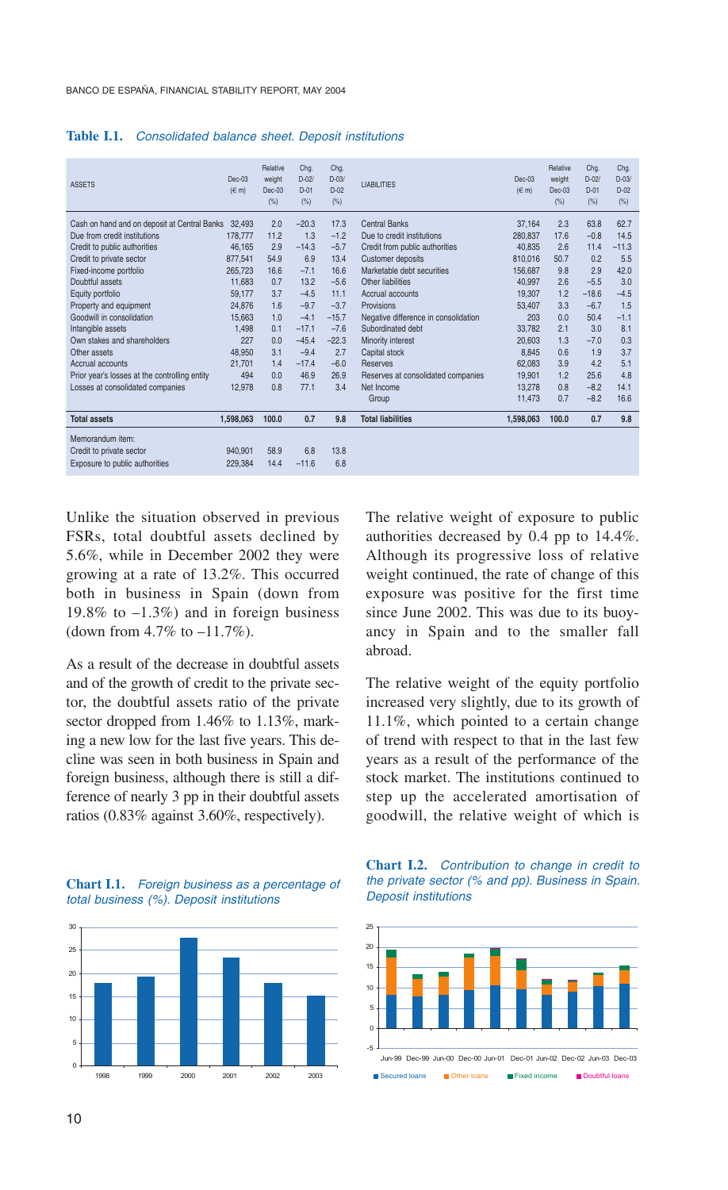**Table I.1.** *Consolidated balance sheet. Deposit institutions*

| ASSETS | Dec-03 (€ m) | Relative weight Dec-03 (%) | Chg. D-02/ D-01 (%) | Chg. D-03/ D-02 (%) | LIABILITIES | Dec-03 (€ m) | Relative weight Dec-03 (%) | Chg. D-02/ D-01 (%) | Chg. D-03/ D-02 (%) |
|---|---|---|---|---|---|---|---|---|---|
| Cash on hand and on deposit at Central Banks | 32,493 | 2.0 | −20.3 | 17.3 | Central Banks | 37,164 | 2.3 | 63.8 | 62.7 |
| Due from credit institutions | 178,777 | 11.2 | 1.3 | −1.2 | Due to credit institutions | 280,837 | 17.6 | −0.8 | 14.5 |
| Credit to public authorities | 46,165 | 2.9 | −14.3 | −5.7 | Credit from public authorities | 40,835 | 2.6 | 11.4 | −11.3 |
| Credit to private sector | 877,541 | 54.9 | 6.9 | 13.4 | Customer deposits | 810,016 | 50.7 | 0.2 | 5.5 |
| Fixed-income portfolio | 265,723 | 16.6 | −7.1 | 16.6 | Marketable debt securities | 156,687 | 9.8 | 2.9 | 42.0 |
| Doubtful assets | 11,683 | 0.7 | 13.2 | −5.6 | Other liabilities | 40,997 | 2.6 | −5.5 | 3.0 |
| Equity portfolio | 59,177 | 3.7 | −4.5 | 11.1 | Accrual accounts | 19,307 | 1.2 | −18.6 | −4.5 |
| Property and equipment | 24,876 | 1.6 | −9.7 | −3.7 | Provisions | 53,407 | 3.3 | −6.7 | 1.5 |
| Goodwill in consolidation | 15,663 | 1.0 | −4.1 | −15.7 | Negative difference in consolidation | 203 | 0.0 | 50.4 | −1.1 |
| Intangible assets | 1,498 | 0.1 | −17.1 | −7.6 | Subordinated debt | 33,782 | 2.1 | 3.0 | 8.1 |
| Own stakes and shareholders | 227 | 0.0 | −45.4 | −22.3 | Minority interest | 20,603 | 1.3 | −7.0 | 0.3 |
| Other assets | 48,950 | 3.1 | −9.4 | 2.7 | Capital stock | 8,845 | 0.6 | 1.9 | 3.7 |
| Accrual accounts | 21,701 | 1.4 | −17.4 | −6.0 | Reserves | 62,083 | 3.9 | 4.2 | 5.1 |
| Prior year's losses at the controlling entity | 494 | 0.0 | 46.9 | 26.9 | Reserves at consolidated companies | 19,901 | 1.2 | 25.6 | 4.8 |
| Losses at consolidated companies | 12,978 | 0.8 | 77.1 | 3.4 | Net Income | 13,278 | 0.8 | −8.2 | 14.1 |
| | | | | | Group | 11,473 | 0.7 | −8.2 | 16.6 |
| **Total assets** | **1,598,063** | **100.0** | **0.7** | **9.8** | **Total liabilities** | **1,598,063** | **100.0** | **0.7** | **9.8** |
| Memorandum item: | | | | | | | | | |
| Credit to private sector | 940,901 | 58.9 | 6.8 | 13.8 | | | | | |
| Exposure to public authorities | 229,384 | 14.4 | −11.6 | 6.8 | | | | | |

Unlike the situation observed in previous FSRs, total doubtful assets declined by 5.6%, while in December 2002 they were growing at a rate of 13.2%. This occurred both in business in Spain (down from 19.8% to –1.3%) and in foreign business (down from 4.7% to –11.7%).

As a result of the decrease in doubtful assets and of the growth of credit to the private sector, the doubtful assets ratio of the private sector dropped from 1.46% to 1.13%, marking a new low for the last five years. This decline was seen in both business in Spain and foreign business, although there is still a difference of nearly 3 pp in their doubtful assets ratios (0.83% against 3.60%, respectively).

The relative weight of exposure to public authorities decreased by 0.4 pp to 14.4%. Although its progressive loss of relative weight continued, the rate of change of this exposure was positive for the first time since June 2002. This was due to its buoyancy in Spain and to the smaller fall abroad.

The relative weight of the equity portfolio increased very slightly, due to its growth of 11.1%, which pointed to a certain change of trend with respect to that in the last few years as a result of the performance of the stock market. The institutions continued to step up the accelerated amortisation of goodwill, the relative weight of which is

**Chart I.1.** *Foreign business as a percentage of total business (%). Deposit institutions*

30
25
20
15
10
5
0
1998 1999 2000 2001 2002 2003

**Chart I.2.** *Contribution to change in credit to the private sector (% and pp). Business in Spain. Deposit institutions*

25
20
15
10
5
0
-5
Jun-99 Dec-99 Jun-00 Dec-00 Jun-01 Dec-01 Jun-02 Dec-02 Jun-03 Dec-03

Secured loans Other loans Fixed income Doubtful loans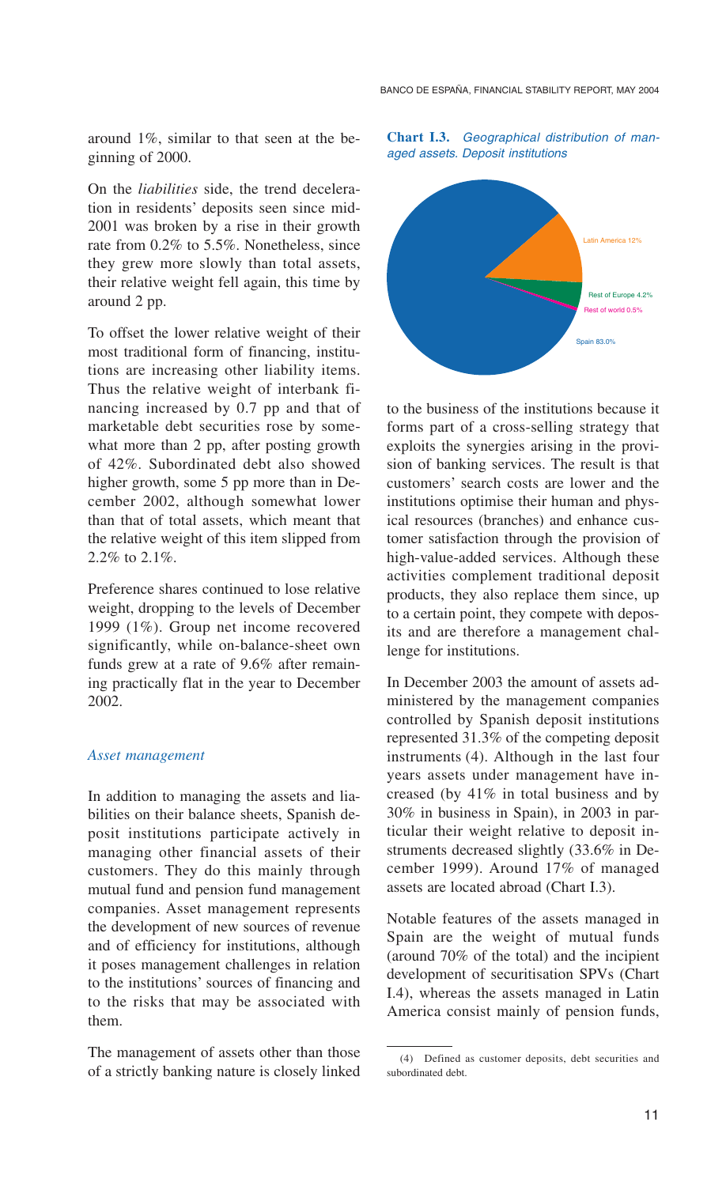around 1%, similar to that seen at the beginning of 2000.

On the *liabilities* side, the trend deceleration in residents' deposits seen since mid-2001 was broken by a rise in their growth rate from 0.2% to 5.5%. Nonetheless, since they grew more slowly than total assets, their relative weight fell again, this time by around 2 pp.

To offset the lower relative weight of their most traditional form of financing, institutions are increasing other liability items. Thus the relative weight of interbank financing increased by 0.7 pp and that of marketable debt securities rose by somewhat more than 2 pp, after posting growth of 42%. Subordinated debt also showed higher growth, some 5 pp more than in December 2002, although somewhat lower than that of total assets, which meant that the relative weight of this item slipped from 2.2% to 2.1%.

Preference shares continued to lose relative weight, dropping to the levels of December 1999 (1%). Group net income recovered significantly, while on-balance-sheet own funds grew at a rate of 9.6% after remaining practically flat in the year to December 2002.

### *Asset management*

In addition to managing the assets and liabilities on their balance sheets, Spanish deposit institutions participate actively in managing other financial assets of their customers. They do this mainly through mutual fund and pension fund management companies. Asset management represents the development of new sources of revenue and of efficiency for institutions, although it poses management challenges in relation to the institutions' sources of financing and to the risks that may be associated with them.

The management of assets other than those of a strictly banking nature is closely linked to the business of the institutions because it forms part of a cross-selling strategy that exploits the synergies arising in the provision of banking services. The result is that customers' search costs are lower and the institutions optimise their human and physical resources (branches) and enhance customer satisfaction through the provision of high-value-added services. Although these activities complement traditional deposit products, they also replace them since, up to a certain point, they compete with deposits and are therefore a management challenge for institutions.

**Chart I.3.** *Geographical distribution of managed assets. Deposit institutions*

Latin America 12%
Rest of Europe 4.2%
Rest of world 0.5%
Spain 83.0%

In December 2003 the amount of assets administered by the management companies controlled by Spanish deposit institutions represented 31.3% of the competing deposit instruments (4). Although in the last four years assets under management have increased (by 41% in total business and by 30% in business in Spain), in 2003 in particular their weight relative to deposit instruments decreased slightly (33.6% in December 1999). Around 17% of managed assets are located abroad (Chart I.3).

Notable features of the assets managed in Spain are the weight of mutual funds (around 70% of the total) and the incipient development of securitisation SPVs (Chart I.4), whereas the assets managed in Latin America consist mainly of pension funds,

(4) Defined as customer deposits, debt securities and subordinated debt.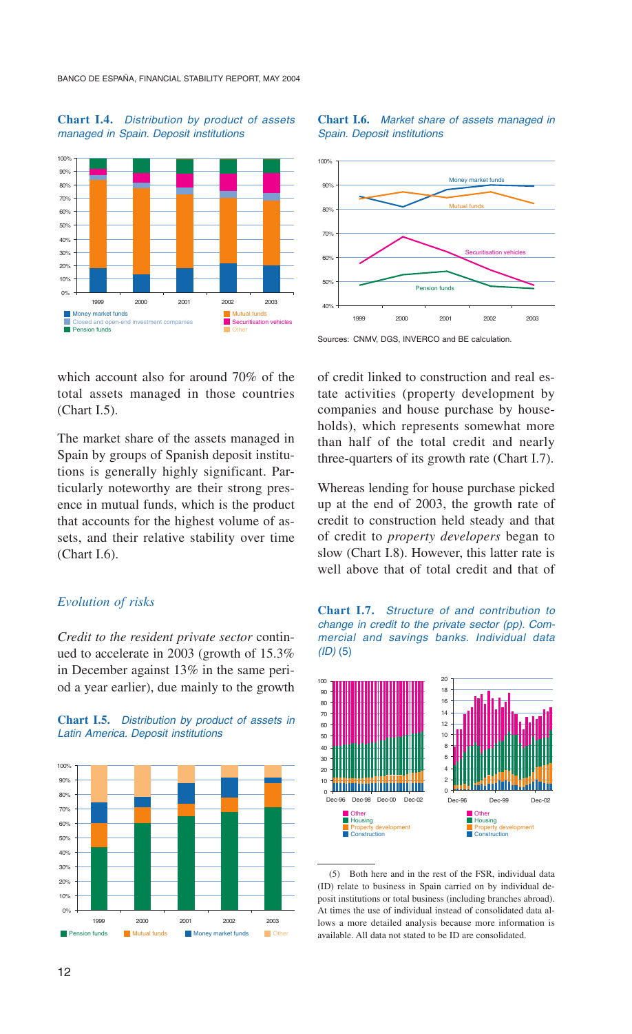**Chart I.4.** *Distribution by product of assets managed in Spain. Deposit institutions*

100%
90%
80%
70%
60%
50%
40%
30%
20%
10%
0%
1999 2000 2001 2002 2003
Money market funds
Closed and open-end investment companies
Pension funds
Mutual funds
Securitisation vehicles
Other

**Chart I.6.** *Market share of assets managed in Spain. Deposit institutions*

100%
90%
80%
70%
60%
50%
40%
1999 2000 2001 2002 2003
Money market funds
Mutual funds
Securitisation vehicles
Pension funds

Sources: CNMV, DGS, INVERCO and BE calculation.

which account also for around 70% of the total assets managed in those countries (Chart I.5).

The market share of the assets managed in Spain by groups of Spanish deposit institutions is generally highly significant. Particularly noteworthy are their strong presence in mutual funds, which is the product that accounts for the highest volume of assets, and their relative stability over time (Chart I.6).

### *Evolution of risks*

*Credit to the resident private sector* continued to accelerate in 2003 (growth of 15.3% in December against 13% in the same period a year earlier), due mainly to the growth of credit linked to construction and real estate activities (property development by companies and house purchase by households), which represents somewhat more than half of the total credit and nearly three-quarters of its growth rate (Chart I.7).

Whereas lending for house purchase picked up at the end of 2003, the growth rate of credit to construction held steady and that of credit to *property developers* began to slow (Chart I.8). However, this latter rate is well above that of total credit and that of

**Chart I.5.** *Distribution by product of assets in Latin America. Deposit institutions*

100%
90%
80%
70%
60%
50%
40%
30%
20%
10%
0%
1999 2000 2001 2002 2003
Pension funds
Mutual funds
Money market funds
Other

**Chart I.7.** *Structure of and contribution to change in credit to the private sector (pp). Commercial and savings banks. Individual data (ID)* (5)

100
90
80
70
60
50
40
30
20
10
0
Dec-96 Dec-98 Dec-00 Dec-02
Other
Housing
Property development
Construction

20
18
16
14
12
10
8
6
4
2
0
Dec-96 Dec-99 Dec-02
Other
Housing
Property development
Construction

(5) Both here and in the rest of the FSR, individual data (ID) relate to business in Spain carried on by individual deposit institutions or total business (including branches abroad). At times the use of individual instead of consolidated data allows a more detailed analysis because more information is available. All data not stated to be ID are consolidated.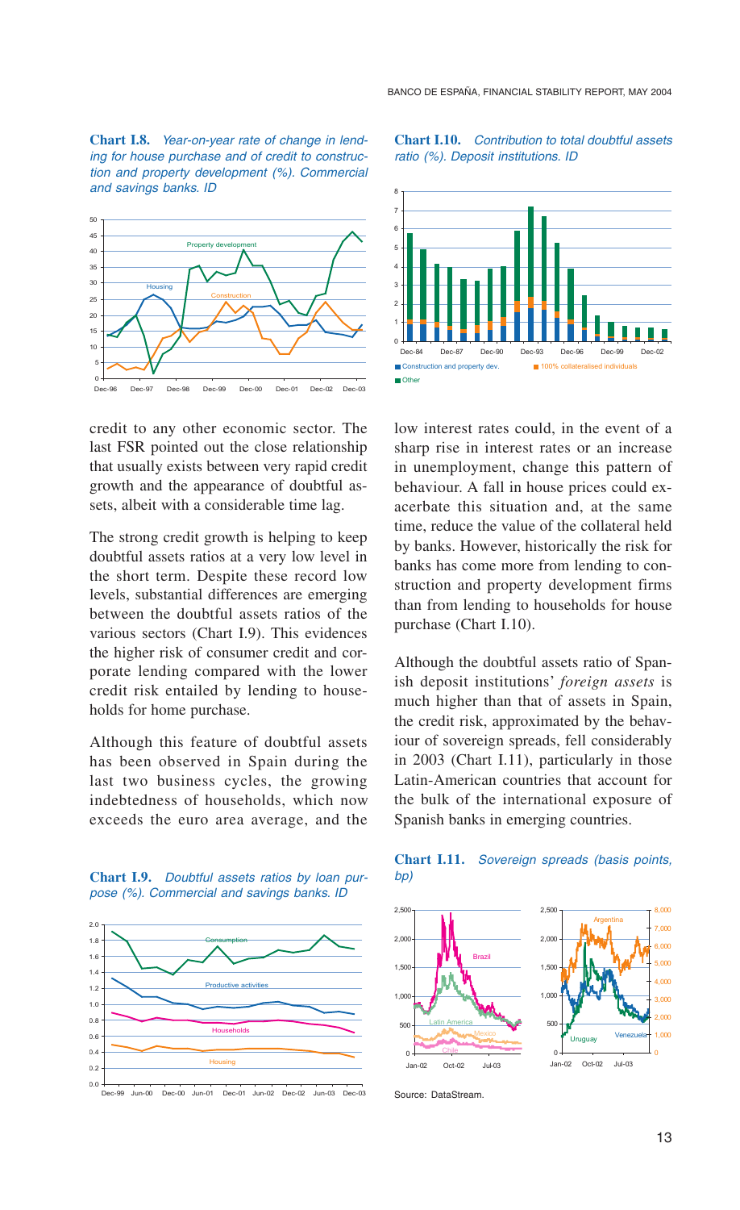**Chart I.8.** *Year-on-year rate of change in lending for house purchase and of credit to construction and property development (%). Commercial and savings banks. ID*

50
45
40
35
30
25
20
15
10
5
0
Dec-96 Dec-97 Dec-98 Dec-99 Dec-00 Dec-01 Dec-02 Dec-03

Property development
Housing
Construction

credit to any other economic sector. The last FSR pointed out the close relationship that usually exists between very rapid credit growth and the appearance of doubtful assets, albeit with a considerable time lag.

The strong credit growth is helping to keep doubtful assets ratios at a very low level in the short term. Despite these record low levels, substantial differences are emerging between the doubtful assets ratios of the various sectors (Chart I.9). This evidences the higher risk of consumer credit and corporate lending compared with the lower credit risk entailed by lending to households for home purchase.

Although this feature of doubtful assets has been observed in Spain during the last two business cycles, the growing indebtedness of households, which now exceeds the euro area average, and the low interest rates could, in the event of a sharp rise in interest rates or an increase in unemployment, change this pattern of behaviour. A fall in house prices could exacerbate this situation and, at the same time, reduce the value of the collateral held by banks. However, historically the risk for banks has come more from lending to construction and property development firms than from lending to households for house purchase (Chart I.10).

Although the doubtful assets ratio of Spanish deposit institutions' *foreign assets* is much higher than that of assets in Spain, the credit risk, approximated by the behaviour of sovereign spreads, fell considerably in 2003 (Chart I.11), particularly in those Latin-American countries that account for the bulk of the international exposure of Spanish banks in emerging countries.

**Chart I.9.** *Doubtful assets ratios by loan purpose (%). Commercial and savings banks. ID*

2.0
1.8
1.6
1.4
1.2
1.0
0.8
0.6
0.4
0.2
0.0
Dec-99 Jun-00 Dec-00 Jun-01 Dec-01 Jun-02 Dec-02 Jun-03 Dec-03

Consumption
Productive activities
Households
Housing

**Chart I.10.** *Contribution to total doubtful assets ratio (%). Deposit institutions. ID*

8
7
6
5
4
3
2
1
0
Dec-84 Dec-87 Dec-90 Dec-93 Dec-96 Dec-99 Dec-02

Construction and property dev.
100% collateralised individuals
Other

**Chart I.11.** *Sovereign spreads (basis points, bp)*

2,500
2,000
1,500
1,000
500
0
Jan-02 Oct-02 Jul-03

Brazil
Latin America
Mexico
Chile

2,500
2,000
1,500
1,000
500
0
Jan-02 Oct-02 Jul-03

8,000
7,000
6,000
5,000
4,000
3,000
2,000
1,000
0

Argentina
Uruguay
Venezuela

Source: DataStream.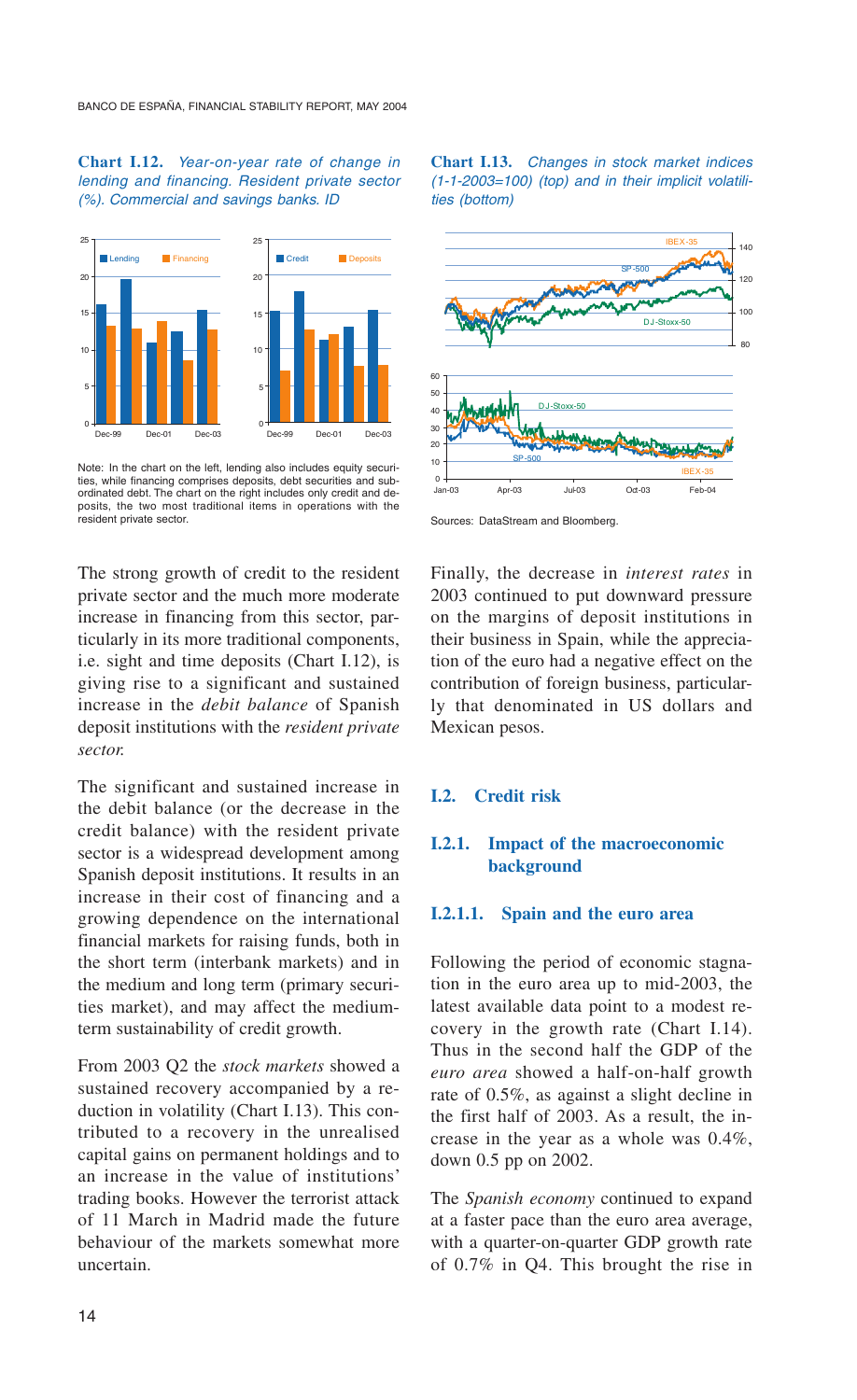**Chart I.12.** *Year-on-year rate of change in lending and financing. Resident private sector (%). Commercial and savings banks. ID*

Lending
Financing
Credit
Deposits
25
20
15
10
5
0
Dec-99
Dec-01
Dec-03

Note: In the chart on the left, lending also includes equity securities, while financing comprises deposits, debt securities and subordinated debt. The chart on the right includes only credit and deposits, the two most traditional items in operations with the resident private sector.

**Chart I.13.** *Changes in stock market indices (1-1-2003=100) (top) and in their implicit volatilities (bottom)*

IBEX-35
SP-500
DJ-Stoxx-50
140
120
100
80
60
50
40
30
20
10
0
Jan-03
Apr-03
Jul-03
Oct-03
Feb-04

Sources: DataStream and Bloomberg.

The strong growth of credit to the resident private sector and the much more moderate increase in financing from this sector, particularly in its more traditional components, i.e. sight and time deposits (Chart I.12), is giving rise to a significant and sustained increase in the *debit balance* of Spanish deposit institutions with the *resident private sector.*

The significant and sustained increase in the debit balance (or the decrease in the credit balance) with the resident private sector is a widespread development among Spanish deposit institutions. It results in an increase in their cost of financing and a growing dependence on the international financial markets for raising funds, both in the short term (interbank markets) and in the medium and long term (primary securities market), and may affect the medium-term sustainability of credit growth.

From 2003 Q2 the *stock markets* showed a sustained recovery accompanied by a reduction in volatility (Chart I.13). This contributed to a recovery in the unrealised capital gains on permanent holdings and to an increase in the value of institutions' trading books. However the terrorist attack of 11 March in Madrid made the future behaviour of the markets somewhat more uncertain.

Finally, the decrease in *interest rates* in 2003 continued to put downward pressure on the margins of deposit institutions in their business in Spain, while the appreciation of the euro had a negative effect on the contribution of foreign business, particularly that denominated in US dollars and Mexican pesos.

## I.2. Credit risk

### I.2.1. Impact of the macroeconomic background

#### I.2.1.1. Spain and the euro area

Following the period of economic stagnation in the euro area up to mid-2003, the latest available data point to a modest recovery in the growth rate (Chart I.14). Thus in the second half the GDP of the *euro area* showed a half-on-half growth rate of 0.5%, as against a slight decline in the first half of 2003. As a result, the increase in the year as a whole was 0.4%, down 0.5 pp on 2002.

The *Spanish economy* continued to expand at a faster pace than the euro area average, with a quarter-on-quarter GDP growth rate of 0.7% in Q4. This brought the rise in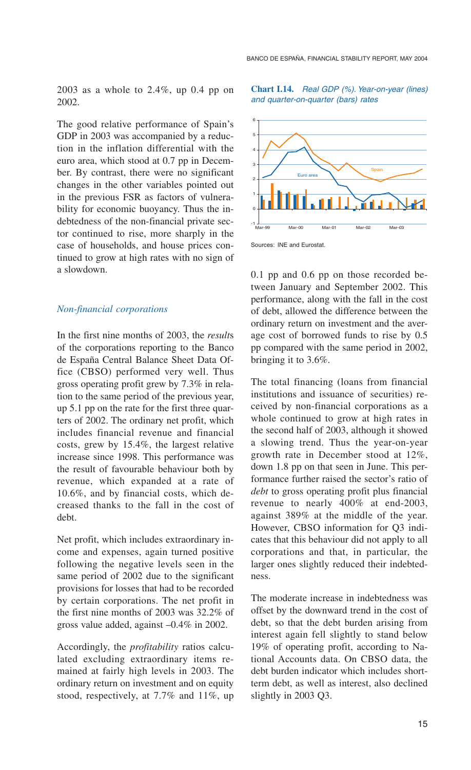2003 as a whole to 2.4%, up 0.4 pp on 2002.

The good relative performance of Spain's GDP in 2003 was accompanied by a reduction in the inflation differential with the euro area, which stood at 0.7 pp in December. By contrast, there were no significant changes in the other variables pointed out in the previous FSR as factors of vulnerability for economic buoyancy. Thus the indebtedness of the non-financial private sector continued to rise, more sharply in the case of households, and house prices continued to grow at high rates with no sign of a slowdown.

### *Non-financial corporations*

In the first nine months of 2003, the *results* of the corporations reporting to the Banco de España Central Balance Sheet Data Office (CBSO) performed very well. Thus gross operating profit grew by 7.3% in relation to the same period of the previous year, up 5.1 pp on the rate for the first three quarters of 2002. The ordinary net profit, which includes financial revenue and financial costs, grew by 15.4%, the largest relative increase since 1998. This performance was the result of favourable behaviour both by revenue, which expanded at a rate of 10.6%, and by financial costs, which decreased thanks to the fall in the cost of debt.

Net profit, which includes extraordinary income and expenses, again turned positive following the negative levels seen in the same period of 2002 due to the significant provisions for losses that had to be recorded by certain corporations. The net profit in the first nine months of 2003 was 32.2% of gross value added, against –0.4% in 2002.

Accordingly, the *profitability* ratios calculated excluding extraordinary items remained at fairly high levels in 2003. The ordinary return on investment and on equity stood, respectively, at 7.7% and 11%, up

**Chart I.14.** *Real GDP (%). Year-on-year (lines) and quarter-on-quarter (bars) rates*

6
5
4
3
2
1
0
-1
Mar-99 Mar-00 Mar-01 Mar-02 Mar-03
Euro area
Spain

Sources: INE and Eurostat.

0.1 pp and 0.6 pp on those recorded between January and September 2002. This performance, along with the fall in the cost of debt, allowed the difference between the ordinary return on investment and the average cost of borrowed funds to rise by 0.5 pp compared with the same period in 2002, bringing it to 3.6%.

The total financing (loans from financial institutions and issuance of securities) received by non-financial corporations as a whole continued to grow at high rates in the second half of 2003, although it showed a slowing trend. Thus the year-on-year growth rate in December stood at 12%, down 1.8 pp on that seen in June. This performance further raised the sector's ratio of *debt* to gross operating profit plus financial revenue to nearly 400% at end-2003, against 389% at the middle of the year. However, CBSO information for Q3 indicates that this behaviour did not apply to all corporations and that, in particular, the larger ones slightly reduced their indebtedness.

The moderate increase in indebtedness was offset by the downward trend in the cost of debt, so that the debt burden arising from interest again fell slightly to stand below 19% of operating profit, according to National Accounts data. On CBSO data, the debt burden indicator which includes short-term debt, as well as interest, also declined slightly in 2003 Q3.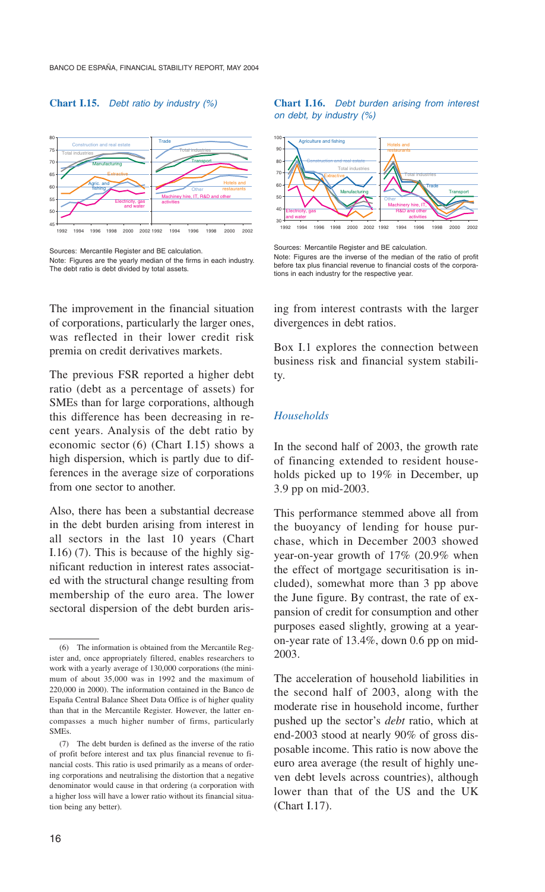**Chart I.15.** *Debt ratio by industry (%)*

80
75
70
65
60
55
50
45

Construction and real estate
Total industries
Manufacturing
Extractive
Agric. and fishing
Electricity, gas and water
Trade
Total industries
Transport
Hotels and restaurants
Other
Machinery hire, IT, R&D and other activities

1992 1994 1996 1998 2000 2002 1992 1994 1996 1998 2000 2002

Sources: Mercantile Register and BE calculation.
Note: Figures are the yearly median of the firms in each industry. The debt ratio is debt divided by total assets.

**Chart I.16.** *Debt burden arising from interest on debt, by industry (%)*

100
90
80
70
60
50
40
30

Agriculture and fishing
Construction and real estate
Total industries
Extractive
Manufacturing
Electricity, gas and water
Hotels and restaurants
Total industries
Trade
Transport
Other
Machinery hire, IT, R&D and other activities

1992 1994 1996 1998 2000 2002 1992 1994 1996 1998 2000 2002

Sources: Mercantile Register and BE calculation.
Note: Figures are the inverse of the median of the ratio of profit before tax plus financial revenue to financial costs of the corporations in each industry for the respective year.

The improvement in the financial situation of corporations, particularly the larger ones, was reflected in their lower credit risk premia on credit derivatives markets.

The previous FSR reported a higher debt ratio (debt as a percentage of assets) for SMEs than for large corporations, although this difference has been decreasing in recent years. Analysis of the debt ratio by economic sector (6) (Chart I.15) shows a high dispersion, which is partly due to differences in the average size of corporations from one sector to another.

Also, there has been a substantial decrease in the debt burden arising from interest in all sectors in the last 10 years (Chart I.16) (7). This is because of the highly significant reduction in interest rates associated with the structural change resulting from membership of the euro area. The lower sectoral dispersion of the debt burden arising from interest contrasts with the larger divergences in debt ratios.

Box I.1 explores the connection between business risk and financial system stability.

### *Households*

In the second half of 2003, the growth rate of financing extended to resident households picked up to 19% in December, up 3.9 pp on mid-2003.

This performance stemmed above all from the buoyancy of lending for house purchase, which in December 2003 showed year-on-year growth of 17% (20.9% when the effect of mortgage securitisation is included), somewhat more than 3 pp above the June figure. By contrast, the rate of expansion of credit for consumption and other purposes eased slightly, growing at a year-on-year rate of 13.4%, down 0.6 pp on mid-2003.

The acceleration of household liabilities in the second half of 2003, along with the moderate rise in household income, further pushed up the sector's *debt* ratio, which at end-2003 stood at nearly 90% of gross disposable income. This ratio is now above the euro area average (the result of highly uneven debt levels across countries), although lower than that of the US and the UK (Chart I.17).

(6) The information is obtained from the Mercantile Register and, once appropriately filtered, enables researchers to work with a yearly average of 130,000 corporations (the minimum of about 35,000 was in 1992 and the maximum of 220,000 in 2000). The information contained in the Banco de España Central Balance Sheet Data Office is of higher quality than that in the Mercantile Register. However, the latter encompasses a much higher number of firms, particularly SMEs.

(7) The debt burden is defined as the inverse of the ratio of profit before interest and tax plus financial revenue to financial costs. This ratio is used primarily as a means of ordering corporations and neutralising the distortion that a negative denominator would cause in that ordering (a corporation with a higher loss will have a lower ratio without its financial situation being any better).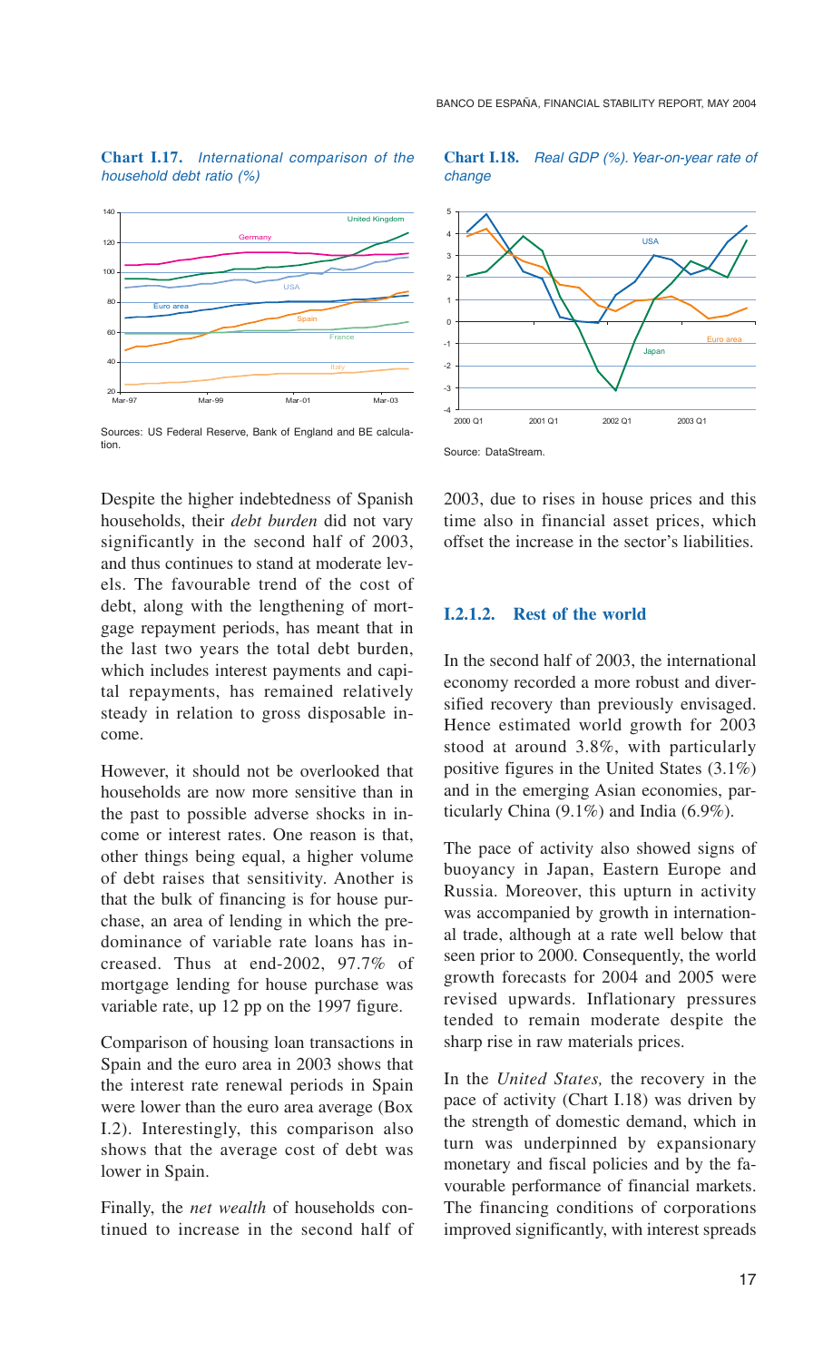**Chart I.17.** *International comparison of the household debt ratio (%)*

140
120
100
80
60
40
20
Mar-97
Mar-99
Mar-01
Mar-03
United Kingdom
Germany
USA
Euro area
Spain
France
Italy

Sources: US Federal Reserve, Bank of England and BE calculation.

**Chart I.18.** *Real GDP (%). Year-on-year rate of change*

5
4
3
2
1
0
-1
-2
-3
-4
2000 Q1
2001 Q1
2002 Q1
2003 Q1
USA
Euro area
Japan

Source: DataStream.

Despite the higher indebtedness of Spanish households, their *debt burden* did not vary significantly in the second half of 2003, and thus continues to stand at moderate levels. The favourable trend of the cost of debt, along with the lengthening of mortgage repayment periods, has meant that in the last two years the total debt burden, which includes interest payments and capital repayments, has remained relatively steady in relation to gross disposable income.

However, it should not be overlooked that households are now more sensitive than in the past to possible adverse shocks in income or interest rates. One reason is that, other things being equal, a higher volume of debt raises that sensitivity. Another is that the bulk of financing is for house purchase, an area of lending in which the predominance of variable rate loans has increased. Thus at end-2002, 97.7% of mortgage lending for house purchase was variable rate, up 12 pp on the 1997 figure.

Comparison of housing loan transactions in Spain and the euro area in 2003 shows that the interest rate renewal periods in Spain were lower than the euro area average (Box I.2). Interestingly, this comparison also shows that the average cost of debt was lower in Spain.

Finally, the *net wealth* of households continued to increase in the second half of 2003, due to rises in house prices and this time also in financial asset prices, which offset the increase in the sector's liabilities.

### I.2.1.2. Rest of the world

In the second half of 2003, the international economy recorded a more robust and diversified recovery than previously envisaged. Hence estimated world growth for 2003 stood at around 3.8%, with particularly positive figures in the United States (3.1%) and in the emerging Asian economies, particularly China (9.1%) and India (6.9%).

The pace of activity also showed signs of buoyancy in Japan, Eastern Europe and Russia. Moreover, this upturn in activity was accompanied by growth in international trade, although at a rate well below that seen prior to 2000. Consequently, the world growth forecasts for 2004 and 2005 were revised upwards. Inflationary pressures tended to remain moderate despite the sharp rise in raw materials prices.

In the *United States,* the recovery in the pace of activity (Chart I.18) was driven by the strength of domestic demand, which in turn was underpinned by expansionary monetary and fiscal policies and by the favourable performance of financial markets. The financing conditions of corporations improved significantly, with interest spreads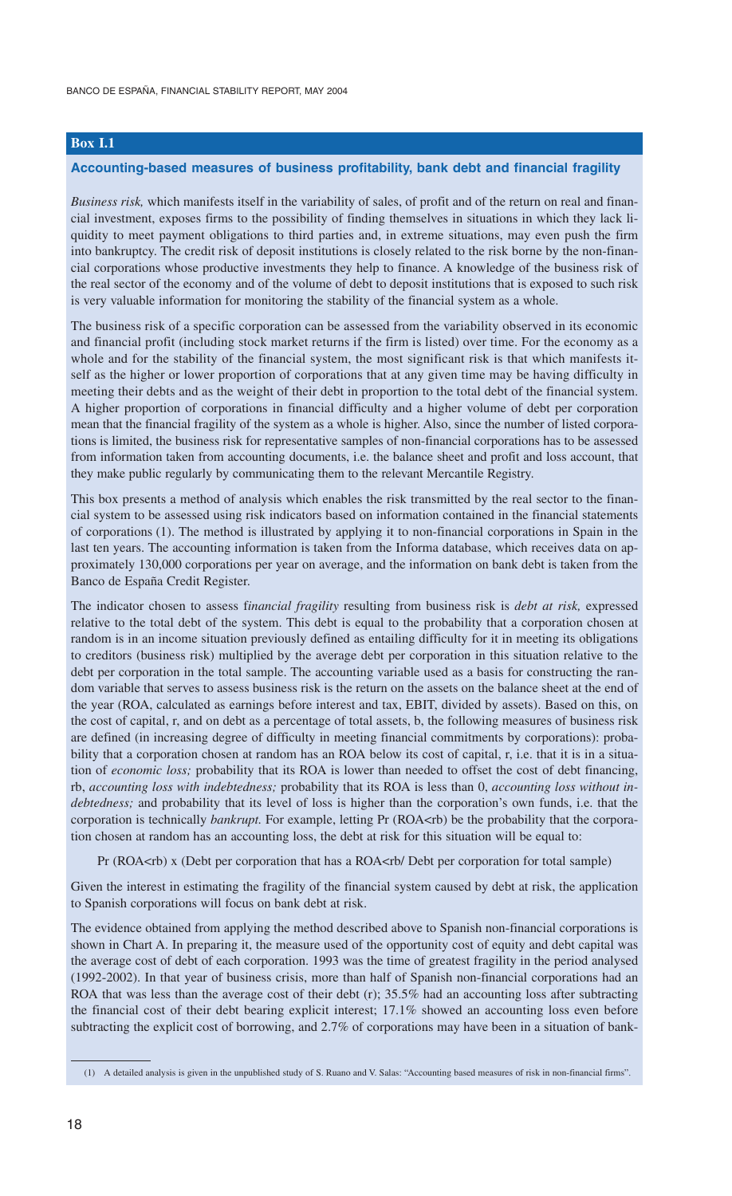## Box I.1

### Accounting-based measures of business profitability, bank debt and financial fragility

*Business risk,* which manifests itself in the variability of sales, of profit and of the return on real and financial investment, exposes firms to the possibility of finding themselves in situations in which they lack liquidity to meet payment obligations to third parties and, in extreme situations, may even push the firm into bankruptcy. The credit risk of deposit institutions is closely related to the risk borne by the non-financial corporations whose productive investments they help to finance. A knowledge of the business risk of the real sector of the economy and of the volume of debt to deposit institutions that is exposed to such risk is very valuable information for monitoring the stability of the financial system as a whole.

The business risk of a specific corporation can be assessed from the variability observed in its economic and financial profit (including stock market returns if the firm is listed) over time. For the economy as a whole and for the stability of the financial system, the most significant risk is that which manifests itself as the higher or lower proportion of corporations that at any given time may be having difficulty in meeting their debts and as the weight of their debt in proportion to the total debt of the financial system. A higher proportion of corporations in financial difficulty and a higher volume of debt per corporation mean that the financial fragility of the system as a whole is higher. Also, since the number of listed corporations is limited, the business risk for representative samples of non-financial corporations has to be assessed from information taken from accounting documents, i.e. the balance sheet and profit and loss account, that they make public regularly by communicating them to the relevant Mercantile Registry.

This box presents a method of analysis which enables the risk transmitted by the real sector to the financial system to be assessed using risk indicators based on information contained in the financial statements of corporations (1). The method is illustrated by applying it to non-financial corporations in Spain in the last ten years. The accounting information is taken from the Informa database, which receives data on approximately 130,000 corporations per year on average, and the information on bank debt is taken from the Banco de España Credit Register.

The indicator chosen to assess f*inancial fragility* resulting from business risk is *debt at risk,* expressed relative to the total debt of the system. This debt is equal to the probability that a corporation chosen at random is in an income situation previously defined as entailing difficulty for it in meeting its obligations to creditors (business risk) multiplied by the average debt per corporation in this situation relative to the debt per corporation in the total sample. The accounting variable used as a basis for constructing the random variable that serves to assess business risk is the return on the assets on the balance sheet at the end of the year (ROA, calculated as earnings before interest and tax, EBIT, divided by assets). Based on this, on the cost of capital, r, and on debt as a percentage of total assets, b, the following measures of business risk are defined (in increasing degree of difficulty in meeting financial commitments by corporations): probability that a corporation chosen at random has an ROA below its cost of capital, r, i.e. that it is in a situation of *economic loss;* probability that its ROA is lower than needed to offset the cost of debt financing, rb, *accounting loss with indebtedness;* probability that its ROA is less than 0, *accounting loss without indebtedness;* and probability that its level of loss is higher than the corporation's own funds, i.e. that the corporation is technically *bankrupt.* For example, letting Pr (ROA<rb) be the probability that the corporation chosen at random has an accounting loss, the debt at risk for this situation will be equal to:

Pr (ROA<rb) x (Debt per corporation that has a ROA<rb/ Debt per corporation for total sample)

Given the interest in estimating the fragility of the financial system caused by debt at risk, the application to Spanish corporations will focus on bank debt at risk.

The evidence obtained from applying the method described above to Spanish non-financial corporations is shown in Chart A. In preparing it, the measure used of the opportunity cost of equity and debt capital was the average cost of debt of each corporation. 1993 was the time of greatest fragility in the period analysed (1992-2002). In that year of business crisis, more than half of Spanish non-financial corporations had an ROA that was less than the average cost of their debt (r); 35.5% had an accounting loss after subtracting the financial cost of their debt bearing explicit interest; 17.1% showed an accounting loss even before subtracting the explicit cost of borrowing, and 2.7% of corporations may have been in a situation of bank-

(1) A detailed analysis is given in the unpublished study of S. Ruano and V. Salas: "Accounting based measures of risk in non-financial firms".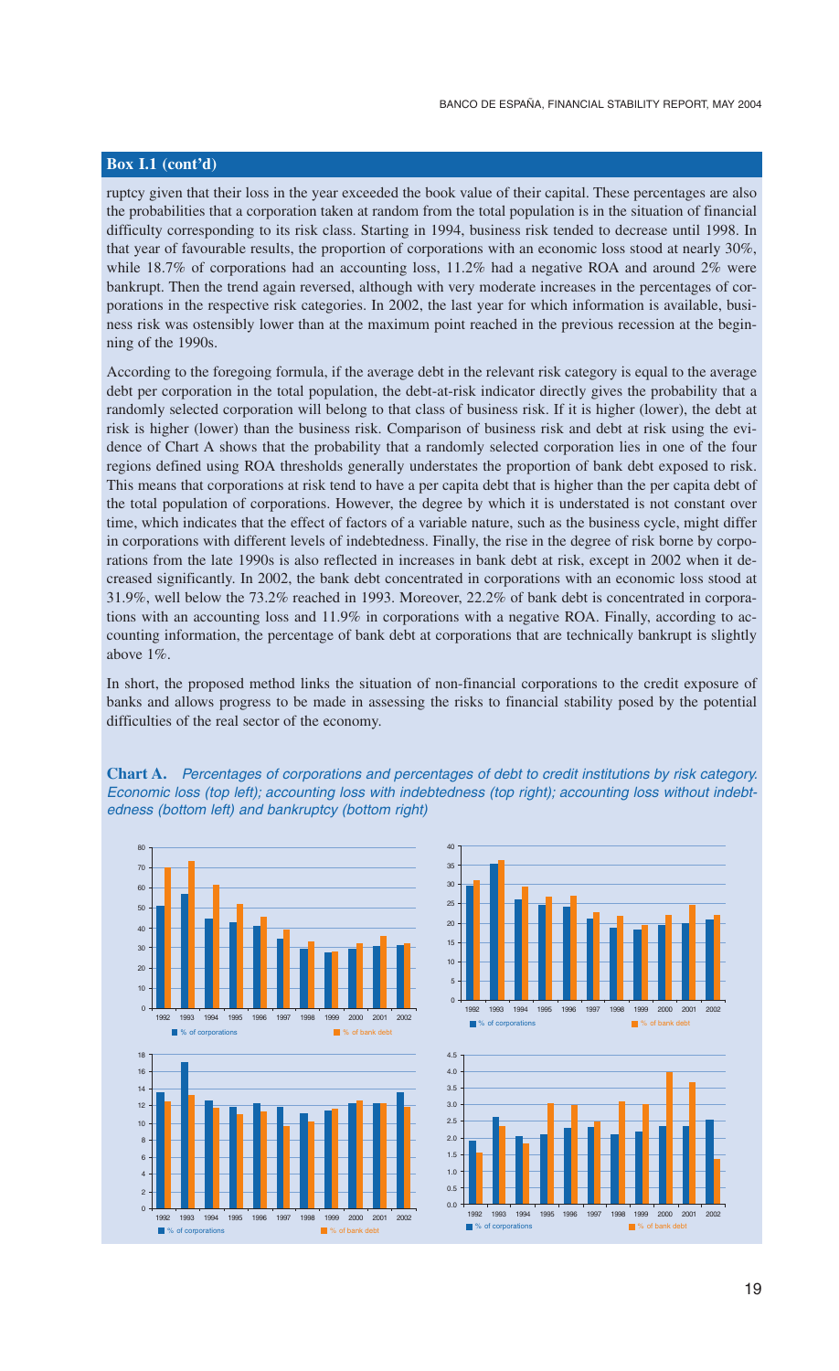## Box I.1 (cont'd)

ruptcy given that their loss in the year exceeded the book value of their capital. These percentages are also the probabilities that a corporation taken at random from the total population is in the situation of financial difficulty corresponding to its risk class. Starting in 1994, business risk tended to decrease until 1998. In that year of favourable results, the proportion of corporations with an economic loss stood at nearly 30%, while 18.7% of corporations had an accounting loss, 11.2% had a negative ROA and around 2% were bankrupt. Then the trend again reversed, although with very moderate increases in the percentages of corporations in the respective risk categories. In 2002, the last year for which information is available, business risk was ostensibly lower than at the maximum point reached in the previous recession at the beginning of the 1990s.

According to the foregoing formula, if the average debt in the relevant risk category is equal to the average debt per corporation in the total population, the debt-at-risk indicator directly gives the probability that a randomly selected corporation will belong to that class of business risk. If it is higher (lower), the debt at risk is higher (lower) than the business risk. Comparison of business risk and debt at risk using the evidence of Chart A shows that the probability that a randomly selected corporation lies in one of the four regions defined using ROA thresholds generally understates the proportion of bank debt exposed to risk. This means that corporations at risk tend to have a per capita debt that is higher than the per capita debt of the total population of corporations. However, the degree by which it is understated is not constant over time, which indicates that the effect of factors of a variable nature, such as the business cycle, might differ in corporations with different levels of indebtedness. Finally, the rise in the degree of risk borne by corporations from the late 1990s is also reflected in increases in bank debt at risk, except in 2002 when it decreased significantly. In 2002, the bank debt concentrated in corporations with an economic loss stood at 31.9%, well below the 73.2% reached in 1993. Moreover, 22.2% of bank debt is concentrated in corporations with an accounting loss and 11.9% in corporations with a negative ROA. Finally, according to accounting information, the percentage of bank debt at corporations that are technically bankrupt is slightly above 1%.

In short, the proposed method links the situation of non-financial corporations to the credit exposure of banks and allows progress to be made in assessing the risks to financial stability posed by the potential difficulties of the real sector of the economy.

**Chart A.** *Percentages of corporations and percentages of debt to credit institutions by risk category. Economic loss (top left); accounting loss with indebtedness (top right); accounting loss without indebtedness (bottom left) and bankruptcy (bottom right)*

1992 1993 1994 1995 1996 1997 1998 1999 2000 2001 2002

% of corporations

% of bank debt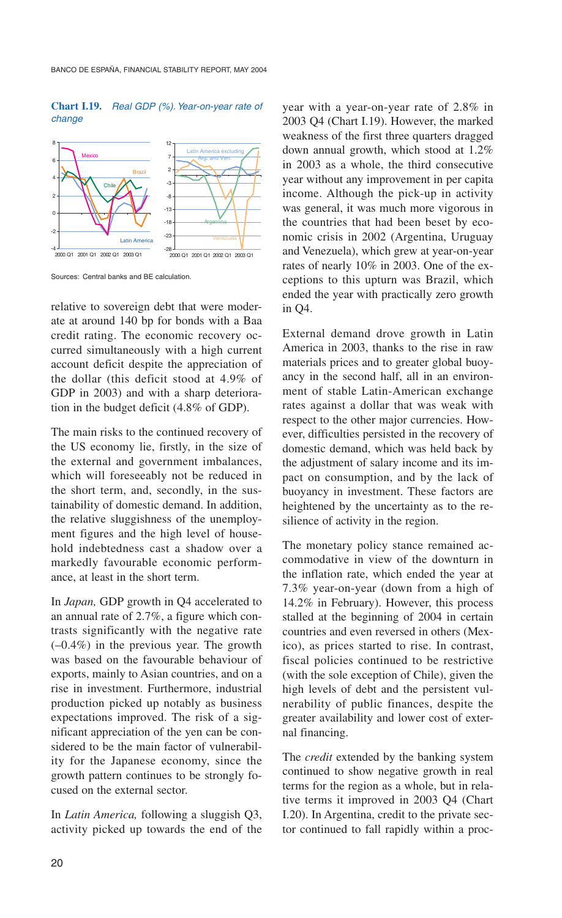**Chart I.19.** *Real GDP (%). Year-on-year rate of change*

8
6
4
2
0
-2
-4
Mexico
Brazil
Chile
Latin America
2000 Q1 2001 Q1 2002 Q1 2003 Q1

12
7
2
-3
-8
-13
-18
-23
-28
Latin America excluding Arg. and Ven.
Argentina
Venezuela
2000 Q1 2001 Q1 2002 Q1 2003 Q1

Sources: Central banks and BE calculation.

relative to sovereign debt that were moderate at around 140 bp for bonds with a Baa credit rating. The economic recovery occurred simultaneously with a high current account deficit despite the appreciation of the dollar (this deficit stood at 4.9% of GDP in 2003) and with a sharp deterioration in the budget deficit (4.8% of GDP).

The main risks to the continued recovery of the US economy lie, firstly, in the size of the external and government imbalances, which will foreseeably not be reduced in the short term, and, secondly, in the sustainability of domestic demand. In addition, the relative sluggishness of the unemployment figures and the high level of household indebtedness cast a shadow over a markedly favourable economic performance, at least in the short term.

In *Japan,* GDP growth in Q4 accelerated to an annual rate of 2.7%, a figure which contrasts significantly with the negative rate (–0.4%) in the previous year. The growth was based on the favourable behaviour of exports, mainly to Asian countries, and on a rise in investment. Furthermore, industrial production picked up notably as business expectations improved. The risk of a significant appreciation of the yen can be considered to be the main factor of vulnerability for the Japanese economy, since the growth pattern continues to be strongly focused on the external sector.

In *Latin America,* following a sluggish Q3, activity picked up towards the end of the year with a year-on-year rate of 2.8% in 2003 Q4 (Chart I.19). However, the marked weakness of the first three quarters dragged down annual growth, which stood at 1.2% in 2003 as a whole, the third consecutive year without any improvement in per capita income. Although the pick-up in activity was general, it was much more vigorous in the countries that had been beset by economic crisis in 2002 (Argentina, Uruguay and Venezuela), which grew at year-on-year rates of nearly 10% in 2003. One of the exceptions to this upturn was Brazil, which ended the year with practically zero growth in Q4.

External demand drove growth in Latin America in 2003, thanks to the rise in raw materials prices and to greater global buoyancy in the second half, all in an environment of stable Latin-American exchange rates against a dollar that was weak with respect to the other major currencies. However, difficulties persisted in the recovery of domestic demand, which was held back by the adjustment of salary income and its impact on consumption, and by the lack of buoyancy in investment. These factors are heightened by the uncertainty as to the resilience of activity in the region.

The monetary policy stance remained accommodative in view of the downturn in the inflation rate, which ended the year at 7.3% year-on-year (down from a high of 14.2% in February). However, this process stalled at the beginning of 2004 in certain countries and even reversed in others (Mexico), as prices started to rise. In contrast, fiscal policies continued to be restrictive (with the sole exception of Chile), given the high levels of debt and the persistent vulnerability of public finances, despite the greater availability and lower cost of external financing.

The *credit* extended by the banking system continued to show negative growth in real terms for the region as a whole, but in relative terms it improved in 2003 Q4 (Chart I.20). In Argentina, credit to the private sector continued to fall rapidly within a proc-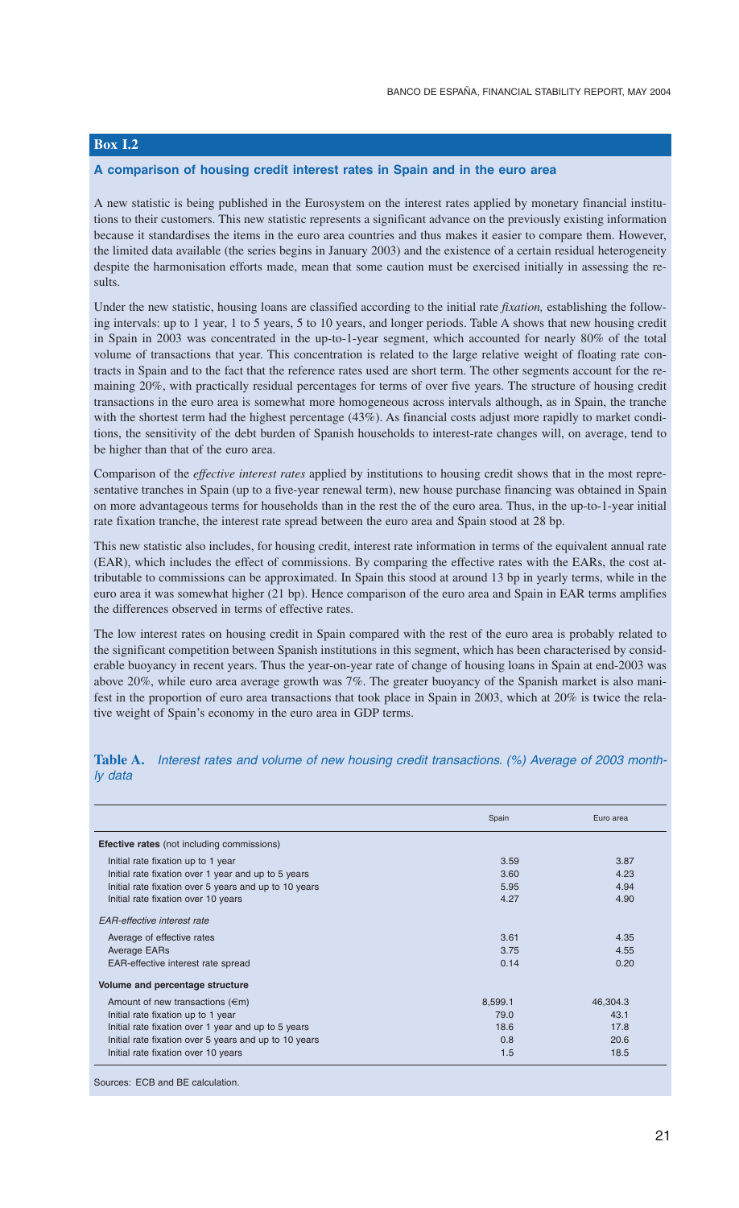## Box I.2

### A comparison of housing credit interest rates in Spain and in the euro area

A new statistic is being published in the Eurosystem on the interest rates applied by monetary financial institutions to their customers. This new statistic represents a significant advance on the previously existing information because it standardises the items in the euro area countries and thus makes it easier to compare them. However, the limited data available (the series begins in January 2003) and the existence of a certain residual heterogeneity despite the harmonisation efforts made, mean that some caution must be exercised initially in assessing the results.

Under the new statistic, housing loans are classified according to the initial rate *fixation,* establishing the following intervals: up to 1 year, 1 to 5 years, 5 to 10 years, and longer periods. Table A shows that new housing credit in Spain in 2003 was concentrated in the up-to-1-year segment, which accounted for nearly 80% of the total volume of transactions that year. This concentration is related to the large relative weight of floating rate contracts in Spain and to the fact that the reference rates used are short term. The other segments account for the remaining 20%, with practically residual percentages for terms of over five years. The structure of housing credit transactions in the euro area is somewhat more homogeneous across intervals although, as in Spain, the tranche with the shortest term had the highest percentage (43%). As financial costs adjust more rapidly to market conditions, the sensitivity of the debt burden of Spanish households to interest-rate changes will, on average, tend to be higher than that of the euro area.

Comparison of the *effective interest rates* applied by institutions to housing credit shows that in the most representative tranches in Spain (up to a five-year renewal term), new house purchase financing was obtained in Spain on more advantageous terms for households than in the rest the of the euro area. Thus, in the up-to-1-year initial rate fixation tranche, the interest rate spread between the euro area and Spain stood at 28 bp.

This new statistic also includes, for housing credit, interest rate information in terms of the equivalent annual rate (EAR), which includes the effect of commissions. By comparing the effective rates with the EARs, the cost attributable to commissions can be approximated. In Spain this stood at around 13 bp in yearly terms, while in the euro area it was somewhat higher (21 bp). Hence comparison of the euro area and Spain in EAR terms amplifies the differences observed in terms of effective rates.

The low interest rates on housing credit in Spain compared with the rest of the euro area is probably related to the significant competition between Spanish institutions in this segment, which has been characterised by considerable buoyancy in recent years. Thus the year-on-year rate of change of housing loans in Spain at end-2003 was above 20%, while euro area average growth was 7%. The greater buoyancy of the Spanish market is also manifest in the proportion of euro area transactions that took place in Spain in 2003, which at 20% is twice the relative weight of Spain's economy in the euro area in GDP terms.

**Table A.** *Interest rates and volume of new housing credit transactions. (%) Average of 2003 monthly data*

| | Spain | Euro area |
|---|---|---|
| **Efective rates** (not including commissions) | | |
| Initial rate fixation up to 1 year | 3.59 | 3.87 |
| Initial rate fixation over 1 year and up to 5 years | 3.60 | 4.23 |
| Initial rate fixation over 5 years and up to 10 years | 5.95 | 4.94 |
| Initial rate fixation over 10 years | 4.27 | 4.90 |
| *EAR-effective interest rate* | | |
| Average of effective rates | 3.61 | 4.35 |
| Average EARs | 3.75 | 4.55 |
| EAR-effective interest rate spread | 0.14 | 0.20 |
| **Volume and percentage structure** | | |
| Amount of new transactions (€m) | 8,599.1 | 46,304.3 |
| Initial rate fixation up to 1 year | 79.0 | 43.1 |
| Initial rate fixation over 1 year and up to 5 years | 18.6 | 17.8 |
| Initial rate fixation over 5 years and up to 10 years | 0.8 | 20.6 |
| Initial rate fixation over 10 years | 1.5 | 18.5 |

Sources: ECB and BE calculation.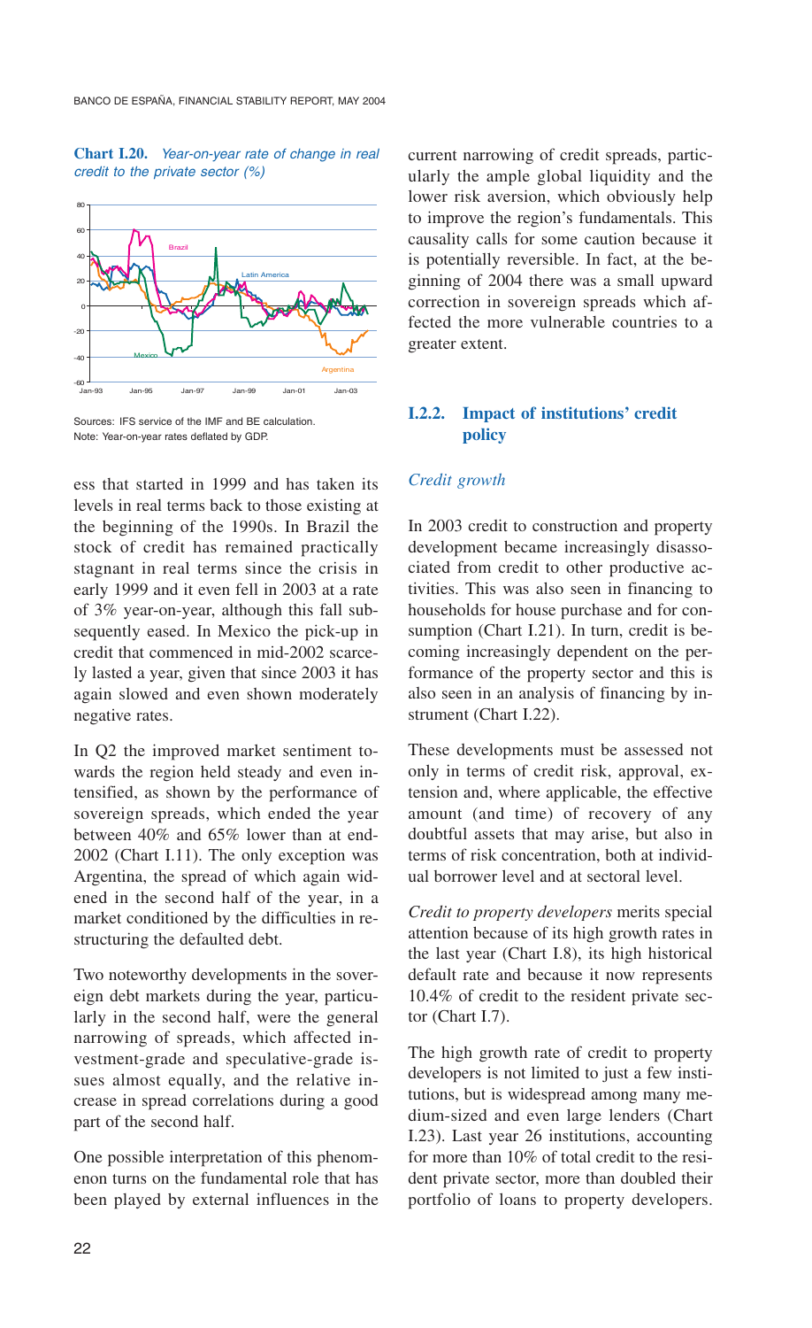**Chart I.20.** *Year-on-year rate of change in real credit to the private sector (%)*

80
60
40
20
0
-20
-40
-60
Jan-93 Jan-95 Jan-97 Jan-99 Jan-01 Jan-03
Brazil
Latin America
Mexico
Argentina

Sources: IFS service of the IMF and BE calculation.
Note: Year-on-year rates deflated by GDP.

ess that started in 1999 and has taken its levels in real terms back to those existing at the beginning of the 1990s. In Brazil the stock of credit has remained practically stagnant in real terms since the crisis in early 1999 and it even fell in 2003 at a rate of 3% year-on-year, although this fall subsequently eased. In Mexico the pick-up in credit that commenced in mid-2002 scarcely lasted a year, given that since 2003 it has again slowed and even shown moderately negative rates.

In Q2 the improved market sentiment towards the region held steady and even intensified, as shown by the performance of sovereign spreads, which ended the year between 40% and 65% lower than at end-2002 (Chart I.11). The only exception was Argentina, the spread of which again widened in the second half of the year, in a market conditioned by the difficulties in restructuring the defaulted debt.

Two noteworthy developments in the sovereign debt markets during the year, particularly in the second half, were the general narrowing of spreads, which affected investment-grade and speculative-grade issues almost equally, and the relative increase in spread correlations during a good part of the second half.

One possible interpretation of this phenomenon turns on the fundamental role that has been played by external influences in the current narrowing of credit spreads, particularly the ample global liquidity and the lower risk aversion, which obviously help to improve the region's fundamentals. This causality calls for some caution because it is potentially reversible. In fact, at the beginning of 2004 there was a small upward correction in sovereign spreads which affected the more vulnerable countries to a greater extent.

## I.2.2. Impact of institutions' credit policy

### *Credit growth*

In 2003 credit to construction and property development became increasingly disassociated from credit to other productive activities. This was also seen in financing to households for house purchase and for consumption (Chart I.21). In turn, credit is becoming increasingly dependent on the performance of the property sector and this is also seen in an analysis of financing by instrument (Chart I.22).

These developments must be assessed not only in terms of credit risk, approval, extension and, where applicable, the effective amount (and time) of recovery of any doubtful assets that may arise, but also in terms of risk concentration, both at individual borrower level and at sectoral level.

*Credit to property developers* merits special attention because of its high growth rates in the last year (Chart I.8), its high historical default rate and because it now represents 10.4% of credit to the resident private sector (Chart I.7).

The high growth rate of credit to property developers is not limited to just a few institutions, but is widespread among many medium-sized and even large lenders (Chart I.23). Last year 26 institutions, accounting for more than 10% of total credit to the resident private sector, more than doubled their portfolio of loans to property developers.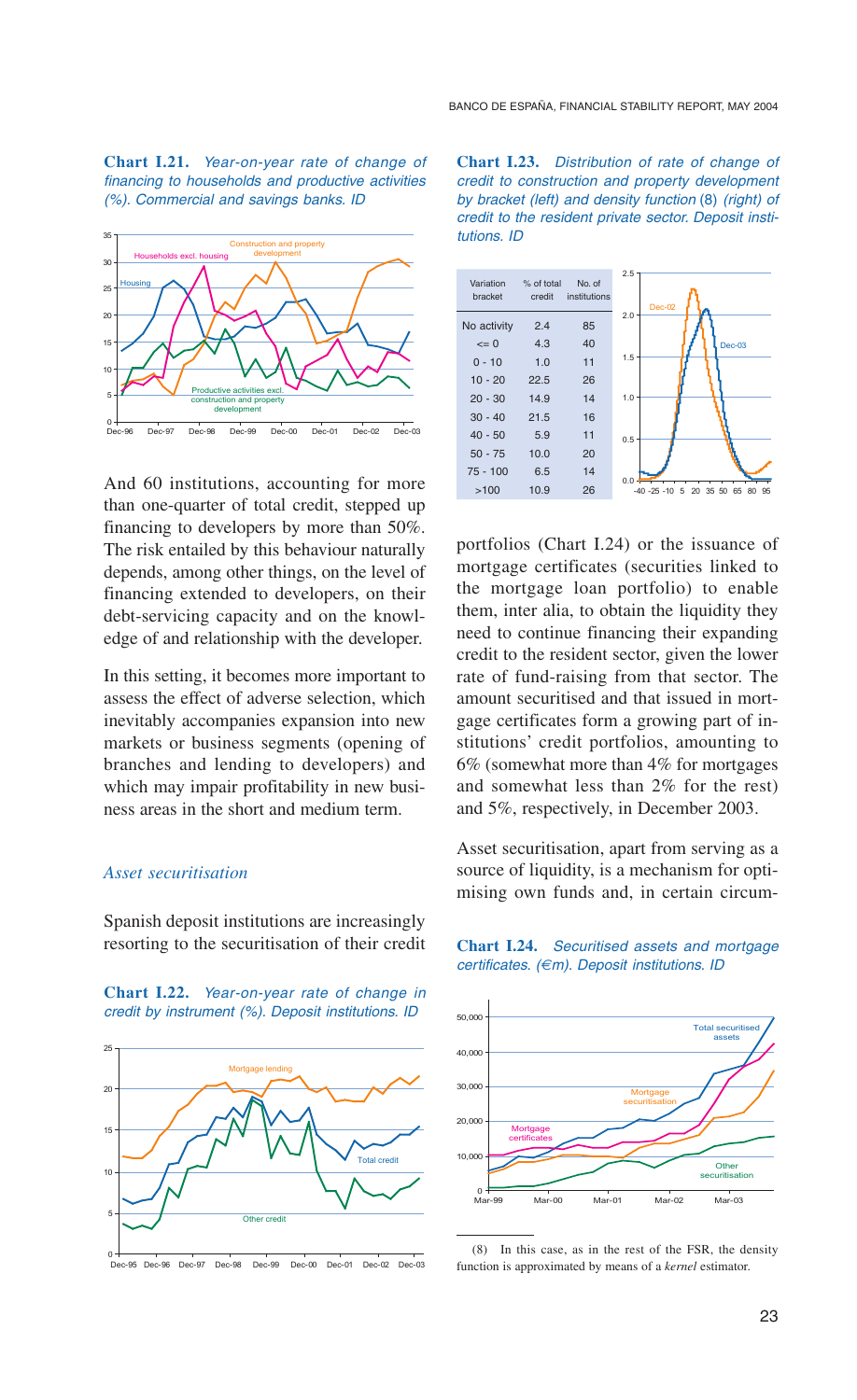**Chart I.21.** *Year-on-year rate of change of financing to households and productive activities (%). Commercial and savings banks. ID*

35
30
25
20
15
10
5
0
Dec-96 Dec-97 Dec-98 Dec-99 Dec-00 Dec-01 Dec-02 Dec-03

Households excl. housing
Construction and property development
Housing
Productive activities excl. construction and property development

And 60 institutions, accounting for more than one-quarter of total credit, stepped up financing to developers by more than 50%. The risk entailed by this behaviour naturally depends, among other things, on the level of financing extended to developers, on their debt-servicing capacity and on the knowledge of and relationship with the developer.

In this setting, it becomes more important to assess the effect of adverse selection, which inevitably accompanies expansion into new markets or business segments (opening of branches and lending to developers) and which may impair profitability in new business areas in the short and medium term.

### *Asset securitisation*

Spanish deposit institutions are increasingly resorting to the securitisation of their credit portfolios (Chart I.24) or the issuance of mortgage certificates (securities linked to the mortgage loan portfolio) to enable them, inter alia, to obtain the liquidity they need to continue financing their expanding credit to the resident sector, given the lower rate of fund-raising from that sector. The amount securitised and that issued in mortgage certificates form a growing part of institutions' credit portfolios, amounting to 6% (somewhat more than 4% for mortgages and somewhat less than 2% for the rest) and 5%, respectively, in December 2003.

Asset securitisation, apart from serving as a source of liquidity, is a mechanism for optimising own funds and, in certain circum-

**Chart I.22.** *Year-on-year rate of change in credit by instrument (%). Deposit institutions. ID*

25
20
15
10
5
0
Dec-95 Dec-96 Dec-97 Dec-98 Dec-99 Dec-00 Dec-01 Dec-02 Dec-03

Mortgage lending
Total credit
Other credit

**Chart I.23.** *Distribution of rate of change of credit to construction and property development by bracket (left) and density function (8) (right) of credit to the resident private sector. Deposit institutions. ID*

| Variation bracket | % of total credit | No. of institutions |
|---|---|---|
| No activity | 2.4 | 85 |
| <= 0 | 4.3 | 40 |
| 0 - 10 | 1.0 | 11 |
| 10 - 20 | 22.5 | 26 |
| 20 - 30 | 14.9 | 14 |
| 30 - 40 | 21.5 | 16 |
| 40 - 50 | 5.9 | 11 |
| 50 - 75 | 10.0 | 20 |
| 75 - 100 | 6.5 | 14 |
| >100 | 10.9 | 26 |

2.5
2.0
1.5
1.0
0.5
0.0
-40 -25 -10 5 20 35 50 65 80 95

Dec-02
Dec-03

**Chart I.24.** *Securitised assets and mortgage certificates. (€m). Deposit institutions. ID*

50,000
40,000
30,000
20,000
10,000
0
Mar-99 Mar-00 Mar-01 Mar-02 Mar-03

Total securitised assets
Mortgage securitisation
Mortgage certificates
Other securitisation

(8) In this case, as in the rest of the FSR, the density function is approximated by means of a *kernel* estimator.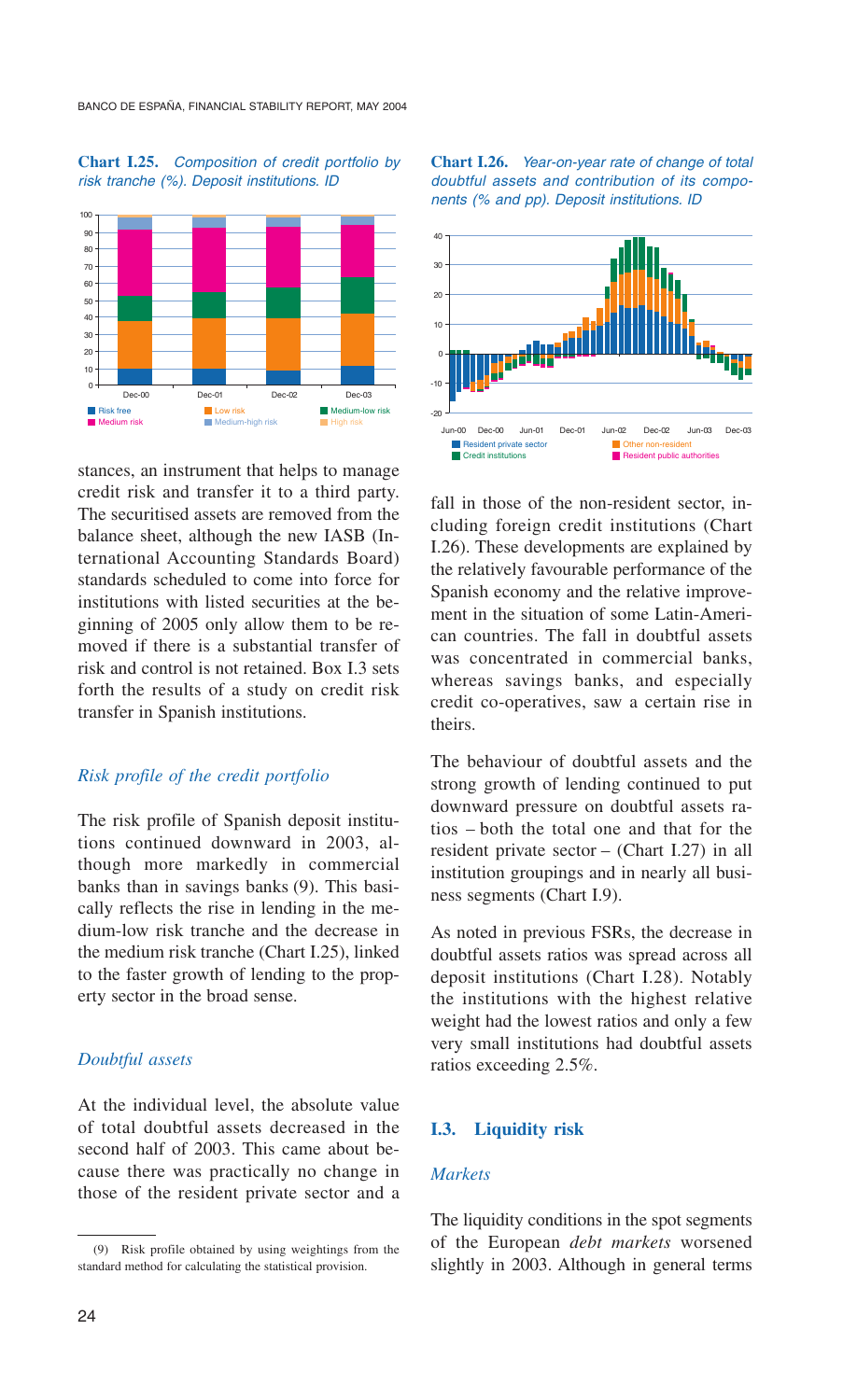**Chart I.25.** *Composition of credit portfolio by risk tranche (%). Deposit institutions. ID*

100
90
80
70
60
50
40
30
20
10
0

Dec-00 Dec-01 Dec-02 Dec-03

Risk free
Low risk
Medium-low risk
Medium risk
Medium-high risk
High risk

**Chart I.26.** *Year-on-year rate of change of total doubtful assets and contribution of its components (% and pp). Deposit institutions. ID*

40
30
20
10
0
-10
-20

Jun-00 Dec-00 Jun-01 Dec-01 Jun-02 Dec-02 Jun-03 Dec-03

Resident private sector
Other non-resident
Credit institutions
Resident public authorities

stances, an instrument that helps to manage credit risk and transfer it to a third party. The securitised assets are removed from the balance sheet, although the new IASB (International Accounting Standards Board) standards scheduled to come into force for institutions with listed securities at the beginning of 2005 only allow them to be removed if there is a substantial transfer of risk and control is not retained. Box I.3 sets forth the results of a study on credit risk transfer in Spanish institutions.

### *Risk profile of the credit portfolio*

The risk profile of Spanish deposit institutions continued downward in 2003, although more markedly in commercial banks than in savings banks (9). This basically reflects the rise in lending in the medium-low risk tranche and the decrease in the medium risk tranche (Chart I.25), linked to the faster growth of lending to the property sector in the broad sense.

### *Doubtful assets*

At the individual level, the absolute value of total doubtful assets decreased in the second half of 2003. This came about because there was practically no change in those of the resident private sector and a fall in those of the non-resident sector, including foreign credit institutions (Chart I.26). These developments are explained by the relatively favourable performance of the Spanish economy and the relative improvement in the situation of some Latin-American countries. The fall in doubtful assets was concentrated in commercial banks, whereas savings banks, and especially credit co-operatives, saw a certain rise in theirs.

The behaviour of doubtful assets and the strong growth of lending continued to put downward pressure on doubtful assets ratios – both the total one and that for the resident private sector – (Chart I.27) in all institution groupings and in nearly all business segments (Chart I.9).

As noted in previous FSRs, the decrease in doubtful assets ratios was spread across all deposit institutions (Chart I.28). Notably the institutions with the highest relative weight had the lowest ratios and only a few very small institutions had doubtful assets ratios exceeding 2.5%.

## **I.3. Liquidity risk**

### *Markets*

The liquidity conditions in the spot segments of the European *debt markets* worsened slightly in 2003. Although in general terms

(9) Risk profile obtained by using weightings from the standard method for calculating the statistical provision.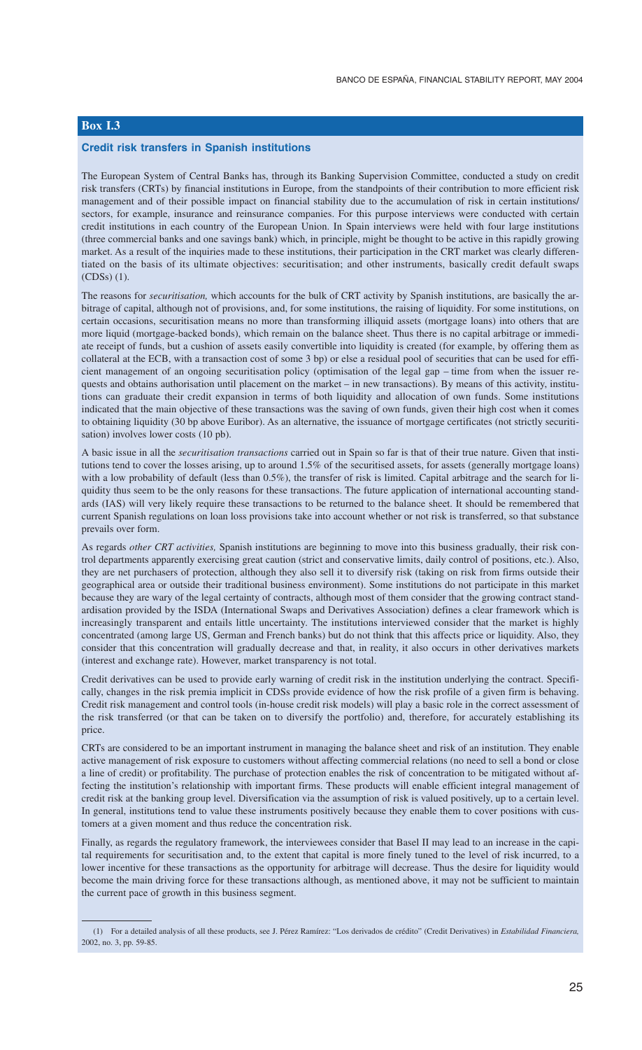## Box I.3

### Credit risk transfers in Spanish institutions

The European System of Central Banks has, through its Banking Supervision Committee, conducted a study on credit risk transfers (CRTs) by financial institutions in Europe, from the standpoints of their contribution to more efficient risk management and of their possible impact on financial stability due to the accumulation of risk in certain institutions/ sectors, for example, insurance and reinsurance companies. For this purpose interviews were conducted with certain credit institutions in each country of the European Union. In Spain interviews were held with four large institutions (three commercial banks and one savings bank) which, in principle, might be thought to be active in this rapidly growing market. As a result of the inquiries made to these institutions, their participation in the CRT market was clearly differentiated on the basis of its ultimate objectives: securitisation; and other instruments, basically credit default swaps (CDSs) (1).

The reasons for *securitisation,* which accounts for the bulk of CRT activity by Spanish institutions, are basically the arbitrage of capital, although not of provisions, and, for some institutions, the raising of liquidity. For some institutions, on certain occasions, securitisation means no more than transforming illiquid assets (mortgage loans) into others that are more liquid (mortgage-backed bonds), which remain on the balance sheet. Thus there is no capital arbitrage or immediate receipt of funds, but a cushion of assets easily convertible into liquidity is created (for example, by offering them as collateral at the ECB, with a transaction cost of some 3 bp) or else a residual pool of securities that can be used for efficient management of an ongoing securitisation policy (optimisation of the legal gap – time from when the issuer requests and obtains authorisation until placement on the market – in new transactions). By means of this activity, institutions can graduate their credit expansion in terms of both liquidity and allocation of own funds. Some institutions indicated that the main objective of these transactions was the saving of own funds, given their high cost when it comes to obtaining liquidity (30 bp above Euribor). As an alternative, the issuance of mortgage certificates (not strictly securitisation) involves lower costs (10 pb).

A basic issue in all the *securitisation transactions* carried out in Spain so far is that of their true nature. Given that institutions tend to cover the losses arising, up to around 1.5% of the securitised assets, for assets (generally mortgage loans) with a low probability of default (less than 0.5%), the transfer of risk is limited. Capital arbitrage and the search for liquidity thus seem to be the only reasons for these transactions. The future application of international accounting standards (IAS) will very likely require these transactions to be returned to the balance sheet. It should be remembered that current Spanish regulations on loan loss provisions take into account whether or not risk is transferred, so that substance prevails over form.

As regards *other CRT activities,* Spanish institutions are beginning to move into this business gradually, their risk control departments apparently exercising great caution (strict and conservative limits, daily control of positions, etc.). Also, they are net purchasers of protection, although they also sell it to diversify risk (taking on risk from firms outside their geographical area or outside their traditional business environment). Some institutions do not participate in this market because they are wary of the legal certainty of contracts, although most of them consider that the growing contract standardisation provided by the ISDA (International Swaps and Derivatives Association) defines a clear framework which is increasingly transparent and entails little uncertainty. The institutions interviewed consider that the market is highly concentrated (among large US, German and French banks) but do not think that this affects price or liquidity. Also, they consider that this concentration will gradually decrease and that, in reality, it also occurs in other derivatives markets (interest and exchange rate). However, market transparency is not total.

Credit derivatives can be used to provide early warning of credit risk in the institution underlying the contract. Specifically, changes in the risk premia implicit in CDSs provide evidence of how the risk profile of a given firm is behaving. Credit risk management and control tools (in-house credit risk models) will play a basic role in the correct assessment of the risk transferred (or that can be taken on to diversify the portfolio) and, therefore, for accurately establishing its price.

CRTs are considered to be an important instrument in managing the balance sheet and risk of an institution. They enable active management of risk exposure to customers without affecting commercial relations (no need to sell a bond or close a line of credit) or profitability. The purchase of protection enables the risk of concentration to be mitigated without affecting the institution's relationship with important firms. These products will enable efficient integral management of credit risk at the banking group level. Diversification via the assumption of risk is valued positively, up to a certain level. In general, institutions tend to value these instruments positively because they enable them to cover positions with customers at a given moment and thus reduce the concentration risk.

Finally, as regards the regulatory framework, the interviewees consider that Basel II may lead to an increase in the capital requirements for securitisation and, to the extent that capital is more finely tuned to the level of risk incurred, to a lower incentive for these transactions as the opportunity for arbitrage will decrease. Thus the desire for liquidity would become the main driving force for these transactions although, as mentioned above, it may not be sufficient to maintain the current pace of growth in this business segment.

---

(1) For a detailed analysis of all these products, see J. Pérez Ramírez: "Los derivados de crédito" (Credit Derivatives) in *Estabilidad Financiera,* 2002, no. 3, pp. 59-85.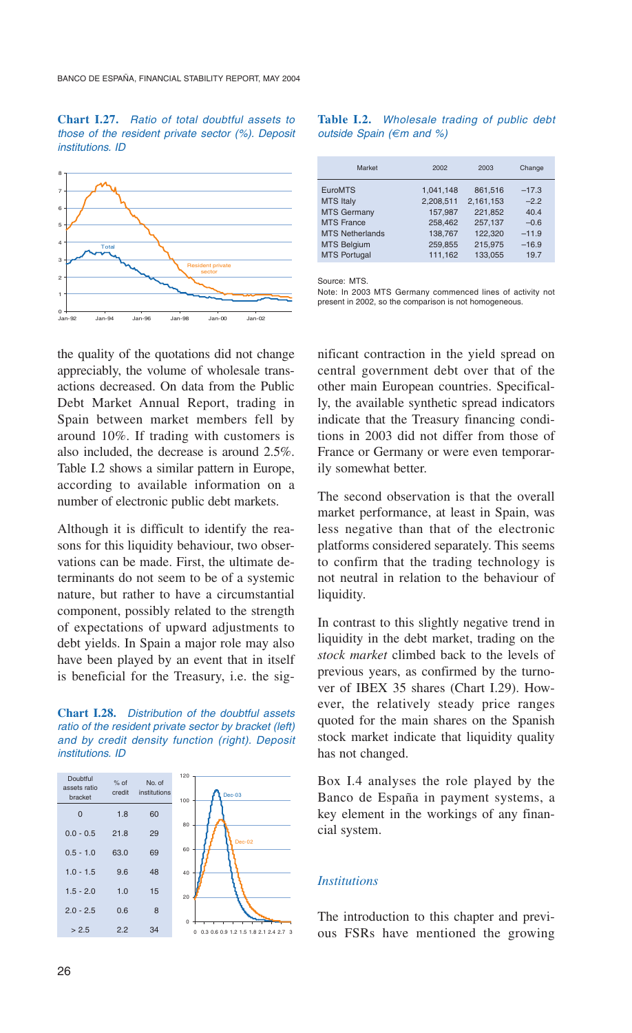**Chart I.27.** *Ratio of total doubtful assets to those of the resident private sector (%). Deposit institutions. ID*

8
7
6
5
4
3
2
1
0
Jan-92 Jan-94 Jan-96 Jan-98 Jan-00 Jan-02
Total
Resident private sector

**Table I.2.** *Wholesale trading of public debt outside Spain (€m and %)*

| Market | 2002 | 2003 | Change |
|---|---|---|---|
| EuroMTS | 1,041,148 | 861,516 | −17.3 |
| MTS Italy | 2,208,511 | 2,161,153 | −2.2 |
| MTS Germany | 157,987 | 221,852 | 40.4 |
| MTS France | 258,462 | 257,137 | −0.6 |
| MTS Netherlands | 138,767 | 122,320 | −11.9 |
| MTS Belgium | 259,855 | 215,975 | −16.9 |
| MTS Portugal | 111,162 | 133,055 | 19.7 |

Source: MTS.
Note: In 2003 MTS Germany commenced lines of activity not present in 2002, so the comparison is not homogeneous.

the quality of the quotations did not change appreciably, the volume of wholesale transactions decreased. On data from the Public Debt Market Annual Report, trading in Spain between market members fell by around 10%. If trading with customers is also included, the decrease is around 2.5%. Table I.2 shows a similar pattern in Europe, according to available information on a number of electronic public debt markets.

Although it is difficult to identify the reasons for this liquidity behaviour, two observations can be made. First, the ultimate determinants do not seem to be of a systemic nature, but rather to have a circumstantial component, possibly related to the strength of expectations of upward adjustments to debt yields. In Spain a major role may also have been played by an event that in itself is beneficial for the Treasury, i.e. the significant contraction in the yield spread on central government debt over that of the other main European countries. Specifically, the available synthetic spread indicators indicate that the Treasury financing conditions in 2003 did not differ from those of France or Germany or were even temporarily somewhat better.

The second observation is that the overall market performance, at least in Spain, was less negative than that of the electronic platforms considered separately. This seems to confirm that the trading technology is not neutral in relation to the behaviour of liquidity.

In contrast to this slightly negative trend in liquidity in the debt market, trading on the *stock market* climbed back to the levels of previous years, as confirmed by the turnover of IBEX 35 shares (Chart I.29). However, the relatively steady price ranges quoted for the main shares on the Spanish stock market indicate that liquidity quality has not changed.

Box I.4 analyses the role played by the Banco de España in payment systems, a key element in the workings of any financial system.

**Chart I.28.** *Distribution of the doubtful assets ratio of the resident private sector by bracket (left) and by credit density function (right). Deposit institutions. ID*

| Doubtful assets ratio bracket | % of credit | No. of institutions |
|---|---|---|
| 0 | 1.8 | 60 |
| 0.0 - 0.5 | 21.8 | 29 |
| 0.5 - 1.0 | 63.0 | 69 |
| 1.0 - 1.5 | 9.6 | 48 |
| 1.5 - 2.0 | 1.0 | 15 |
| 2.0 - 2.5 | 0.6 | 8 |
| > 2.5 | 2.2 | 34 |

120
100
80
60
40
20
0
0 0.3 0.6 0.9 1.2 1.5 1.8 2.1 2.4 2.7 3
Dec-03
Dec-02

### *Institutions*

The introduction to this chapter and previous FSRs have mentioned the growing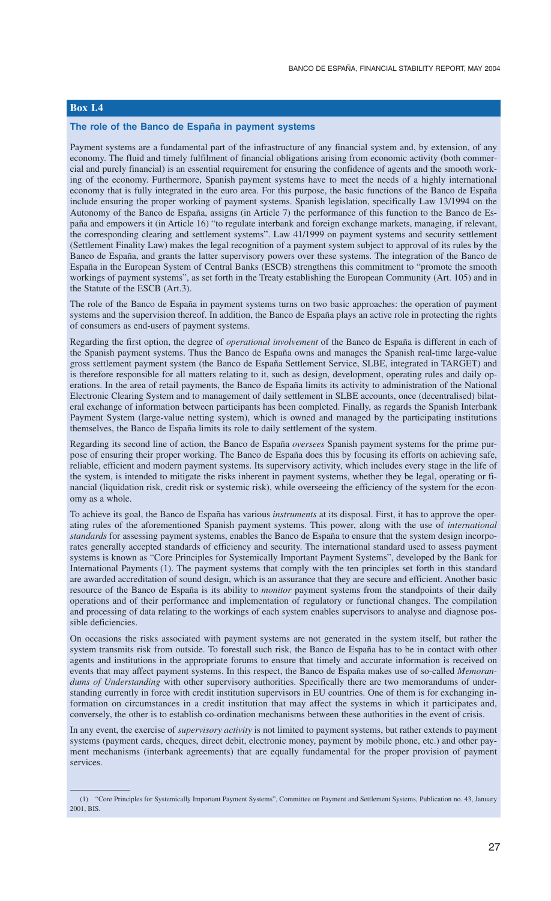## Box I.4

### The role of the Banco de España in payment systems

Payment systems are a fundamental part of the infrastructure of any financial system and, by extension, of any economy. The fluid and timely fulfilment of financial obligations arising from economic activity (both commercial and purely financial) is an essential requirement for ensuring the confidence of agents and the smooth working of the economy. Furthermore, Spanish payment systems have to meet the needs of a highly international economy that is fully integrated in the euro area. For this purpose, the basic functions of the Banco de España include ensuring the proper working of payment systems. Spanish legislation, specifically Law 13/1994 on the Autonomy of the Banco de España, assigns (in Article 7) the performance of this function to the Banco de España and empowers it (in Article 16) "to regulate interbank and foreign exchange markets, managing, if relevant, the corresponding clearing and settlement systems". Law 41/1999 on payment systems and security settlement (Settlement Finality Law) makes the legal recognition of a payment system subject to approval of its rules by the Banco de España, and grants the latter supervisory powers over these systems. The integration of the Banco de España in the European System of Central Banks (ESCB) strengthens this commitment to "promote the smooth workings of payment systems", as set forth in the Treaty establishing the European Community (Art. 105) and in the Statute of the ESCB (Art.3).

The role of the Banco de España in payment systems turns on two basic approaches: the operation of payment systems and the supervision thereof. In addition, the Banco de España plays an active role in protecting the rights of consumers as end-users of payment systems.

Regarding the first option, the degree of *operational involvement* of the Banco de España is different in each of the Spanish payment systems. Thus the Banco de España owns and manages the Spanish real-time large-value gross settlement payment system (the Banco de España Settlement Service, SLBE, integrated in TARGET) and is therefore responsible for all matters relating to it, such as design, development, operating rules and daily operations. In the area of retail payments, the Banco de España limits its activity to administration of the National Electronic Clearing System and to management of daily settlement in SLBE accounts, once (decentralised) bilateral exchange of information between participants has been completed. Finally, as regards the Spanish Interbank Payment System (large-value netting system), which is owned and managed by the participating institutions themselves, the Banco de España limits its role to daily settlement of the system.

Regarding its second line of action, the Banco de España *oversees* Spanish payment systems for the prime purpose of ensuring their proper working. The Banco de España does this by focusing its efforts on achieving safe, reliable, efficient and modern payment systems. Its supervisory activity, which includes every stage in the life of the system, is intended to mitigate the risks inherent in payment systems, whether they be legal, operating or financial (liquidation risk, credit risk or systemic risk), while overseeing the efficiency of the system for the economy as a whole.

To achieve its goal, the Banco de España has various *instruments* at its disposal. First, it has to approve the operating rules of the aforementioned Spanish payment systems. This power, along with the use of *international standards* for assessing payment systems, enables the Banco de España to ensure that the system design incorporates generally accepted standards of efficiency and security. The international standard used to assess payment systems is known as "Core Principles for Systemically Important Payment Systems", developed by the Bank for International Payments (1). The payment systems that comply with the ten principles set forth in this standard are awarded accreditation of sound design, which is an assurance that they are secure and efficient. Another basic resource of the Banco de España is its ability to *monitor* payment systems from the standpoints of their daily operations and of their performance and implementation of regulatory or functional changes. The compilation and processing of data relating to the workings of each system enables supervisors to analyse and diagnose possible deficiencies.

On occasions the risks associated with payment systems are not generated in the system itself, but rather the system transmits risk from outside. To forestall such risk, the Banco de España has to be in contact with other agents and institutions in the appropriate forums to ensure that timely and accurate information is received on events that may affect payment systems. In this respect, the Banco de España makes use of so-called *Memorandums of Understanding* with other supervisory authorities. Specifically there are two memorandums of understanding currently in force with credit institution supervisors in EU countries. One of them is for exchanging information on circumstances in a credit institution that may affect the systems in which it participates and, conversely, the other is to establish co-ordination mechanisms between these authorities in the event of crisis.

In any event, the exercise of *supervisory activity* is not limited to payment systems, but rather extends to payment systems (payment cards, cheques, direct debit, electronic money, payment by mobile phone, etc.) and other payment mechanisms (interbank agreements) that are equally fundamental for the proper provision of payment services.

(1) "Core Principles for Systemically Important Payment Systems", Committee on Payment and Settlement Systems, Publication no. 43, January 2001, BIS.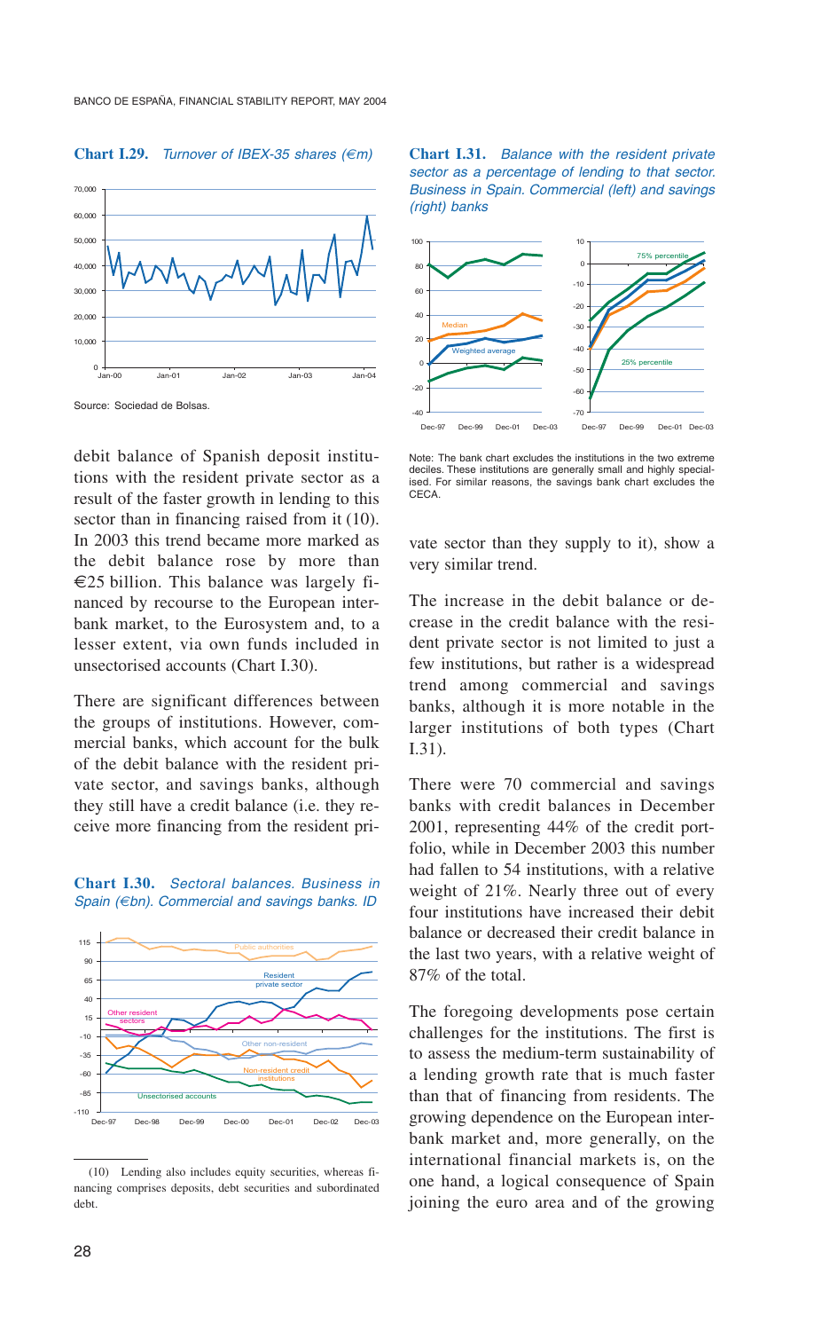**Chart I.29.** *Turnover of IBEX-35 shares (€m)*

Source: Sociedad de Bolsas.

debit balance of Spanish deposit institutions with the resident private sector as a result of the faster growth in lending to this sector than in financing raised from it (10). In 2003 this trend became more marked as the debit balance rose by more than €25 billion. This balance was largely financed by recourse to the European interbank market, to the Eurosystem and, to a lesser extent, via own funds included in unsectorised accounts (Chart I.30).

There are significant differences between the groups of institutions. However, commercial banks, which account for the bulk of the debit balance with the resident private sector, and savings banks, although they still have a credit balance (i.e. they receive more financing from the resident private sector than they supply to it), show a very similar trend.

**Chart I.30.** *Sectoral balances. Business in Spain (€bn). Commercial and savings banks. ID*

**Chart I.31.** *Balance with the resident private sector as a percentage of lending to that sector. Business in Spain. Commercial (left) and savings (right) banks*

Note: The bank chart excludes the institutions in the two extreme deciles. These institutions are generally small and highly specialised. For similar reasons, the savings bank chart excludes the CECA.

The increase in the debit balance or decrease in the credit balance with the resident private sector is not limited to just a few institutions, but rather is a widespread trend among commercial and savings banks, although it is more notable in the larger institutions of both types (Chart I.31).

There were 70 commercial and savings banks with credit balances in December 2001, representing 44% of the credit portfolio, while in December 2003 this number had fallen to 54 institutions, with a relative weight of 21%. Nearly three out of every four institutions have increased their debit balance or decreased their credit balance in the last two years, with a relative weight of 87% of the total.

The foregoing developments pose certain challenges for the institutions. The first is to assess the medium-term sustainability of a lending growth rate that is much faster than that of financing from residents. The growing dependence on the European interbank market and, more generally, on the international financial markets is, on the one hand, a logical consequence of Spain joining the euro area and of the growing

(10) Lending also includes equity securities, whereas financing comprises deposits, debt securities and subordinated debt.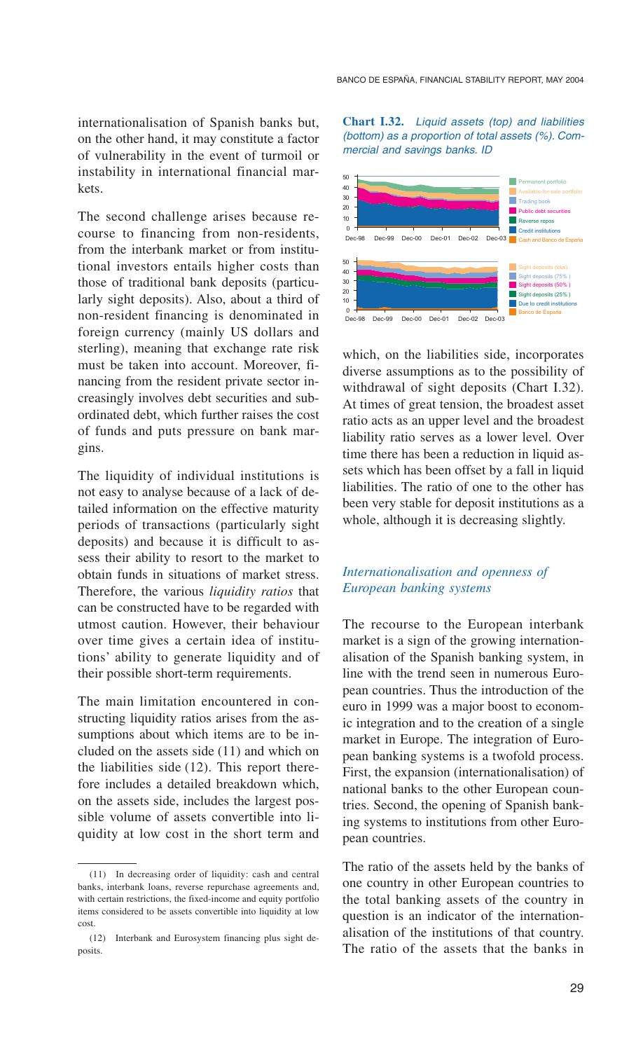internationalisation of Spanish banks but, on the other hand, it may constitute a factor of vulnerability in the event of turmoil or instability in international financial markets.

The second challenge arises because recourse to financing from non-residents, from the interbank market or from institutional investors entails higher costs than those of traditional bank deposits (particularly sight deposits). Also, about a third of non-resident financing is denominated in foreign currency (mainly US dollars and sterling), meaning that exchange rate risk must be taken into account. Moreover, financing from the resident private sector increasingly involves debt securities and subordinated debt, which further raises the cost of funds and puts pressure on bank margins.

The liquidity of individual institutions is not easy to analyse because of a lack of detailed information on the effective maturity periods of transactions (particularly sight deposits) and because it is difficult to assess their ability to resort to the market to obtain funds in situations of market stress. Therefore, the various *liquidity ratios* that can be constructed have to be regarded with utmost caution. However, their behaviour over time gives a certain idea of institutions' ability to generate liquidity and of their possible short-term requirements.

The main limitation encountered in constructing liquidity ratios arises from the assumptions about which items are to be included on the assets side (11) and which on the liabilities side (12). This report therefore includes a detailed breakdown which, on the assets side, includes the largest possible volume of assets convertible into liquidity at low cost in the short term and

**Chart I.32.** *Liquid assets (top) and liabilities (bottom) as a proportion of total assets (%). Commercial and savings banks. ID*

50
40
30
20
10
0
Dec-98 Dec-99 Dec-00 Dec-01 Dec-02 Dec-03

Permanent portfolio
Available-for-sale portfolio
Trading book
Public debt securities
Reverse repos
Credit institutions
Cash and Banco de España

50
40
30
20
10
0
Dec-98 Dec-99 Dec-00 Dec-01 Dec-02 Dec-03

Sight deposits (total)
Sight deposits (75% )
Sight deposits (50% )
Sight deposits (25% )
Due to credit institutions
Banco de España

which, on the liabilities side, incorporates diverse assumptions as to the possibility of withdrawal of sight deposits (Chart I.32). At times of great tension, the broadest asset ratio acts as an upper level and the broadest liability ratio serves as a lower level. Over time there has been a reduction in liquid assets which has been offset by a fall in liquid liabilities. The ratio of one to the other has been very stable for deposit institutions as a whole, although it is decreasing slightly.

### *Internationalisation and openness of European banking systems*

The recourse to the European interbank market is a sign of the growing internationalisation of the Spanish banking system, in line with the trend seen in numerous European countries. Thus the introduction of the euro in 1999 was a major boost to economic integration and to the creation of a single market in Europe. The integration of European banking systems is a twofold process. First, the expansion (internationalisation) of national banks to the other European countries. Second, the opening of Spanish banking systems to institutions from other European countries.

The ratio of the assets held by the banks of one country in other European countries to the total banking assets of the country in question is an indicator of the internationalisation of the institutions of that country. The ratio of the assets that the banks in

(11) In decreasing order of liquidity: cash and central banks, interbank loans, reverse repurchase agreements and, with certain restrictions, the fixed-income and equity portfolio items considered to be assets convertible into liquidity at low cost.

(12) Interbank and Eurosystem financing plus sight deposits.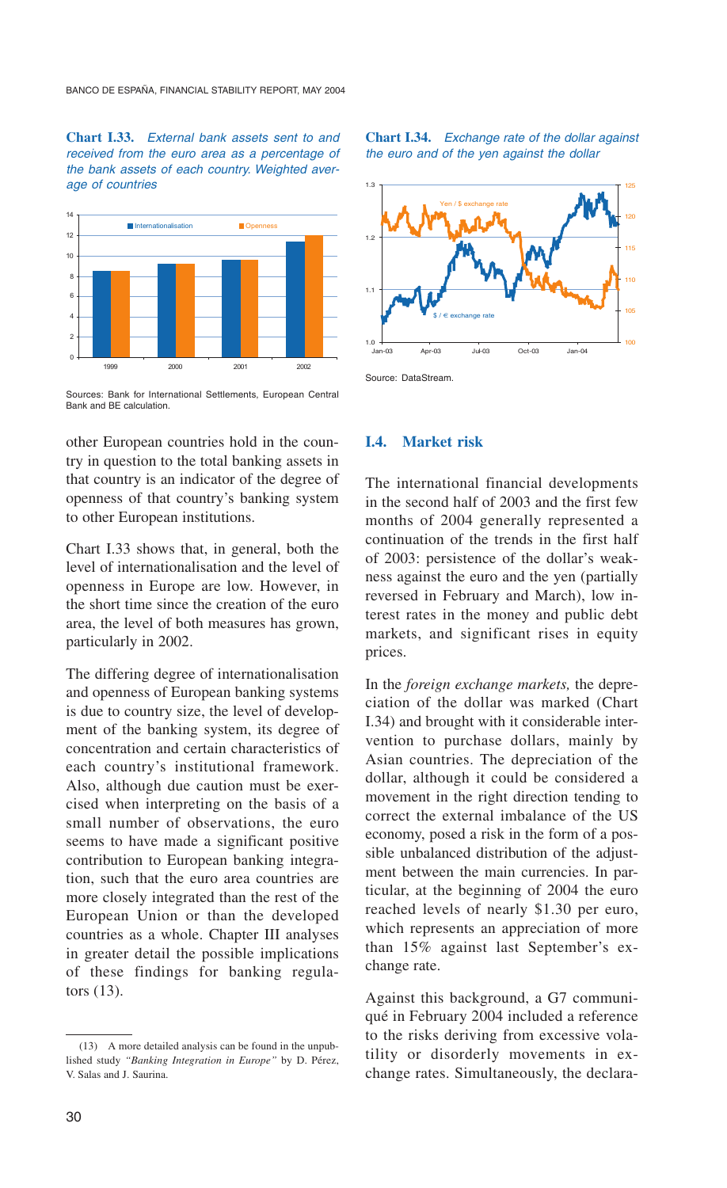**Chart I.33.** *External bank assets sent to and received from the euro area as a percentage of the bank assets of each country. Weighted average of countries*

Internationalisation
Openness

14
12
10
8
6
4
2
0

1999 2000 2001 2002

Sources: Bank for International Settlements, European Central Bank and BE calculation.

**Chart I.34.** *Exchange rate of the dollar against the euro and of the yen against the dollar*

Yen / $ exchange rate
$ / € exchange rate

1.3
1.2
1.1
1.0

125
120
115
110
105
100

Jan-03 Apr-03 Jul-03 Oct-03 Jan-04

Source: DataStream.

other European countries hold in the country in question to the total banking assets in that country is an indicator of the degree of openness of that country's banking system to other European institutions.

Chart I.33 shows that, in general, both the level of internationalisation and the level of openness in Europe are low. However, in the short time since the creation of the euro area, the level of both measures has grown, particularly in 2002.

The differing degree of internationalisation and openness of European banking systems is due to country size, the level of development of the banking system, its degree of concentration and certain characteristics of each country's institutional framework. Also, although due caution must be exercised when interpreting on the basis of a small number of observations, the euro seems to have made a significant positive contribution to European banking integration, such that the euro area countries are more closely integrated than the rest of the European Union or than the developed countries as a whole. Chapter III analyses in greater detail the possible implications of these findings for banking regulators (13).

## I.4. Market risk

The international financial developments in the second half of 2003 and the first few months of 2004 generally represented a continuation of the trends in the first half of 2003: persistence of the dollar's weakness against the euro and the yen (partially reversed in February and March), low interest rates in the money and public debt markets, and significant rises in equity prices.

In the *foreign exchange markets,* the depreciation of the dollar was marked (Chart I.34) and brought with it considerable intervention to purchase dollars, mainly by Asian countries. The depreciation of the dollar, although it could be considered a movement in the right direction tending to correct the external imbalance of the US economy, posed a risk in the form of a possible unbalanced distribution of the adjustment between the main currencies. In particular, at the beginning of 2004 the euro reached levels of nearly \$1.30 per euro, which represents an appreciation of more than 15% against last September's exchange rate.

Against this background, a G7 communiqué in February 2004 included a reference to the risks deriving from excessive volatility or disorderly movements in exchange rates. Simultaneously, the declara-

(13) A more detailed analysis can be found in the unpublished study *"Banking Integration in Europe"* by D. Pérez, V. Salas and J. Saurina.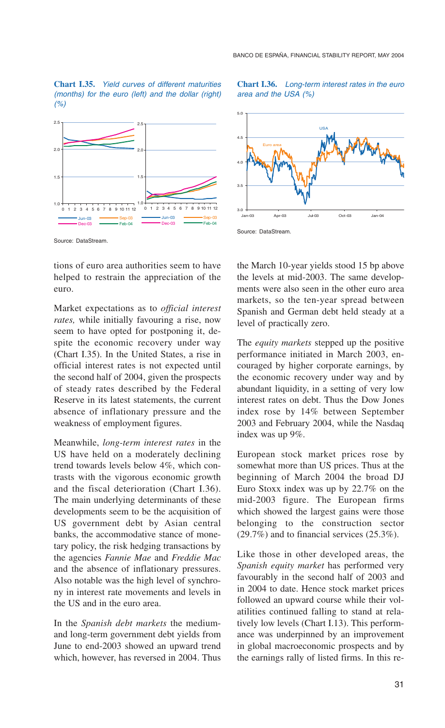**Chart I.35.** *Yield curves of different maturities (months) for the euro (left) and the dollar (right) (%)*

2.5
2.0
1.5
1.0
0 1 2 3 4 5 6 7 8 9 10 11 12

2.5
2.0
1.5
1.0
0 1 2 3 4 5 6 7 8 9 10 11 12

Jun-03 Sep-03 Dec-03 Feb-04

Jun-03 Sep-03 Dec-03 Feb-04

Source: DataStream.

**Chart I.36.** *Long-term interest rates in the euro area and the USA (%)*

5.0
4.5
4.0
3.5
3.0

USA
Euro area

Jan-03 Apr-03 Jul-03 Oct-03 Jan-04

Source: DataStream.

tions of euro area authorities seem to have helped to restrain the appreciation of the euro.

Market expectations as to *official interest rates,* while initially favouring a rise, now seem to have opted for postponing it, despite the economic recovery under way (Chart I.35). In the United States, a rise in official interest rates is not expected until the second half of 2004, given the prospects of steady rates described by the Federal Reserve in its latest statements, the current absence of inflationary pressure and the weakness of employment figures.

Meanwhile, *long-term interest rates* in the US have held on a moderately declining trend towards levels below 4%, which contrasts with the vigorous economic growth and the fiscal deterioration (Chart I.36). The main underlying determinants of these developments seem to be the acquisition of US government debt by Asian central banks, the accommodative stance of monetary policy, the risk hedging transactions by the agencies *Fannie Mae* and *Freddie Mac* and the absence of inflationary pressures. Also notable was the high level of synchrony in interest rate movements and levels in the US and in the euro area.

In the *Spanish debt markets* the medium- and long-term government debt yields from June to end-2003 showed an upward trend which, however, has reversed in 2004. Thus the March 10-year yields stood 15 bp above the levels at mid-2003. The same developments were also seen in the other euro area markets, so the ten-year spread between Spanish and German debt held steady at a level of practically zero.

The *equity markets* stepped up the positive performance initiated in March 2003, encouraged by higher corporate earnings, by the economic recovery under way and by abundant liquidity, in a setting of very low interest rates on debt. Thus the Dow Jones index rose by 14% between September 2003 and February 2004, while the Nasdaq index was up 9%.

European stock market prices rose by somewhat more than US prices. Thus at the beginning of March 2004 the broad DJ Euro Stoxx index was up by 22.7% on the mid-2003 figure. The European firms which showed the largest gains were those belonging to the construction sector (29.7%) and to financial services (25.3%).

Like those in other developed areas, the *Spanish equity market* has performed very favourably in the second half of 2003 and in 2004 to date. Hence stock market prices followed an upward course while their volatilities continued falling to stand at relatively low levels (Chart I.13). This performance was underpinned by an improvement in global macroeconomic prospects and by the earnings rally of listed firms. In this re-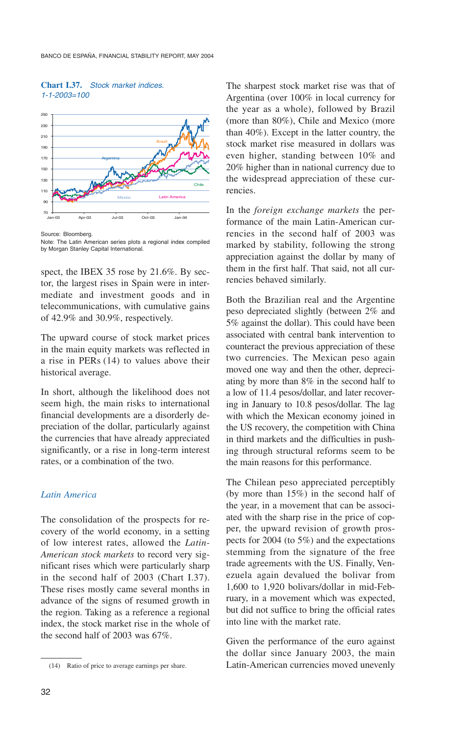**Chart I.37.** *Stock market indices. 1-1-2003=100*

250
230
210
190
170
150
130
110
90
70

Jan-03 Apr-03 Jul-03 Oct-03 Jan-04

Brazil
Argentina
Chile
Mexico
Latin America

Source: Bloomberg.
Note: The Latin American series plots a regional index compiled by Morgan Stanley Capital International.

spect, the IBEX 35 rose by 21.6%. By sector, the largest rises in Spain were in intermediate and investment goods and in telecommunications, with cumulative gains of 42.9% and 30.9%, respectively.

The upward course of stock market prices in the main equity markets was reflected in a rise in PERs (14) to values above their historical average.

In short, although the likelihood does not seem high, the main risks to international financial developments are a disorderly depreciation of the dollar, particularly against the currencies that have already appreciated significantly, or a rise in long-term interest rates, or a combination of the two.

### *Latin America*

The consolidation of the prospects for recovery of the world economy, in a setting of low interest rates, allowed the *Latin-American stock markets* to record very significant rises which were particularly sharp in the second half of 2003 (Chart I.37). These rises mostly came several months in advance of the signs of resumed growth in the region. Taking as a reference a regional index, the stock market rise in the whole of the second half of 2003 was 67%.

The sharpest stock market rise was that of Argentina (over 100% in local currency for the year as a whole), followed by Brazil (more than 80%), Chile and Mexico (more than 40%). Except in the latter country, the stock market rise measured in dollars was even higher, standing between 10% and 20% higher than in national currency due to the widespread appreciation of these currencies.

In the *foreign exchange markets* the performance of the main Latin-American currencies in the second half of 2003 was marked by stability, following the strong appreciation against the dollar by many of them in the first half. That said, not all currencies behaved similarly.

Both the Brazilian real and the Argentine peso depreciated slightly (between 2% and 5% against the dollar). This could have been associated with central bank intervention to counteract the previous appreciation of these two currencies. The Mexican peso again moved one way and then the other, depreciating by more than 8% in the second half to a low of 11.4 pesos/dollar, and later recovering in January to 10.8 pesos/dollar. The lag with which the Mexican economy joined in the US recovery, the competition with China in third markets and the difficulties in pushing through structural reforms seem to be the main reasons for this performance.

The Chilean peso appreciated perceptibly (by more than 15%) in the second half of the year, in a movement that can be associated with the sharp rise in the price of copper, the upward revision of growth prospects for 2004 (to 5%) and the expectations stemming from the signature of the free trade agreements with the US. Finally, Venezuela again devalued the bolivar from 1,600 to 1,920 bolivars/dollar in mid-February, in a movement which was expected, but did not suffice to bring the official rates into line with the market rate.

Given the performance of the euro against the dollar since January 2003, the main Latin-American currencies moved unevenly

(14) Ratio of price to average earnings per share.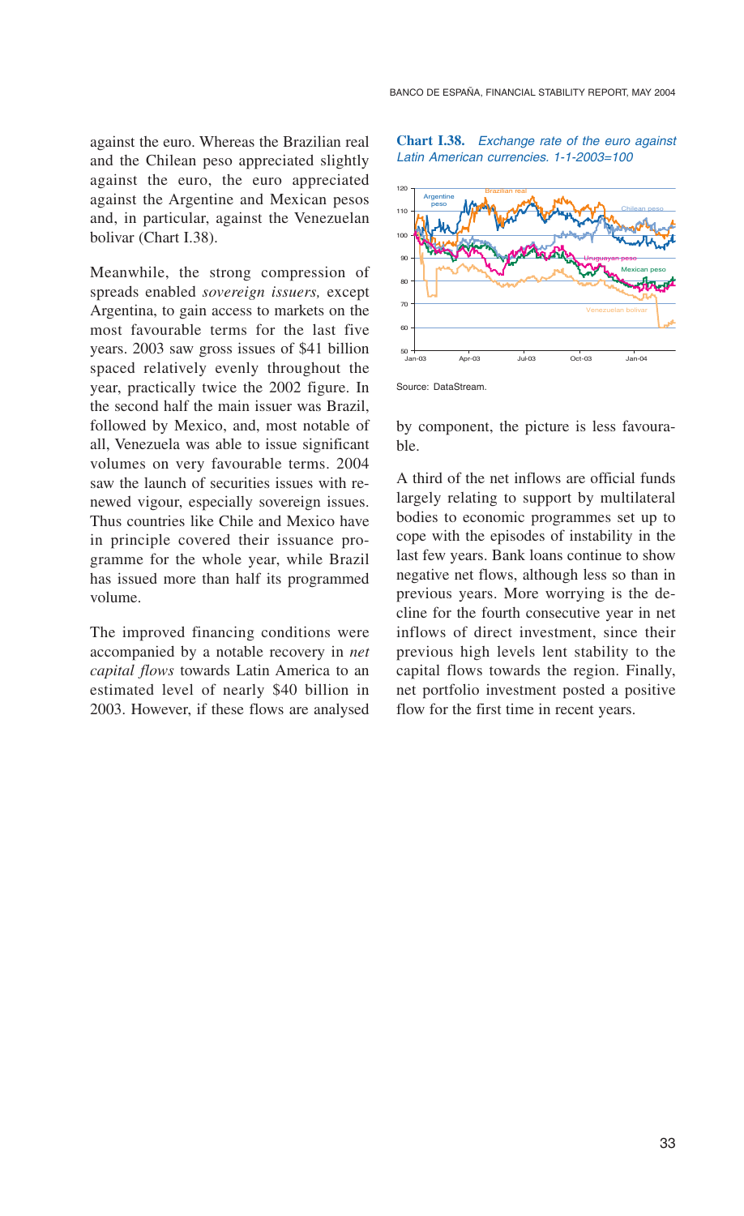against the euro. Whereas the Brazilian real and the Chilean peso appreciated slightly against the euro, the euro appreciated against the Argentine and Mexican pesos and, in particular, against the Venezuelan bolivar (Chart I.38).

Meanwhile, the strong compression of spreads enabled *sovereign issuers,* except Argentina, to gain access to markets on the most favourable terms for the last five years. 2003 saw gross issues of $41 billion spaced relatively evenly throughout the year, practically twice the 2002 figure. In the second half the main issuer was Brazil, followed by Mexico, and, most notable of all, Venezuela was able to issue significant volumes on very favourable terms. 2004 saw the launch of securities issues with renewed vigour, especially sovereign issues. Thus countries like Chile and Mexico have in principle covered their issuance programme for the whole year, while Brazil has issued more than half its programmed volume.

The improved financing conditions were accompanied by a notable recovery in *net capital flows* towards Latin America to an estimated level of nearly $40 billion in 2003. However, if these flows are analysed by component, the picture is less favourable.

**Chart I.38.** *Exchange rate of the euro against Latin American currencies. 1-1-2003=100*

120
110
100
90
80
70
60
50
Jan-03
Apr-03
Jul-03
Oct-03
Jan-04
Argentine peso
Brazilian real
Chilean peso
Uruguayan peso
Mexican peso
Venezuelan bolivar

Source: DataStream.

A third of the net inflows are official funds largely relating to support by multilateral bodies to economic programmes set up to cope with the episodes of instability in the last few years. Bank loans continue to show negative net flows, although less so than in previous years. More worrying is the decline for the fourth consecutive year in net inflows of direct investment, since their previous high levels lent stability to the capital flows towards the region. Finally, net portfolio investment posted a positive flow for the first time in recent years.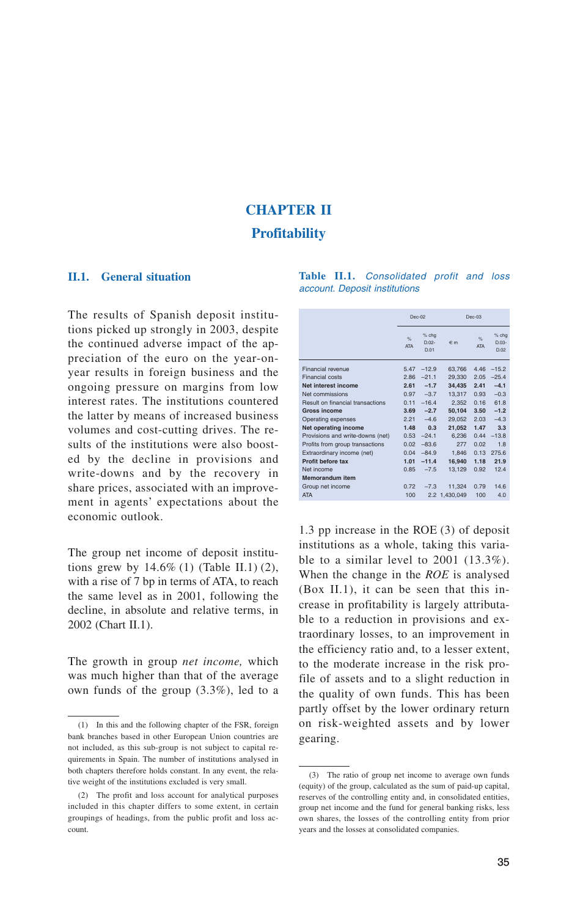／# CHAPTER II

## Profitability

### II.1. General situation

The results of Spanish deposit institutions picked up strongly in 2003, despite the continued adverse impact of the appreciation of the euro on the year-on-year results in foreign business and the ongoing pressure on margins from low interest rates. The institutions countered the latter by means of increased business volumes and cost-cutting drives. The results of the institutions were also boosted by the decline in provisions and write-downs and by the recovery in share prices, associated with an improvement in agents' expectations about the economic outlook.

The group net income of deposit institutions grew by 14.6% (1) (Table II.1) (2), with a rise of 7 bp in terms of ATA, to reach the same level as in 2001, following the decline, in absolute and relative terms, in 2002 (Chart II.1).

The growth in group *net income,* which was much higher than that of the average own funds of the group (3.3%), led to a 1.3 pp increase in the ROE (3) of deposit institutions as a whole, taking this variable to a similar level to 2001 (13.3%). When the change in the *ROE* is analysed (Box II.1), it can be seen that this increase in profitability is largely attributable to a reduction in provisions and extraordinary losses, to an improvement in the efficiency ratio and, to a lesser extent, to the moderate increase in the risk profile of assets and to a slight reduction in the quality of own funds. This has been partly offset by the lower ordinary return on risk-weighted assets and by lower gearing.

**Table II.1.** *Consolidated profit and loss account. Deposit institutions*

| | Dec-02 | | Dec-03 | | |
|---|---|---|---|---|---|
| | % ATA | % chg D.02-D.01 | € m | % ATA | % chg D.03-D.02 |
| Financial revenue | 5.47 | −12.9 | 63,766 | 4.46 | −15.2 |
| Financial costs | 2.86 | −21.1 | 29,330 | 2.05 | −25.4 |
| **Net interest income** | **2.61** | **−1.7** | **34,435** | **2.41** | **−4.1** |
| Net commissions | 0.97 | −3.7 | 13,317 | 0.93 | −0.3 |
| Result on financial transactions | 0.11 | −16.4 | 2,352 | 0.16 | 61.8 |
| **Gross income** | **3.69** | **−2.7** | **50,104** | **3.50** | **−1.2** |
| Operating expenses | 2.21 | −4.6 | 29,052 | 2.03 | −4.3 |
| **Net operating income** | **1.48** | **0.3** | **21,052** | **1.47** | **3.3** |
| Provisions and write-downs (net) | 0.53 | −24.1 | 6,236 | 0.44 | −13.8 |
| Profits from group transactions | 0.02 | −83.6 | 277 | 0.02 | 1.8 |
| Extraordinary income (net) | 0.04 | −84.9 | 1,846 | 0.13 | 275.6 |
| **Profit before tax** | **1.01** | **−11.4** | **16,940** | **1.18** | **21.9** |
| Net income | 0.85 | −7.5 | 13,129 | 0.92 | 12.4 |
| **Memorandum item** | | | | | |
| Group net income | 0.72 | −7.3 | 11,324 | 0.79 | 14.6 |
| ATA | 100 | 2.2 | 1,430,049 | 100 | 4.0 |

(1) In this and the following chapter of the FSR, foreign bank branches based in other European Union countries are not included, as this sub-group is not subject to capital requirements in Spain. The number of institutions analysed in both chapters therefore holds constant. In any event, the relative weight of the institutions excluded is very small.

(2) The profit and loss account for analytical purposes included in this chapter differs to some extent, in certain groupings of headings, from the public profit and loss account.

(3) The ratio of group net income to average own funds (equity) of the group, calculated as the sum of paid-up capital, reserves of the controlling entity and, in consolidated entities, group net income and the fund for general banking risks, less own shares, the losses of the controlling entity from prior years and the losses at consolidated companies.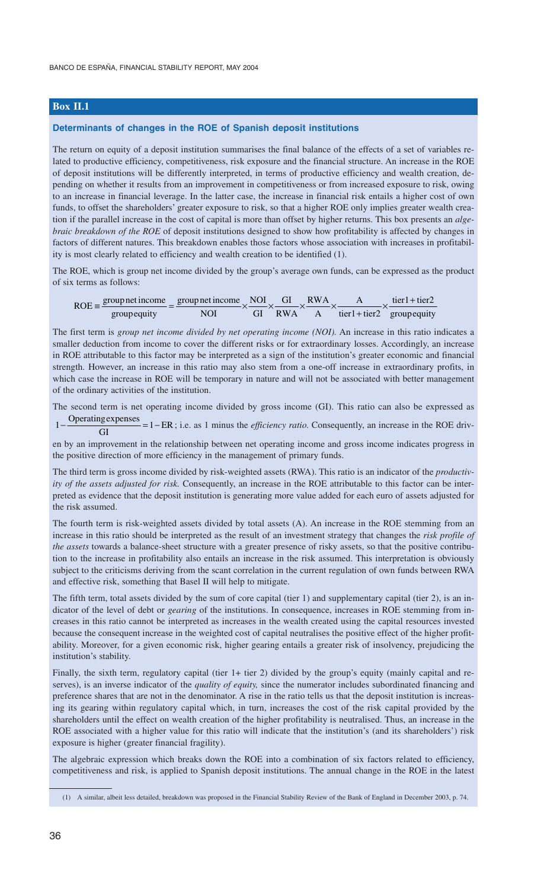## Box II.1

### Determinants of changes in the ROE of Spanish deposit institutions

The return on equity of a deposit institution summarises the final balance of the effects of a set of variables related to productive efficiency, competitiveness, risk exposure and the financial structure. An increase in the ROE of deposit institutions will be differently interpreted, in terms of productive efficiency and wealth creation, depending on whether it results from an improvement in competitiveness or from increased exposure to risk, owing to an increase in financial leverage. In the latter case, the increase in financial risk entails a higher cost of own funds, to offset the shareholders' greater exposure to risk, so that a higher ROE only implies greater wealth creation if the parallel increase in the cost of capital is more than offset by higher returns. This box presents an *algebraic breakdown of the ROE* of deposit institutions designed to show how profitability is affected by changes in factors of different natures. This breakdown enables those factors whose association with increases in profitability is most clearly related to efficiency and wealth creation to be identified (1).

The ROE, which is group net income divided by the group's average own funds, can be expressed as the product of six terms as follows:

$$\text{ROE} \equiv \frac{\text{group net income}}{\text{group equity}} = \frac{\text{group net income}}{\text{NOI}} \times \frac{\text{NOI}}{\text{GI}} \times \frac{\text{GI}}{\text{RWA}} \times \frac{\text{RWA}}{\text{A}} \times \frac{\text{A}}{\text{tier1} + \text{tier2}} \times \frac{\text{tier1} + \text{tier2}}{\text{group equity}}$$

The first term is *group net income divided by net operating income (NOI).* An increase in this ratio indicates a smaller deduction from income to cover the different risks or for extraordinary losses. Accordingly, an increase in ROE attributable to this factor may be interpreted as a sign of the institution's greater economic and financial strength. However, an increase in this ratio may also stem from a one-off increase in extraordinary profits, in which case the increase in ROE will be temporary in nature and will not be associated with better management of the ordinary activities of the institution.

The second term is net operating income divided by gross income (GI). This ratio can also be expressed as $1 - \frac{\text{Operating expenses}}{\text{GI}} = 1 - \text{ER}$; i.e. as 1 minus the *efficiency ratio.* Consequently, an increase in the ROE driven by an improvement in the relationship between net operating income and gross income indicates progress in the positive direction of more efficiency in the management of primary funds.

The third term is gross income divided by risk-weighted assets (RWA). This ratio is an indicator of the *productivity of the assets adjusted for risk.* Consequently, an increase in the ROE attributable to this factor can be interpreted as evidence that the deposit institution is generating more value added for each euro of assets adjusted for the risk assumed.

The fourth term is risk-weighted assets divided by total assets (A). An increase in the ROE stemming from an increase in this ratio should be interpreted as the result of an investment strategy that changes the *risk profile of the assets* towards a balance-sheet structure with a greater presence of risky assets, so that the positive contribution to the increase in profitability also entails an increase in the risk assumed. This interpretation is obviously subject to the criticisms deriving from the scant correlation in the current regulation of own funds between RWA and effective risk, something that Basel II will help to mitigate.

The fifth term, total assets divided by the sum of core capital (tier 1) and supplementary capital (tier 2), is an indicator of the level of debt or *gearing* of the institutions. In consequence, increases in ROE stemming from increases in this ratio cannot be interpreted as increases in the wealth created using the capital resources invested because the consequent increase in the weighted cost of capital neutralises the positive effect of the higher profitability. Moreover, for a given economic risk, higher gearing entails a greater risk of insolvency, prejudicing the institution's stability.

Finally, the sixth term, regulatory capital (tier 1+ tier 2) divided by the group's equity (mainly capital and reserves), is an inverse indicator of the *quality of equity,* since the numerator includes subordinated financing and preference shares that are not in the denominator. A rise in the ratio tells us that the deposit institution is increasing its gearing within regulatory capital which, in turn, increases the cost of the risk capital provided by the shareholders until the effect on wealth creation of the higher profitability is neutralised. Thus, an increase in the ROE associated with a higher value for this ratio will indicate that the institution's (and its shareholders') risk exposure is higher (greater financial fragility).

The algebraic expression which breaks down the ROE into a combination of six factors related to efficiency, competitiveness and risk, is applied to Spanish deposit institutions. The annual change in the ROE in the latest

(1) A similar, albeit less detailed, breakdown was proposed in the Financial Stability Review of the Bank of England in December 2003, p. 74.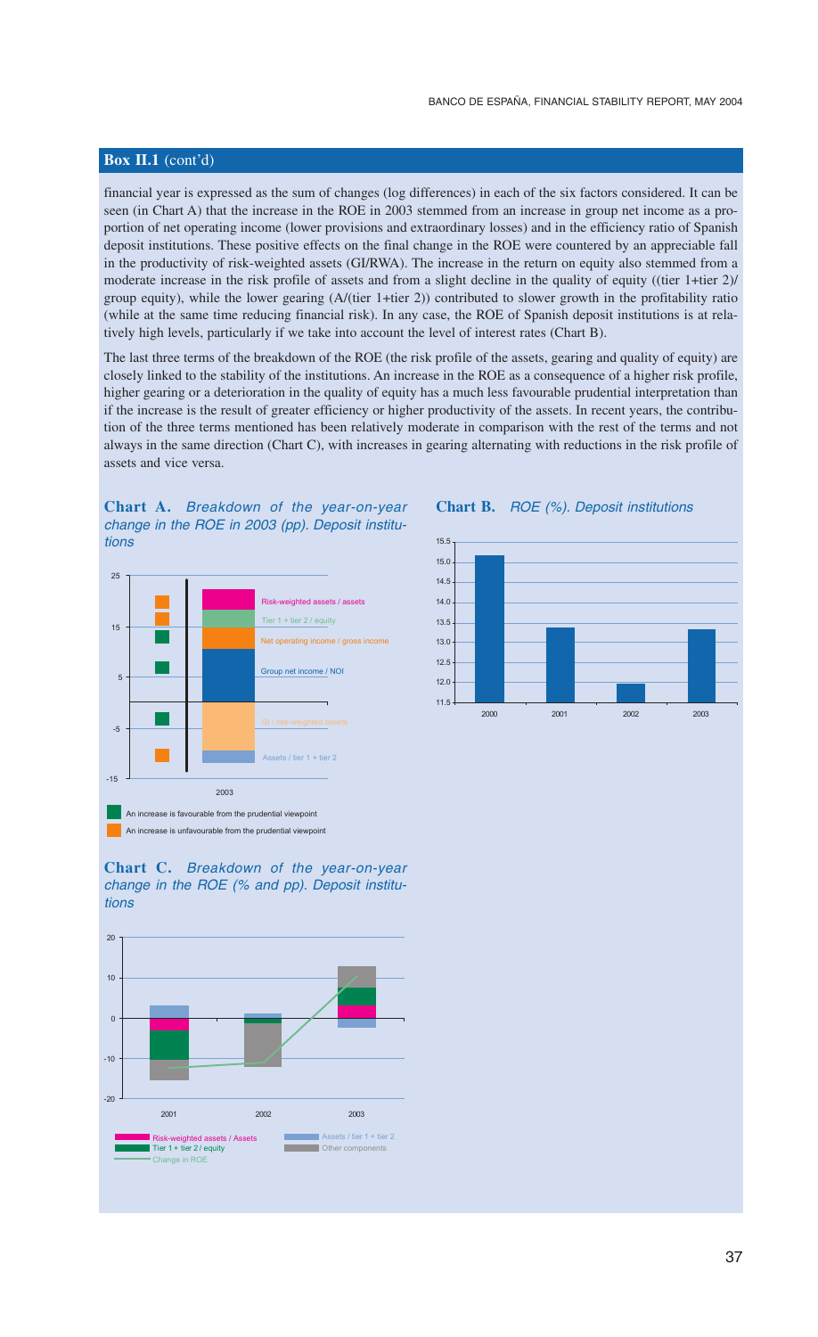**Box II.1** (cont'd)

financial year is expressed as the sum of changes (log differences) in each of the six factors considered. It can be seen (in Chart A) that the increase in the ROE in 2003 stemmed from an increase in group net income as a proportion of net operating income (lower provisions and extraordinary losses) and in the efficiency ratio of Spanish deposit institutions. These positive effects on the final change in the ROE were countered by an appreciable fall in the productivity of risk-weighted assets (GI/RWA). The increase in the return on equity also stemmed from a moderate increase in the risk profile of assets and from a slight decline in the quality of equity ((tier 1+tier 2)/group equity), while the lower gearing (A/(tier 1+tier 2)) contributed to slower growth in the profitability ratio (while at the same time reducing financial risk). In any case, the ROE of Spanish deposit institutions is at relatively high levels, particularly if we take into account the level of interest rates (Chart B).

The last three terms of the breakdown of the ROE (the risk profile of the assets, gearing and quality of equity) are closely linked to the stability of the institutions. An increase in the ROE as a consequence of a higher risk profile, higher gearing or a deterioration in the quality of equity has a much less favourable prudential interpretation than if the increase is the result of greater efficiency or higher productivity of the assets. In recent years, the contribution of the three terms mentioned has been relatively moderate in comparison with the rest of the terms and not always in the same direction (Chart C), with increases in gearing alternating with reductions in the risk profile of assets and vice versa.

**Chart A.** *Breakdown of the year-on-year change in the ROE in 2003 (pp). Deposit institutions*

25
15
5
-5
-15
2003

Risk-weighted assets / assets
Tier 1 + tier 2 / equity
Net operating income / gross income
Group net income / NOI
GI / risk-weighted assets
Assets / tier 1 + tier 2

An increase is favourable from the prudential viewpoint
An increase is unfavourable from the prudential viewpoint

**Chart B.** *ROE (%). Deposit institutions*

15.5
15.0
14.5
14.0
13.5
13.0
12.5
12.0
11.5
2000 2001 2002 2003

**Chart C.** *Breakdown of the year-on-year change in the ROE (% and pp). Deposit institutions*

20
10
0
-10
-20
2001 2002 2003

Risk-weighted assets / Assets
Tier 1 + tier 2 / equity
Change in ROE
Assets / tier 1 + tier 2
Other components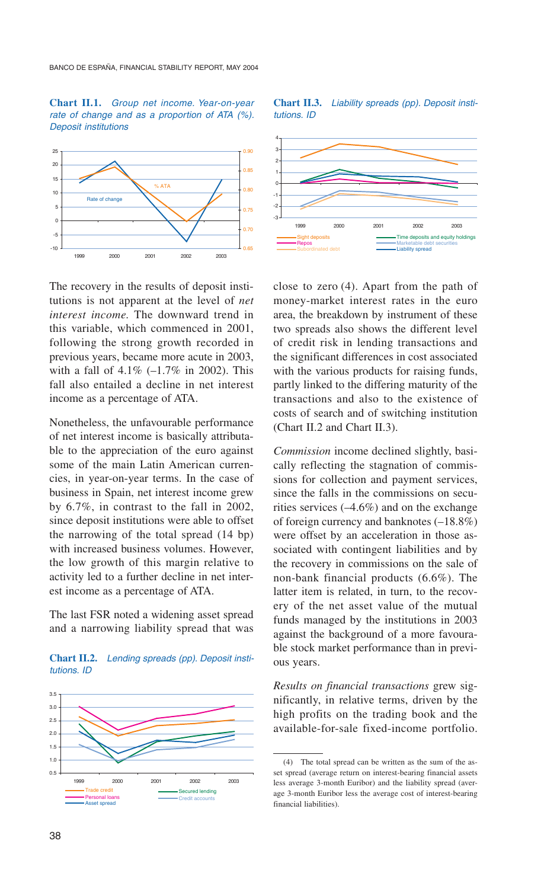**Chart II.1.** *Group net income. Year-on-year rate of change and as a proportion of ATA (%). Deposit institutions*

25
20
15
10
5
0
-5
-10

0.90
0.85
0.80
0.75
0.70
0.65

% ATA
Rate of change

1999 2000 2001 2002 2003

**Chart II.3.** *Liability spreads (pp). Deposit institutions. ID*

4
3
2
1
0
-1
-2
-3

1999 2000 2001 2002 2003

Sight deposits
Repos
Subordinated debt
Time deposits and equity holdings
Marketable debt securities
Liability spread

The recovery in the results of deposit institutions is not apparent at the level of *net interest income.* The downward trend in this variable, which commenced in 2001, following the strong growth recorded in previous years, became more acute in 2003, with a fall of 4.1% (–1.7% in 2002). This fall also entailed a decline in net interest income as a percentage of ATA.

Nonetheless, the unfavourable performance of net interest income is basically attributable to the appreciation of the euro against some of the main Latin American currencies, in year-on-year terms. In the case of business in Spain, net interest income grew by 6.7%, in contrast to the fall in 2002, since deposit institutions were able to offset the narrowing of the total spread (14 bp) with increased business volumes. However, the low growth of this margin relative to activity led to a further decline in net interest income as a percentage of ATA.

The last FSR noted a widening asset spread and a narrowing liability spread that was close to zero (4). Apart from the path of money-market interest rates in the euro area, the breakdown by instrument of these two spreads also shows the different level of credit risk in lending transactions and the significant differences in cost associated with the various products for raising funds, partly linked to the differing maturity of the transactions and also to the existence of costs of search and of switching institution (Chart II.2 and Chart II.3).

**Chart II.2.** *Lending spreads (pp). Deposit institutions. ID*

3.5
3.0
2.5
2.0
1.5
1.0
0.5

1999 2000 2001 2002 2003

Trade credit
Personal loans
Asset spread
Secured lending
Credit accounts

*Commission* income declined slightly, basically reflecting the stagnation of commissions for collection and payment services, since the falls in the commissions on securities services (–4.6%) and on the exchange of foreign currency and banknotes (–18.8%) were offset by an acceleration in those associated with contingent liabilities and by the recovery in commissions on the sale of non-bank financial products (6.6%). The latter item is related, in turn, to the recovery of the net asset value of the mutual funds managed by the institutions in 2003 against the background of a more favourable stock market performance than in previous years.

*Results on financial transactions* grew significantly, in relative terms, driven by the high profits on the trading book and the available-for-sale fixed-income portfolio.

(4) The total spread can be written as the sum of the asset spread (average return on interest-bearing financial assets less average 3-month Euribor) and the liability spread (average 3-month Euribor less the average cost of interest-bearing financial liabilities).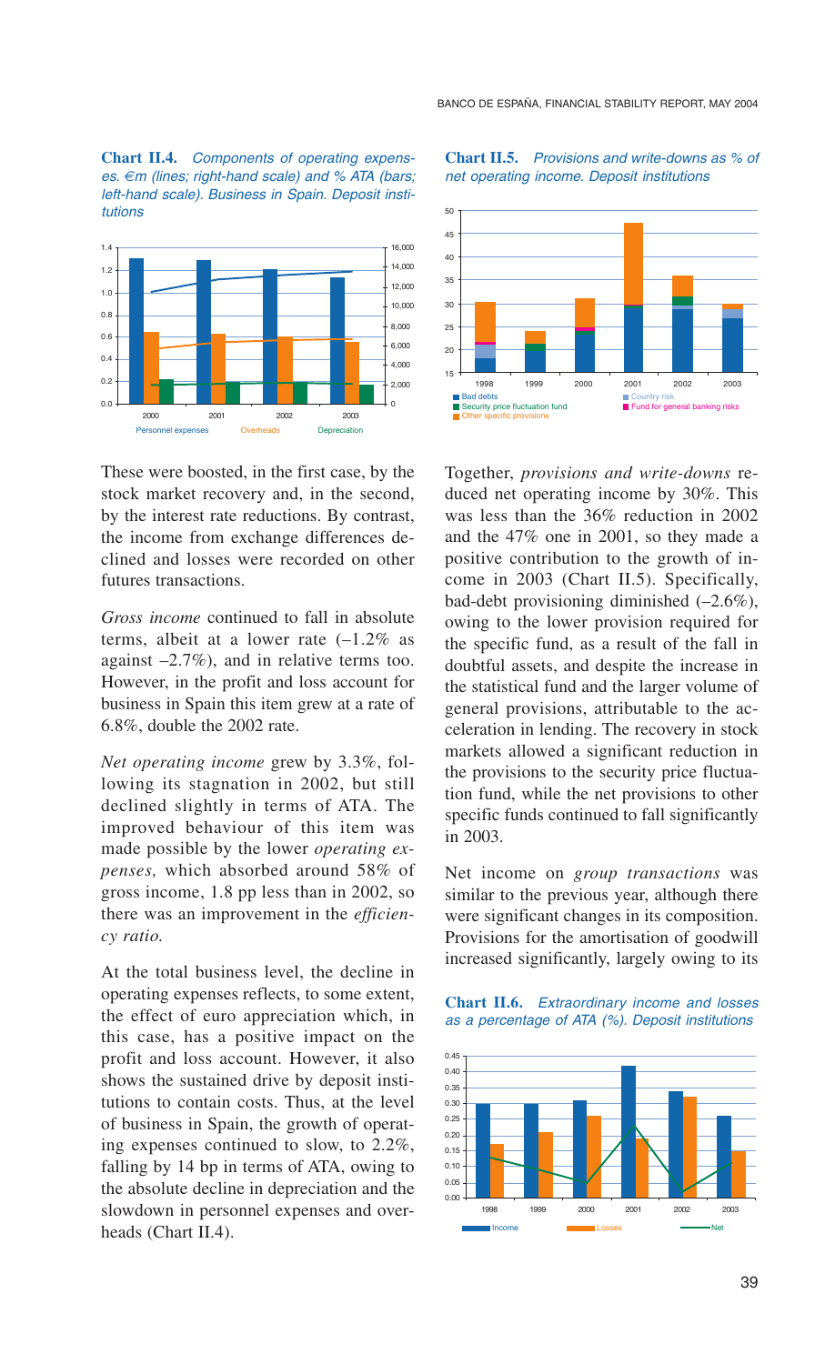**Chart II.4.** *Components of operating expenses. €m (lines; right-hand scale) and % ATA (bars; left-hand scale). Business in Spain. Deposit institutions*

1.4
1.2
1.0
0.8
0.6
0.4
0.2
0.0

16,000
14,000
12,000
10,000
8,000
6,000
4,000
2,000
0

2000 2001 2002 2003

Personnel expenses Overheads Depreciation

These were boosted, in the first case, by the stock market recovery and, in the second, by the interest rate reductions. By contrast, the income from exchange differences declined and losses were recorded on other futures transactions.

*Gross income* continued to fall in absolute terms, albeit at a lower rate (–1.2% as against –2.7%), and in relative terms too. However, in the profit and loss account for business in Spain this item grew at a rate of 6.8%, double the 2002 rate.

*Net operating income* grew by 3.3%, following its stagnation in 2002, but still declined slightly in terms of ATA. The improved behaviour of this item was made possible by the lower *operating expenses,* which absorbed around 58% of gross income, 1.8 pp less than in 2002, so there was an improvement in the *efficiency ratio.*

At the total business level, the decline in operating expenses reflects, to some extent, the effect of euro appreciation which, in this case, has a positive impact on the profit and loss account. However, it also shows the sustained drive by deposit institutions to contain costs. Thus, at the level of business in Spain, the growth of operating expenses continued to slow, to 2.2%, falling by 14 bp in terms of ATA, owing to the absolute decline in depreciation and the slowdown in personnel expenses and overheads (Chart II.4).

**Chart II.5.** *Provisions and write-downs as % of net operating income. Deposit institutions*

50
45
40
35
30
25
20
15

1998 1999 2000 2001 2002 2003

Bad debts
Security price fluctuation fund
Other specific provisions
Country risk
Fund for general banking risks

Together, *provisions and write-downs* reduced net operating income by 30%. This was less than the 36% reduction in 2002 and the 47% one in 2001, so they made a positive contribution to the growth of income in 2003 (Chart II.5). Specifically, bad-debt provisioning diminished (–2.6%), owing to the lower provision required for the specific fund, as a result of the fall in doubtful assets, and despite the increase in the statistical fund and the larger volume of general provisions, attributable to the acceleration in lending. The recovery in stock markets allowed a significant reduction in the provisions to the security price fluctuation fund, while the net provisions to other specific funds continued to fall significantly in 2003.

Net income on *group transactions* was similar to the previous year, although there were significant changes in its composition. Provisions for the amortisation of goodwill increased significantly, largely owing to its

**Chart II.6.** *Extraordinary income and losses as a percentage of ATA (%). Deposit institutions*

0.45
0.40
0.35
0.30
0.25
0.20
0.15
0.10
0.05
0.00

1998 1999 2000 2001 2002 2003

Income Losses Net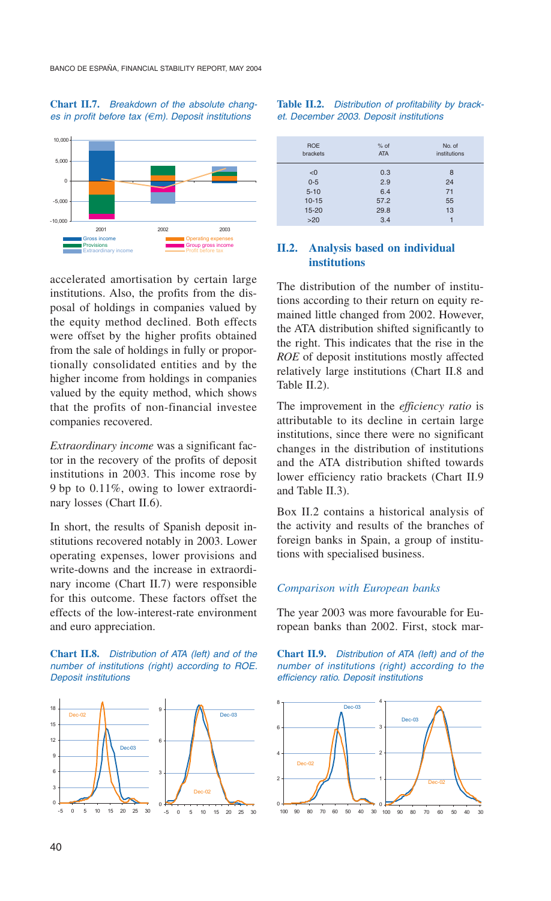**Chart II.7.** *Breakdown of the absolute changes in profit before tax (€m). Deposit institutions*

10,000
5,000
0
-5,000
-10,000
2001
2002
2003
Gross income
Provisions
Extraordinary income
Operating expenses
Group gross income
Profit before tax

accelerated amortisation by certain large institutions. Also, the profits from the disposal of holdings in companies valued by the equity method declined. Both effects were offset by the higher profits obtained from the sale of holdings in fully or proportionally consolidated entities and by the higher income from holdings in companies valued by the equity method, which shows that the profits of non-financial investee companies recovered.

*Extraordinary income* was a significant factor in the recovery of the profits of deposit institutions in 2003. This income rose by 9 bp to 0.11%, owing to lower extraordinary losses (Chart II.6).

In short, the results of Spanish deposit institutions recovered notably in 2003. Lower operating expenses, lower provisions and write-downs and the increase in extraordinary income (Chart II.7) were responsible for this outcome. These factors offset the effects of the low-interest-rate environment and euro appreciation.

**Chart II.8.** *Distribution of ATA (left) and of the number of institutions (right) according to ROE. Deposit institutions*

18
15
12
9
6
3
0
-5 0 5 10 15 20 25 30
Dec-02
Dec-03

9
6
3
0
-5 0 5 10 15 20 25 30
Dec-03
Dec-02

**Table II.2.** *Distribution of profitability by bracket. December 2003. Deposit institutions*

| ROE brackets | % of ATA | No. of institutions |
|---|---|---|
| <0 | 0.3 | 8 |
| 0-5 | 2.9 | 24 |
| 5-10 | 6.4 | 71 |
| 10-15 | 57.2 | 55 |
| 15-20 | 29.8 | 13 |
| >20 | 3.4 | 1 |

## II.2. Analysis based on individual institutions

The distribution of the number of institutions according to their return on equity remained little changed from 2002. However, the ATA distribution shifted significantly to the right. This indicates that the rise in the *ROE* of deposit institutions mostly affected relatively large institutions (Chart II.8 and Table II.2).

The improvement in the *efficiency ratio* is attributable to its decline in certain large institutions, since there were no significant changes in the distribution of institutions and the ATA distribution shifted towards lower efficiency ratio brackets (Chart II.9 and Table II.3).

Box II.2 contains a historical analysis of the activity and results of the branches of foreign banks in Spain, a group of institutions with specialised business.

### *Comparison with European banks*

The year 2003 was more favourable for European banks than 2002. First, stock mar-

**Chart II.9.** *Distribution of ATA (left) and of the number of institutions (right) according to the efficiency ratio. Deposit institutions*

8
6
4
2
0
100 90 80 70 60 50 40 30
Dec-03
Dec-02

4
3
2
1
0
100 90 80 70 60 50 40 30
Dec-03
Dec-02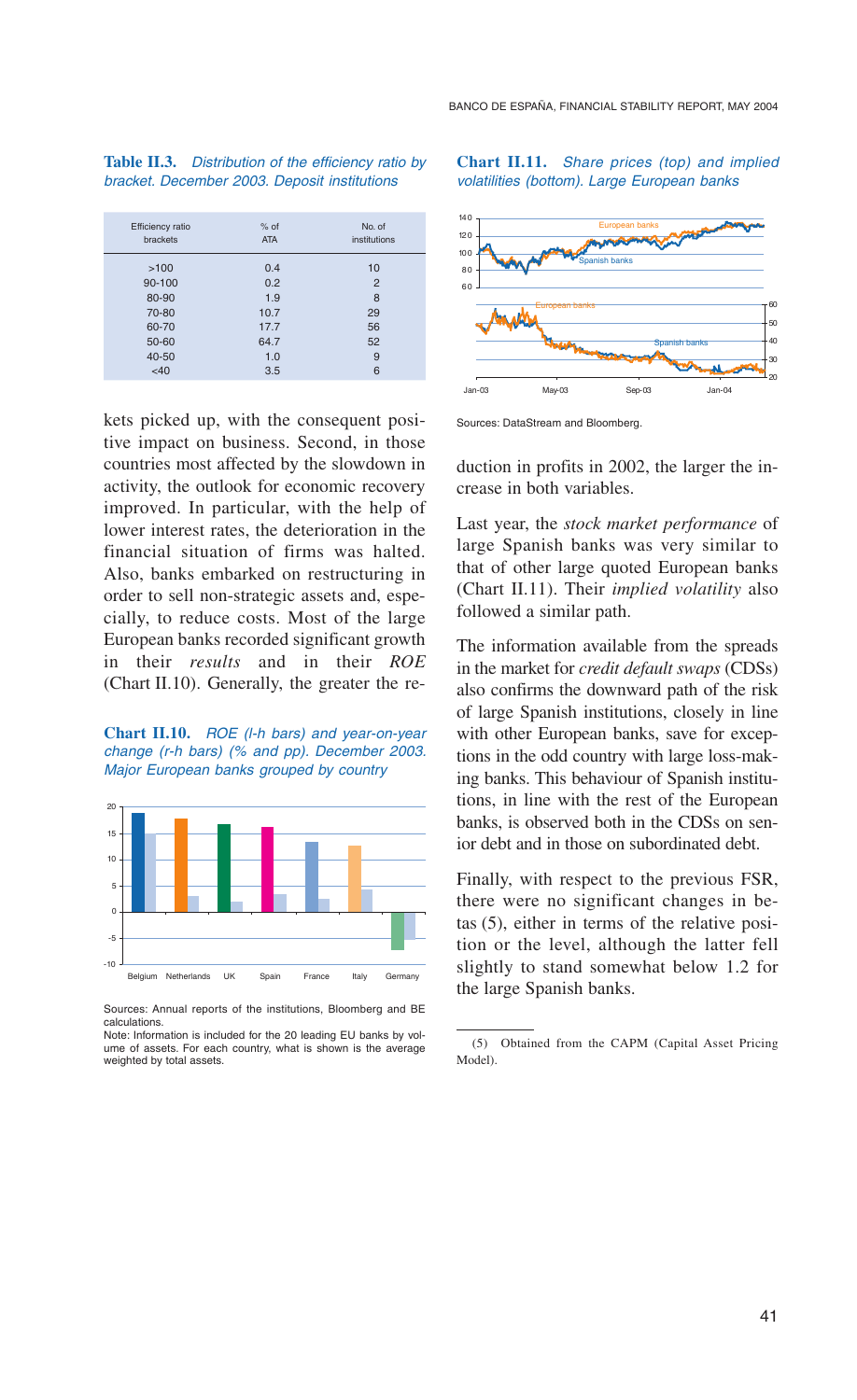**Table II.3.** *Distribution of the efficiency ratio by bracket. December 2003. Deposit institutions*

| Efficiency ratio brackets | % of ATA | No. of institutions |
|---|---|---|
| >100 | 0.4 | 10 |
| 90-100 | 0.2 | 2 |
| 80-90 | 1.9 | 8 |
| 70-80 | 10.7 | 29 |
| 60-70 | 17.7 | 56 |
| 50-60 | 64.7 | 52 |
| 40-50 | 1.0 | 9 |
| <40 | 3.5 | 6 |

kets picked up, with the consequent positive impact on business. Second, in those countries most affected by the slowdown in activity, the outlook for economic recovery improved. In particular, with the help of lower interest rates, the deterioration in the financial situation of firms was halted. Also, banks embarked on restructuring in order to sell non-strategic assets and, especially, to reduce costs. Most of the large European banks recorded significant growth in their *results* and in their *ROE* (Chart II.10). Generally, the greater the reduction in profits in 2002, the larger the increase in both variables.

**Chart II.10.** *ROE (l-h bars) and year-on-year change (r-h bars) (% and pp). December 2003. Major European banks grouped by country*

20
15
10
5
0
-5
-10
Belgium Netherlands UK Spain France Italy Germany

Sources: Annual reports of the institutions, Bloomberg and BE calculations.
Note: Information is included for the 20 leading EU banks by volume of assets. For each country, what is shown is the average weighted by total assets.

**Chart II.11.** *Share prices (top) and implied volatilities (bottom). Large European banks*

140
120
100
80
60
European banks
Spanish banks
European banks
Spanish banks
60
50
40
30
20
Jan-03 May-03 Sep-03 Jan-04

Sources: DataStream and Bloomberg.

Last year, the *stock market performance* of large Spanish banks was very similar to that of other large quoted European banks (Chart II.11). Their *implied volatility* also followed a similar path.

The information available from the spreads in the market for *credit default swaps* (CDSs) also confirms the downward path of the risk of large Spanish institutions, closely in line with other European banks, save for exceptions in the odd country with large loss-making banks. This behaviour of Spanish institutions, in line with the rest of the European banks, is observed both in the CDSs on senior debt and in those on subordinated debt.

Finally, with respect to the previous FSR, there were no significant changes in betas (5), either in terms of the relative position or the level, although the latter fell slightly to stand somewhat below 1.2 for the large Spanish banks.

(5) Obtained from the CAPM (Capital Asset Pricing Model).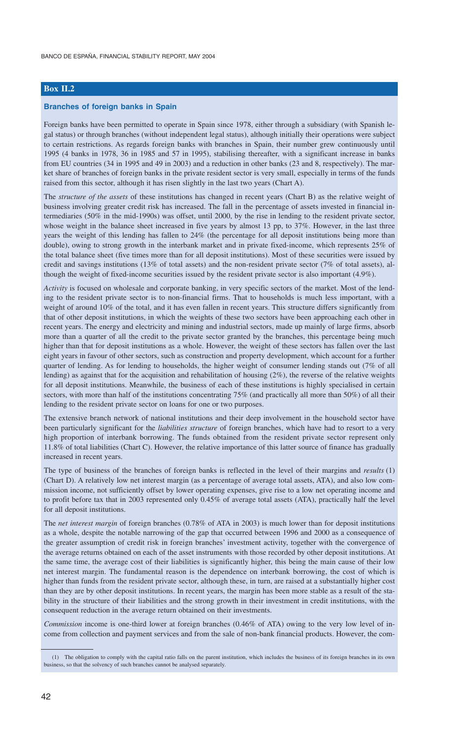## Box II.2

### Branches of foreign banks in Spain

Foreign banks have been permitted to operate in Spain since 1978, either through a subsidiary (with Spanish legal status) or through branches (without independent legal status), although initially their operations were subject to certain restrictions. As regards foreign banks with branches in Spain, their number grew continuously until 1995 (4 banks in 1978, 36 in 1985 and 57 in 1995), stabilising thereafter, with a significant increase in banks from EU countries (34 in 1995 and 49 in 2003) and a reduction in other banks (23 and 8, respectively). The market share of branches of foreign banks in the private resident sector is very small, especially in terms of the funds raised from this sector, although it has risen slightly in the last two years (Chart A).

The *structure of the assets* of these institutions has changed in recent years (Chart B) as the relative weight of business involving greater credit risk has increased. The fall in the percentage of assets invested in financial intermediaries (50% in the mid-1990s) was offset, until 2000, by the rise in lending to the resident private sector, whose weight in the balance sheet increased in five years by almost 13 pp, to 37%. However, in the last three years the weight of this lending has fallen to 24% (the percentage for all deposit institutions being more than double), owing to strong growth in the interbank market and in private fixed-income, which represents 25% of the total balance sheet (five times more than for all deposit institutions). Most of these securities were issued by credit and savings institutions (13% of total assets) and the non-resident private sector (7% of total assets), although the weight of fixed-income securities issued by the resident private sector is also important (4.9%).

*Activity* is focused on wholesale and corporate banking, in very specific sectors of the market. Most of the lending to the resident private sector is to non-financial firms. That to households is much less important, with a weight of around 10% of the total, and it has even fallen in recent years. This structure differs significantly from that of other deposit institutions, in which the weights of these two sectors have been approaching each other in recent years. The energy and electricity and mining and industrial sectors, made up mainly of large firms, absorb more than a quarter of all the credit to the private sector granted by the branches, this percentage being much higher than that for deposit institutions as a whole. However, the weight of these sectors has fallen over the last eight years in favour of other sectors, such as construction and property development, which account for a further quarter of lending. As for lending to households, the higher weight of consumer lending stands out (7% of all lending) as against that for the acquisition and rehabilitation of housing (2%), the reverse of the relative weights for all deposit institutions. Meanwhile, the business of each of these institutions is highly specialised in certain sectors, with more than half of the institutions concentrating 75% (and practically all more than 50%) of all their lending to the resident private sector on loans for one or two purposes.

The extensive branch network of national institutions and their deep involvement in the household sector have been particularly significant for the *liabilities structure* of foreign branches, which have had to resort to a very high proportion of interbank borrowing. The funds obtained from the resident private sector represent only 11.8% of total liabilities (Chart C). However, the relative importance of this latter source of finance has gradually increased in recent years.

The type of business of the branches of foreign banks is reflected in the level of their margins and *results* (1) (Chart D). A relatively low net interest margin (as a percentage of average total assets, ATA), and also low commission income, not sufficiently offset by lower operating expenses, give rise to a low net operating income and to profit before tax that in 2003 represented only 0.45% of average total assets (ATA), practically half the level for all deposit institutions.

The *net interest margin* of foreign branches (0.78% of ATA in 2003) is much lower than for deposit institutions as a whole, despite the notable narrowing of the gap that occurred between 1996 and 2000 as a consequence of the greater assumption of credit risk in foreign branches' investment activity, together with the convergence of the average returns obtained on each of the asset instruments with those recorded by other deposit institutions. At the same time, the average cost of their liabilities is significantly higher, this being the main cause of their low net interest margin. The fundamental reason is the dependence on interbank borrowing, the cost of which is higher than funds from the resident private sector, although these, in turn, are raised at a substantially higher cost than they are by other deposit institutions. In recent years, the margin has been more stable as a result of the stability in the structure of their liabilities and the strong growth in their investment in credit institutions, with the consequent reduction in the average return obtained on their investments.

*Commission* income is one-third lower at foreign branches (0.46% of ATA) owing to the very low level of income from collection and payment services and from the sale of non-bank financial products. However, the com-

---

(1) The obligation to comply with the capital ratio falls on the parent institution, which includes the business of its foreign branches in its own business, so that the solvency of such branches cannot be analysed separately.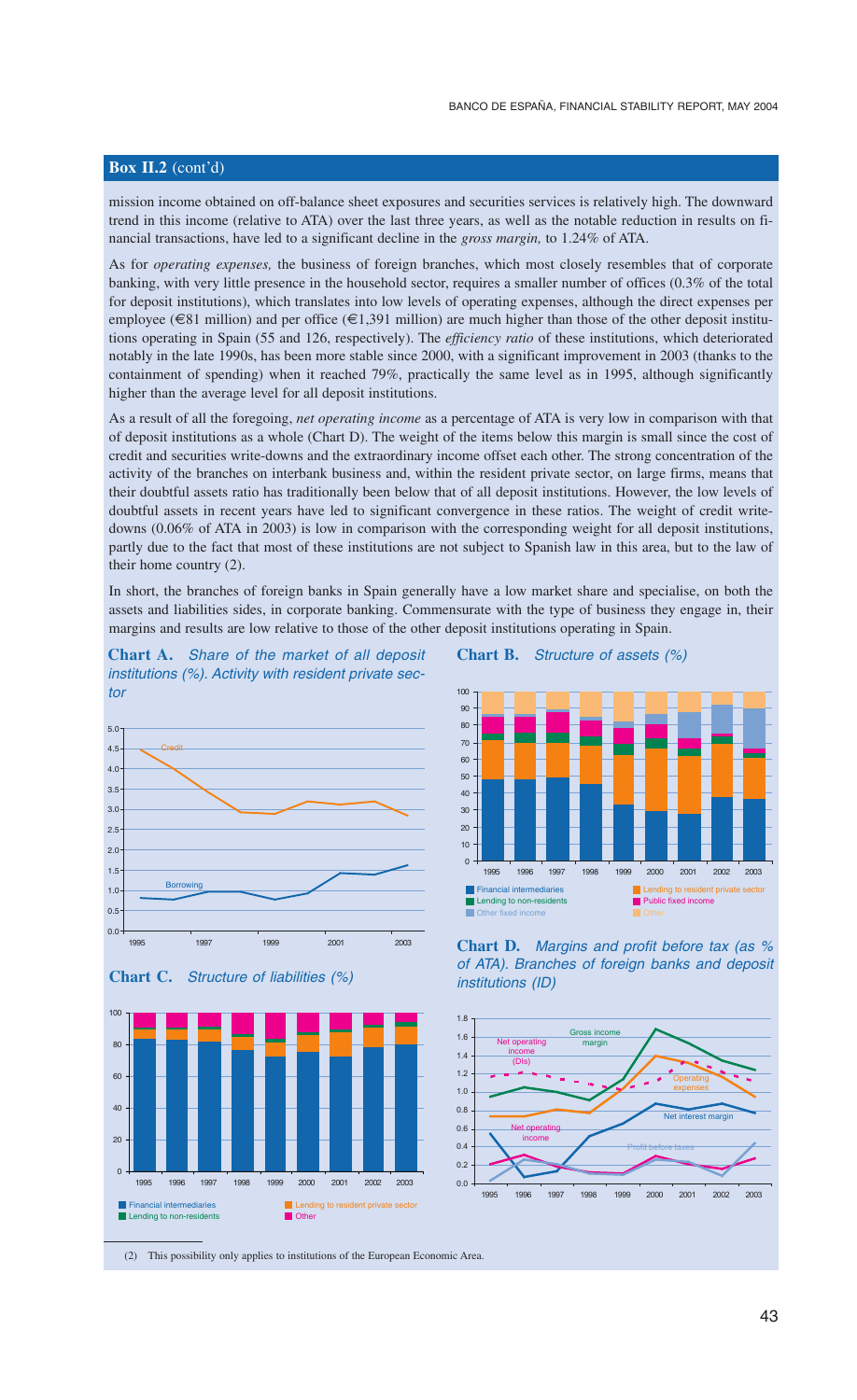**Box II.2** (cont'd)

mission income obtained on off-balance sheet exposures and securities services is relatively high. The downward trend in this income (relative to ATA) over the last three years, as well as the notable reduction in results on financial transactions, has led to a significant decline in the *gross margin,* to 1.24% of ATA.

As for *operating expenses,* the business of foreign branches, which most closely resembles that of corporate banking, with very little presence in the household sector, requires a smaller number of offices (0.3% of the total for deposit institutions), which translates into low levels of operating expenses, although the direct expenses per employee (€81 million) and per office (€1,391 million) are much higher than those of the other deposit institutions operating in Spain (55 and 126, respectively). The *efficiency ratio* of these institutions, which deteriorated notably in the late 1990s, has been more stable since 2000, with a significant improvement in 2003 (thanks to the containment of spending) when it reached 79%, practically the same level as in 1995, although significantly higher than the average level for all deposit institutions.

As a result of all the foregoing, *net operating income* as a percentage of ATA is very low in comparison with that of deposit institutions as a whole (Chart D). The weight of the items below this margin is small since the cost of credit and securities write-downs and the extraordinary income offset each other. The strong concentration of the activity of the branches on interbank business and, within the resident private sector, on large firms, means that their doubtful assets ratio has traditionally been below that of all deposit institutions. However, the low levels of doubtful assets in recent years have led to significant convergence in these ratios. The weight of credit write-downs (0.06% of ATA in 2003) is low in comparison with the corresponding weight for all deposit institutions, partly due to the fact that most of these institutions are not subject to Spanish law in this area, but to the law of their home country (2).

In short, the branches of foreign banks in Spain generally have a low market share and specialise, on both the assets and liabilities sides, in corporate banking. Commensurate with the type of business they engage in, their margins and results are low relative to those of the other deposit institutions operating in Spain.

**Chart A.** *Share of the market of all deposit institutions (%). Activity with resident private sector*

Credit
Borrowing
0.0 0.5 1.0 1.5 2.0 2.5 3.0 3.5 4.0 4.5 5.0
1995 1997 1999 2001 2003

**Chart B.** *Structure of assets (%)*

0 10 20 30 40 50 60 70 80 90 100
1995 1996 1997 1998 1999 2000 2001 2002 2003
Financial intermediaries
Lending to resident private sector
Lending to non-residents
Public fixed income
Other fixed income
Other

**Chart C.** *Structure of liabilities (%)*

0 20 40 60 80 100
1995 1996 1997 1998 1999 2000 2001 2002 2003
Financial intermediaries
Lending to resident private sector
Lending to non-residents
Other

**Chart D.** *Margins and profit before tax (as % of ATA). Branches of foreign banks and deposit institutions (ID)*

Net operating income (DIs)
Gross income margin
Operating expenses
Net interest margin
Net operating income
Profit before taxes
0.0 0.2 0.4 0.6 0.8 1.0 1.2 1.4 1.6 1.8
1995 1996 1997 1998 1999 2000 2001 2002 2003

(2) This possibility only applies to institutions of the European Economic Area.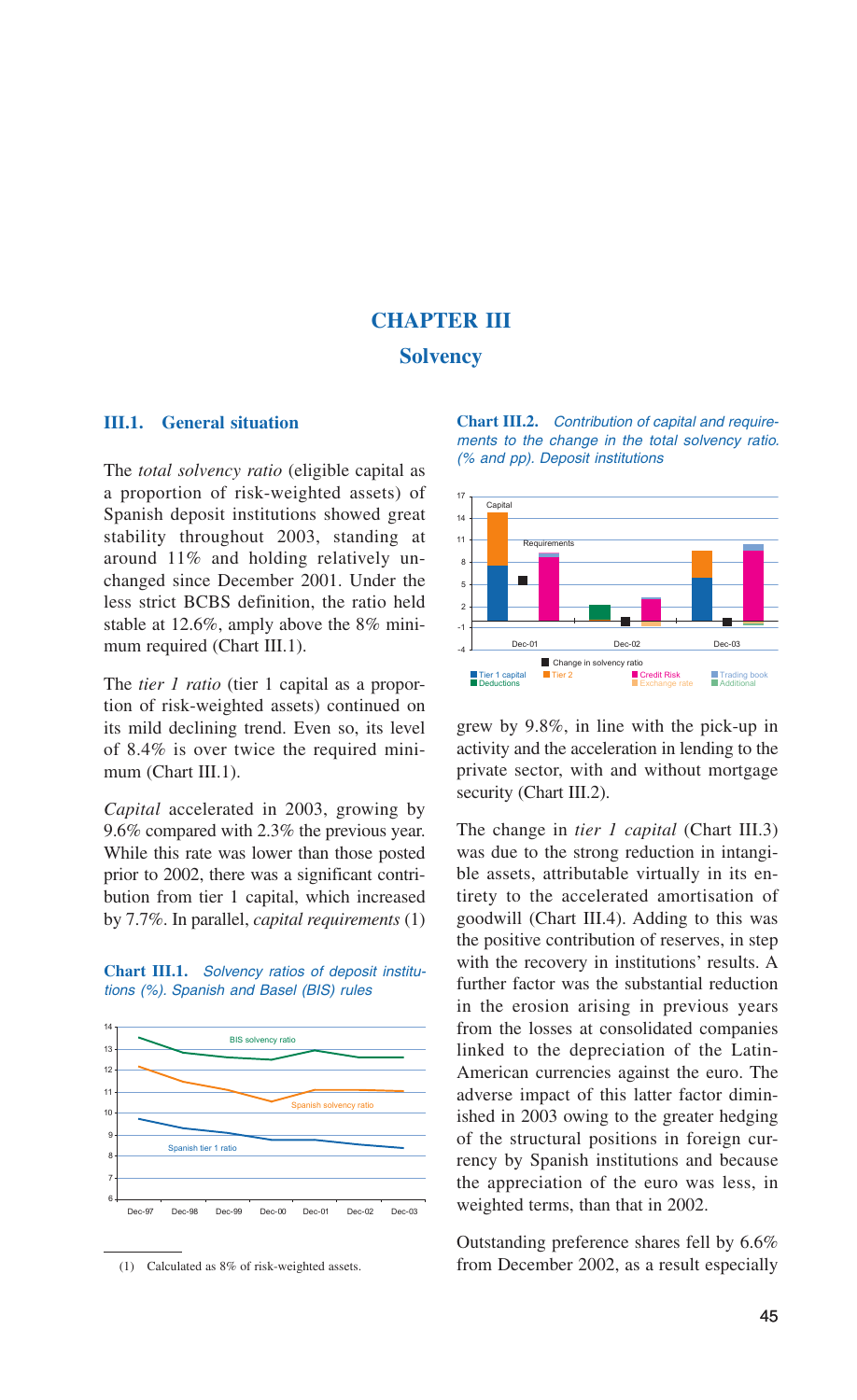# CHAPTER III

## Solvency

### III.1. General situation

The *total solvency ratio* (eligible capital as a proportion of risk-weighted assets) of Spanish deposit institutions showed great stability throughout 2003, standing at around 11% and holding relatively unchanged since December 2001. Under the less strict BCBS definition, the ratio held stable at 12.6%, amply above the 8% minimum required (Chart III.1).

The *tier 1 ratio* (tier 1 capital as a proportion of risk-weighted assets) continued on its mild declining trend. Even so, its level of 8.4% is over twice the required minimum (Chart III.1).

*Capital* accelerated in 2003, growing by 9.6% compared with 2.3% the previous year. While this rate was lower than those posted prior to 2002, there was a significant contribution from tier 1 capital, which increased by 7.7%. In parallel, *capital requirements* (1) grew by 9.8%, in line with the pick-up in activity and the acceleration in lending to the private sector, with and without mortgage security (Chart III.2).

**Chart III.1.** *Solvency ratios of deposit institutions (%). Spanish and Basel (BIS) rules*

14
13
12
11
10
9
8
7
6
BIS solvency ratio
Spanish solvency ratio
Spanish tier 1 ratio
Dec-97 Dec-98 Dec-99 Dec-00 Dec-01 Dec-02 Dec-03

**Chart III.2.** *Contribution of capital and requirements to the change in the total solvency ratio. (% and pp). Deposit institutions*

17
14
11
8
5
2
-1
-4
Capital
Requirements
Dec-01 Dec-02 Dec-03
Change in solvency ratio
Tier 1 capital
Deductions
Tier 2
Credit Risk
Exchange rate
Trading book
Additional

The change in *tier 1 capital* (Chart III.3) was due to the strong reduction in intangible assets, attributable virtually in its entirety to the accelerated amortisation of goodwill (Chart III.4). Adding to this was the positive contribution of reserves, in step with the recovery in institutions' results. A further factor was the substantial reduction in the erosion arising in previous years from the losses at consolidated companies linked to the depreciation of the Latin-American currencies against the euro. The adverse impact of this latter factor diminished in 2003 owing to the greater hedging of the structural positions in foreign currency by Spanish institutions and because the appreciation of the euro was less, in weighted terms, than that in 2002.

Outstanding preference shares fell by 6.6% from December 2002, as a result especially

(1) Calculated as 8% of risk-weighted assets.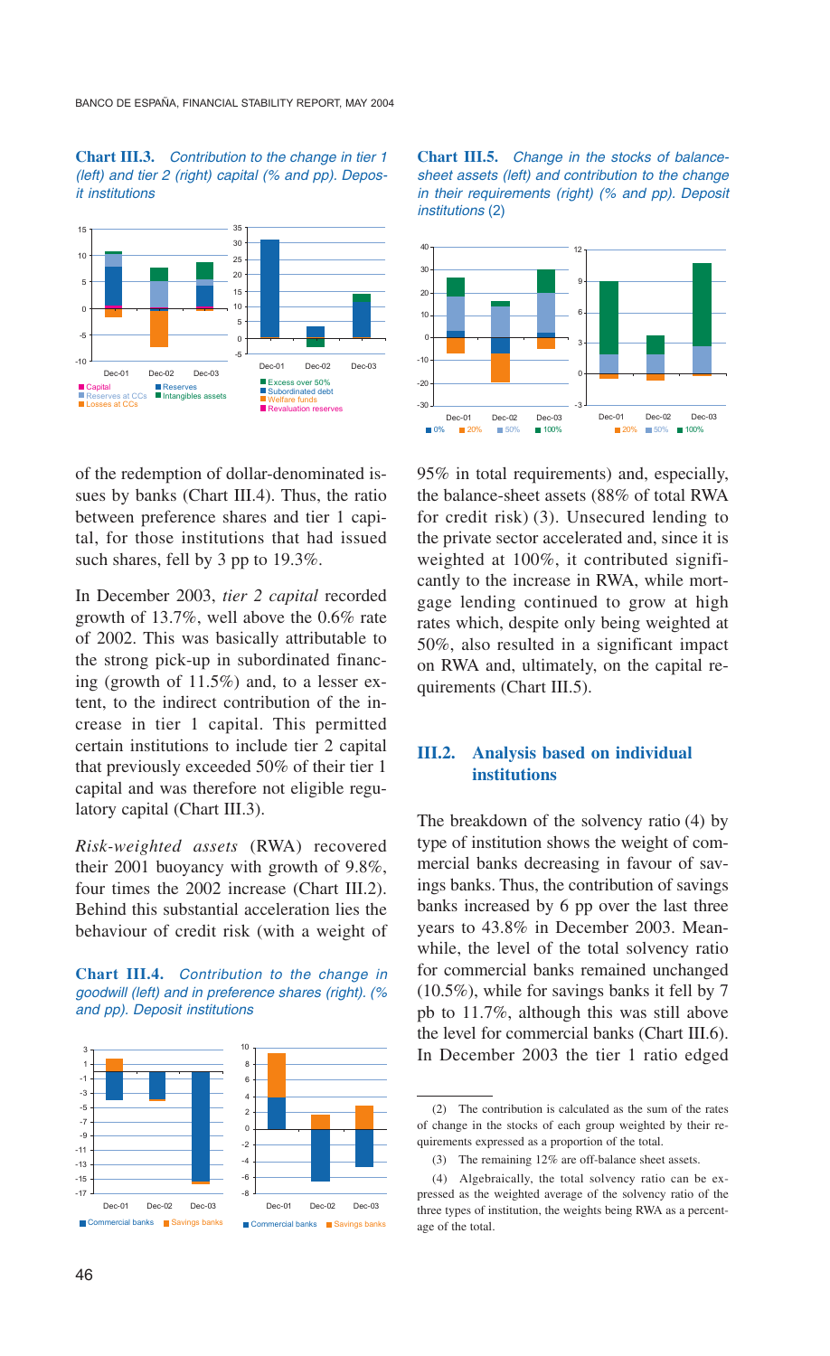**Chart III.3.** *Contribution to the change in tier 1 (left) and tier 2 (right) capital (% and pp). Deposit institutions*

15
10
5
0
-5
-10
Dec-01 Dec-02 Dec-03

35
30
25
20
15
10
5
0
-5
Dec-01 Dec-02 Dec-03

Capital
Reserves
Reserves at CCs
Intangibles assets
Losses at CCs

Excess over 50%
Subordinated debt
Welfare funds
Revaluation reserves

**Chart III.5.** *Change in the stocks of balance-sheet assets (left) and contribution to the change in their requirements (right) (% and pp). Deposit institutions* (2)

40
30
20
10
0
-10
-20
-30
Dec-01 Dec-02 Dec-03
0% 20% 50% 100%

12
9
6
3
0
-3
Dec-01 Dec-02 Dec-03
20% 50% 100%

of the redemption of dollar-denominated issues by banks (Chart III.4). Thus, the ratio between preference shares and tier 1 capital, for those institutions that had issued such shares, fell by 3 pp to 19.3%.

In December 2003, *tier 2 capital* recorded growth of 13.7%, well above the 0.6% rate of 2002. This was basically attributable to the strong pick-up in subordinated financing (growth of 11.5%) and, to a lesser extent, to the indirect contribution of the increase in tier 1 capital. This permitted certain institutions to include tier 2 capital that previously exceeded 50% of their tier 1 capital and was therefore not eligible regulatory capital (Chart III.3).

*Risk-weighted assets* (RWA) recovered their 2001 buoyancy with growth of 9.8%, four times the 2002 increase (Chart III.2). Behind this substantial acceleration lies the behaviour of credit risk (with a weight of

**Chart III.4.** *Contribution to the change in goodwill (left) and in preference shares (right). (% and pp). Deposit institutions*

3
1
-1
-3
-5
-7
-9
-11
-13
-15
-17
Dec-01 Dec-02 Dec-03
Commercial banks Savings banks

10
8
6
4
2
0
-2
-4
-6
-8
Dec-01 Dec-02 Dec-03
Commercial banks Savings banks

95% in total requirements) and, especially, the balance-sheet assets (88% of total RWA for credit risk) (3). Unsecured lending to the private sector accelerated and, since it is weighted at 100%, it contributed significantly to the increase in RWA, while mortgage lending continued to grow at high rates which, despite only being weighted at 50%, also resulted in a significant impact on RWA and, ultimately, on the capital requirements (Chart III.5).

## III.2. Analysis based on individual institutions

The breakdown of the solvency ratio (4) by type of institution shows the weight of commercial banks decreasing in favour of savings banks. Thus, the contribution of savings banks increased by 6 pp over the last three years to 43.8% in December 2003. Meanwhile, the level of the total solvency ratio for commercial banks remained unchanged (10.5%), while for savings banks it fell by 7 pb to 11.7%, although this was still above the level for commercial banks (Chart III.6). In December 2003 the tier 1 ratio edged

(2) The contribution is calculated as the sum of the rates of change in the stocks of each group weighted by their requirements expressed as a proportion of the total.

(3) The remaining 12% are off-balance sheet assets.

(4) Algebraically, the total solvency ratio can be expressed as the weighted average of the solvency ratio of the three types of institution, the weights being RWA as a percentage of the total.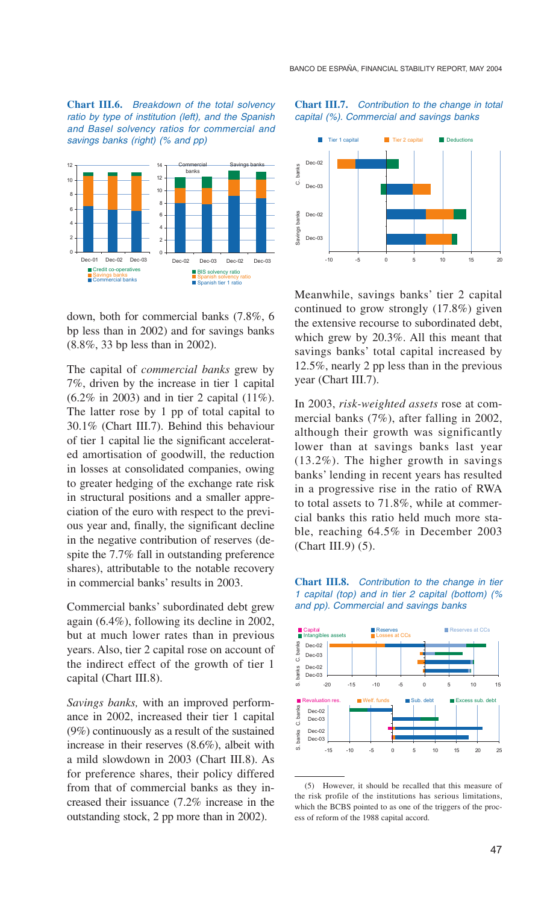**Chart III.6.** *Breakdown of the total solvency ratio by type of institution (left), and the Spanish and Basel solvency ratios for commercial and savings banks (right) (% and pp)*

12
10
8
6
4
2
0
Dec-01 Dec-02 Dec-03
Credit co-operatives
Savings banks
Commercial banks

14
12
10
8
6
4
2
0
Commercial banks
Savings banks
Dec-02 Dec-03 Dec-02 Dec-03
BIS solvency ratio
Spanish solvency ratio
Spanish tier 1 ratio

down, both for commercial banks (7.8%, 6 bp less than in 2002) and for savings banks (8.8%, 33 bp less than in 2002).

The capital of *commercial banks* grew by 7%, driven by the increase in tier 1 capital (6.2% in 2003) and in tier 2 capital (11%). The latter rose by 1 pp of total capital to 30.1% (Chart III.7). Behind this behaviour of tier 1 capital lie the significant accelerated amortisation of goodwill, the reduction in losses at consolidated companies, owing to greater hedging of the exchange rate risk in structural positions and a smaller appreciation of the euro with respect to the previous year and, finally, the significant decline in the negative contribution of reserves (despite the 7.7% fall in outstanding preference shares), attributable to the notable recovery in commercial banks' results in 2003.

Commercial banks' subordinated debt grew again (6.4%), following its decline in 2002, but at much lower rates than in previous years. Also, tier 2 capital rose on account of the indirect effect of the growth of tier 1 capital (Chart III.8).

*Savings banks,* with an improved performance in 2002, increased their tier 1 capital (9%) continuously as a result of the sustained increase in their reserves (8.6%), albeit with a mild slowdown in 2003 (Chart III.8). As for preference shares, their policy differed from that of commercial banks as they increased their issuance (7.2% increase in the outstanding stock, 2 pp more than in 2002).

**Chart III.7.** *Contribution to the change in total capital (%). Commercial and savings banks*

Tier 1 capital
Tier 2 capital
Deductions
C. banks
Dec-02
Dec-03
Savings banks
Dec-02
Dec-03
-10 -5 0 5 10 15 20

Meanwhile, savings banks' tier 2 capital continued to grow strongly (17.8%) given the extensive recourse to subordinated debt, which grew by 20.3%. All this meant that savings banks' total capital increased by 12.5%, nearly 2 pp less than in the previous year (Chart III.7).

In 2003, *risk-weighted assets* rose at commercial banks (7%), after falling in 2002, although their growth was significantly lower than at savings banks last year (13.2%). The higher growth in savings banks' lending in recent years has resulted in a progressive rise in the ratio of RWA to total assets to 71.8%, while at commercial banks this ratio held much more stable, reaching 64.5% in December 2003 (Chart III.9) (5).

**Chart III.8.** *Contribution to the change in tier 1 capital (top) and in tier 2 capital (bottom) (% and pp). Commercial and savings banks*

Capital
Intangibles assets
Reserves
Losses at CCs
Reserves at CCs
C. banks
Dec-02
Dec-03
S. banks
Dec-02
Dec-03
-20 -15 -10 -5 0 5 10 15

Revaluation res.
Welf. funds
Sub. debt
Excess sub. debt
C. banks
Dec-02
Dec-03
S. banks
Dec-02
Dec-03
-15 -10 -5 0 5 10 15 20 25

(5) However, it should be recalled that this measure of the risk profile of the institutions has serious limitations, which the BCBS pointed to as one of the triggers of the process of reform of the 1988 capital accord.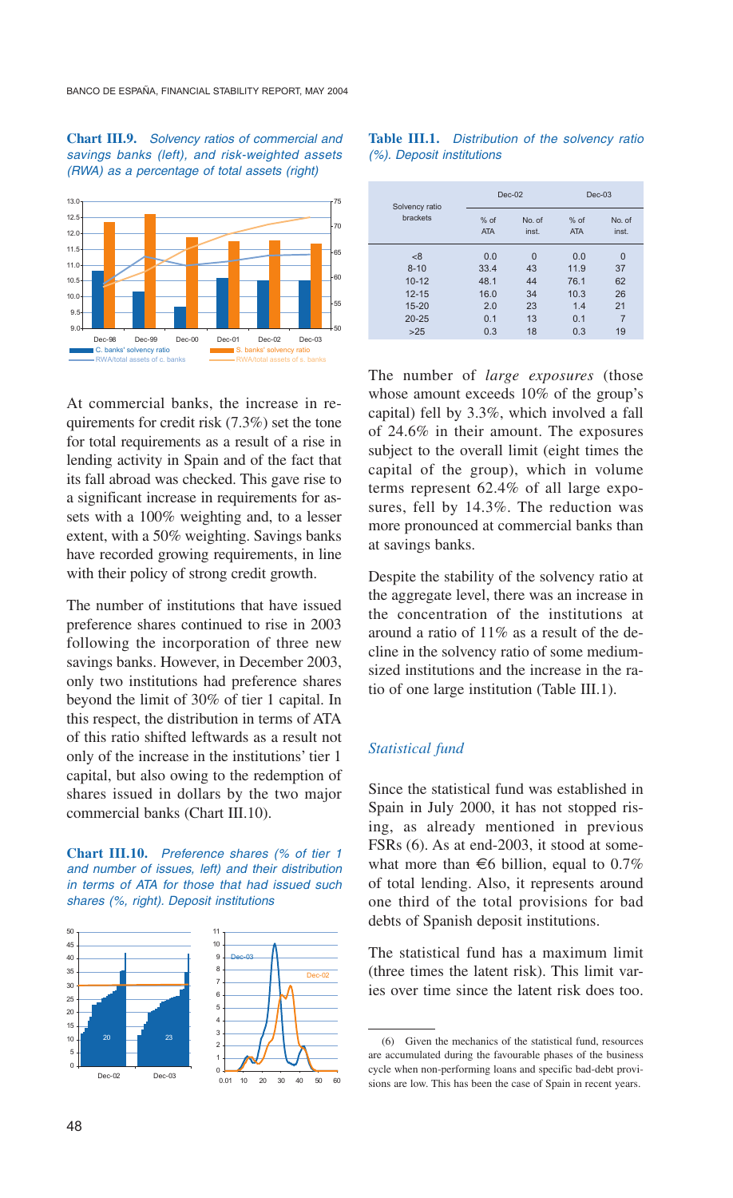**Chart III.9.** *Solvency ratios of commercial and savings banks (left), and risk-weighted assets (RWA) as a percentage of total assets (right)*

13.0
12.5
12.0
11.5
11.0
10.5
10.0
9.5
9.0

75
70
65
60
55
50

Dec-98 Dec-99 Dec-00 Dec-01 Dec-02 Dec-03

C. banks' solvency ratio
S. banks' solvency ratio
RWA/total assets of c. banks
RWA/total assets of s. banks

At commercial banks, the increase in requirements for credit risk (7.3%) set the tone for total requirements as a result of a rise in lending activity in Spain and of the fact that its fall abroad was checked. This gave rise to a significant increase in requirements for assets with a 100% weighting and, to a lesser extent, with a 50% weighting. Savings banks have recorded growing requirements, in line with their policy of strong credit growth.

The number of institutions that have issued preference shares continued to rise in 2003 following the incorporation of three new savings banks. However, in December 2003, only two institutions had preference shares beyond the limit of 30% of tier 1 capital. In this respect, the distribution in terms of ATA of this ratio shifted leftwards as a result not only of the increase in the institutions' tier 1 capital, but also owing to the redemption of shares issued in dollars by the two major commercial banks (Chart III.10).

**Chart III.10.** *Preference shares (% of tier 1 and number of issues, left) and their distribution in terms of ATA for those that had issued such shares (%, right). Deposit institutions*

50
45
40
35
30
25
20
15
10
5
0

20
23

Dec-02 Dec-03

11
10
9
8
7
6
5
4
3
2
1
0

Dec-03
Dec-02

0.01 10 20 30 40 50 60

**Table III.1.** *Distribution of the solvency ratio (%). Deposit institutions*

| Solvency ratio brackets | Dec-02 | | Dec-03 | |
|---|---|---|---|---|
| | % of ATA | No. of inst. | % of ATA | No. of inst. |
| <8 | 0.0 | 0 | 0.0 | 0 |
| 8-10 | 33.4 | 43 | 11.9 | 37 |
| 10-12 | 48.1 | 44 | 76.1 | 62 |
| 12-15 | 16.0 | 34 | 10.3 | 26 |
| 15-20 | 2.0 | 23 | 1.4 | 21 |
| 20-25 | 0.1 | 13 | 0.1 | 7 |
| >25 | 0.3 | 18 | 0.3 | 19 |

The number of *large exposures* (those whose amount exceeds 10% of the group's capital) fell by 3.3%, which involved a fall of 24.6% in their amount. The exposures subject to the overall limit (eight times the capital of the group), which in volume terms represent 62.4% of all large exposures, fell by 14.3%. The reduction was more pronounced at commercial banks than at savings banks.

Despite the stability of the solvency ratio at the aggregate level, there was an increase in the concentration of the institutions at around a ratio of 11% as a result of the decline in the solvency ratio of some medium-sized institutions and the increase in the ratio of one large institution (Table III.1).

### *Statistical fund*

Since the statistical fund was established in Spain in July 2000, it has not stopped rising, as already mentioned in previous FSRs (6). As at end-2003, it stood at somewhat more than €6 billion, equal to 0.7% of total lending. Also, it represents around one third of the total provisions for bad debts of Spanish deposit institutions.

The statistical fund has a maximum limit (three times the latent risk). This limit varies over time since the latent risk does too.

(6) Given the mechanics of the statistical fund, resources are accumulated during the favourable phases of the business cycle when non-performing loans and specific bad-debt provisions are low. This has been the case of Spain in recent years.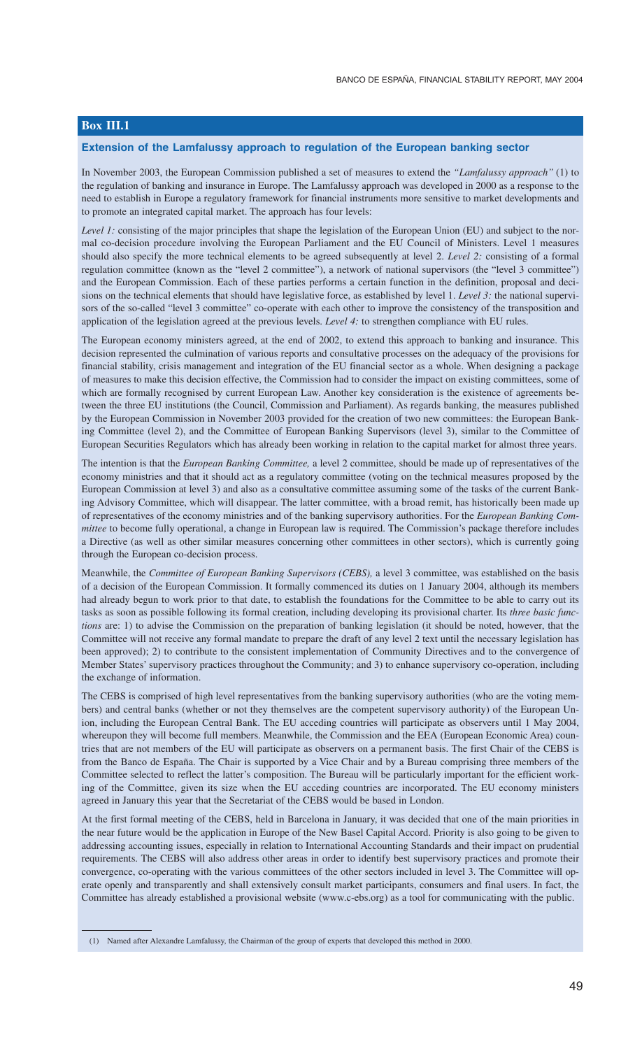## Box III.1

### Extension of the Lamfalussy approach to regulation of the European banking sector

In November 2003, the European Commission published a set of measures to extend the *"Lamfalussy approach"* (1) to the regulation of banking and insurance in Europe. The Lamfalussy approach was developed in 2000 as a response to the need to establish in Europe a regulatory framework for financial instruments more sensitive to market developments and to promote an integrated capital market. The approach has four levels:

*Level 1:* consisting of the major principles that shape the legislation of the European Union (EU) and subject to the normal co-decision procedure involving the European Parliament and the EU Council of Ministers. Level 1 measures should also specify the more technical elements to be agreed subsequently at level 2. *Level 2:* consisting of a formal regulation committee (known as the "level 2 committee"), a network of national supervisors (the "level 3 committee") and the European Commission. Each of these parties performs a certain function in the definition, proposal and decisions on the technical elements that should have legislative force, as established by level 1. *Level 3:* the national supervisors of the so-called "level 3 committee" co-operate with each other to improve the consistency of the transposition and application of the legislation agreed at the previous levels. *Level 4:* to strengthen compliance with EU rules.

The European economy ministers agreed, at the end of 2002, to extend this approach to banking and insurance. This decision represented the culmination of various reports and consultative processes on the adequacy of the provisions for financial stability, crisis management and integration of the EU financial sector as a whole. When designing a package of measures to make this decision effective, the Commission had to consider the impact on existing committees, some of which are formally recognised by current European Law. Another key consideration is the existence of agreements between the three EU institutions (the Council, Commission and Parliament). As regards banking, the measures published by the European Commission in November 2003 provided for the creation of two new committees: the European Banking Committee (level 2), and the Committee of European Banking Supervisors (level 3), similar to the Committee of European Securities Regulators which has already been working in relation to the capital market for almost three years.

The intention is that the *European Banking Committee,* a level 2 committee, should be made up of representatives of the economy ministries and that it should act as a regulatory committee (voting on the technical measures proposed by the European Commission at level 3) and also as a consultative committee assuming some of the tasks of the current Banking Advisory Committee, which will disappear. The latter committee, with a broad remit, has historically been made up of representatives of the economy ministries and of the banking supervisory authorities. For the *European Banking Committee* to become fully operational, a change in European law is required. The Commission's package therefore includes a Directive (as well as other similar measures concerning other committees in other sectors), which is currently going through the European co-decision process.

Meanwhile, the *Committee of European Banking Supervisors (CEBS),* a level 3 committee, was established on the basis of a decision of the European Commission. It formally commenced its duties on 1 January 2004, although its members had already begun to work prior to that date, to establish the foundations for the Committee to be able to carry out its tasks as soon as possible following its formal creation, including developing its provisional charter. Its *three basic functions* are: 1) to advise the Commission on the preparation of banking legislation (it should be noted, however, that the Committee will not receive any formal mandate to prepare the draft of any level 2 text until the necessary legislation has been approved); 2) to contribute to the consistent implementation of Community Directives and to the convergence of Member States' supervisory practices throughout the Community; and 3) to enhance supervisory co-operation, including the exchange of information.

The CEBS is comprised of high level representatives from the banking supervisory authorities (who are the voting members) and central banks (whether or not they themselves are the competent supervisory authority) of the European Union, including the European Central Bank. The EU acceding countries will participate as observers until 1 May 2004, whereupon they will become full members. Meanwhile, the Commission and the EEA (European Economic Area) countries that are not members of the EU will participate as observers on a permanent basis. The first Chair of the CEBS is from the Banco de España. The Chair is supported by a Vice Chair and by a Bureau comprising three members of the Committee selected to reflect the latter's composition. The Bureau will be particularly important for the efficient working of the Committee, given its size when the EU acceding countries are incorporated. The EU economy ministers agreed in January this year that the Secretariat of the CEBS would be based in London.

At the first formal meeting of the CEBS, held in Barcelona in January, it was decided that one of the main priorities in the near future would be the application in Europe of the New Basel Capital Accord. Priority is also going to be given to addressing accounting issues, especially in relation to International Accounting Standards and their impact on prudential requirements. The CEBS will also address other areas in order to identify best supervisory practices and promote their convergence, co-operating with the various committees of the other sectors included in level 3. The Committee will operate openly and transparently and shall extensively consult market participants, consumers and final users. In fact, the Committee has already established a provisional website (www.c-ebs.org) as a tool for communicating with the public.

---

(1) Named after Alexandre Lamfalussy, the Chairman of the group of experts that developed this method in 2000.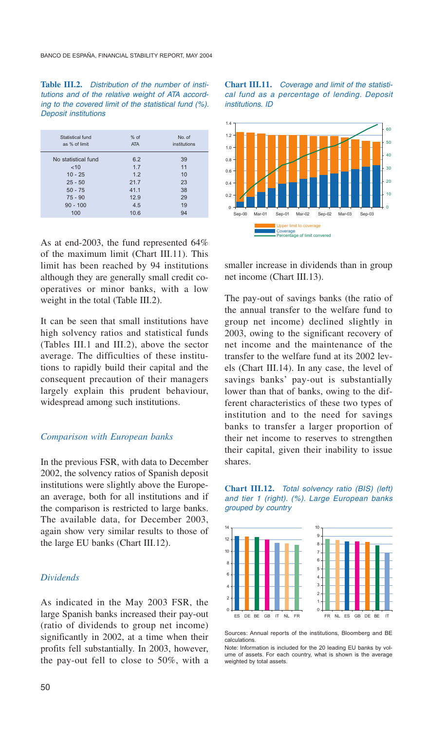**Table III.2.** *Distribution of the number of institutions and of the relative weight of ATA according to the covered limit of the statistical fund (%). Deposit institutions*

| Statistical fund as % of limit | % of ATA | No. of institutions |
|---|---|---|
| No statistical fund | 6.2 | 39 |
| <10 | 1.7 | 11 |
| 10 - 25 | 1.2 | 10 |
| 25 - 50 | 21.7 | 23 |
| 50 - 75 | 41.1 | 38 |
| 75 - 90 | 12.9 | 29 |
| 90 - 100 | 4.5 | 19 |
| 100 | 10.6 | 94 |

**Chart III.11.** *Coverage and limit of the statistical fund as a percentage of lending. Deposit institutions. ID*

As at end-2003, the fund represented 64% of the maximum limit (Chart III.11). This limit has been reached by 94 institutions although they are generally small credit cooperatives or minor banks, with a low weight in the total (Table III.2).

It can be seen that small institutions have high solvency ratios and statistical funds (Tables III.1 and III.2), above the sector average. The difficulties of these institutions to rapidly build their capital and the consequent precaution of their managers largely explain this prudent behaviour, widespread among such institutions.

### *Comparison with European banks*

In the previous FSR, with data to December 2002, the solvency ratios of Spanish deposit institutions were slightly above the European average, both for all institutions and if the comparison is restricted to large banks. The available data, for December 2003, again show very similar results to those of the large EU banks (Chart III.12).

### *Dividends*

As indicated in the May 2003 FSR, the large Spanish banks increased their pay-out (ratio of dividends to group net income) significantly in 2002, at a time when their profits fell substantially. In 2003, however, the pay-out fell to close to 50%, with a smaller increase in dividends than in group net income (Chart III.13).

The pay-out of savings banks (the ratio of the annual transfer to the welfare fund to group net income) declined slightly in 2003, owing to the significant recovery of net income and the maintenance of the transfer to the welfare fund at its 2002 levels (Chart III.14). In any case, the level of savings banks' pay-out is substantially lower than that of banks, owing to the different characteristics of these two types of institution and to the need for savings banks to transfer a larger proportion of their net income to reserves to strengthen their capital, given their inability to issue shares.

**Chart III.12.** *Total solvency ratio (BIS) (left) and tier 1 (right). (%). Large European banks grouped by country*

Sources: Annual reports of the institutions, Bloomberg and BE calculations.

Note: Information is included for the 20 leading EU banks by volume of assets. For each country, what is shown is the average weighted by total assets.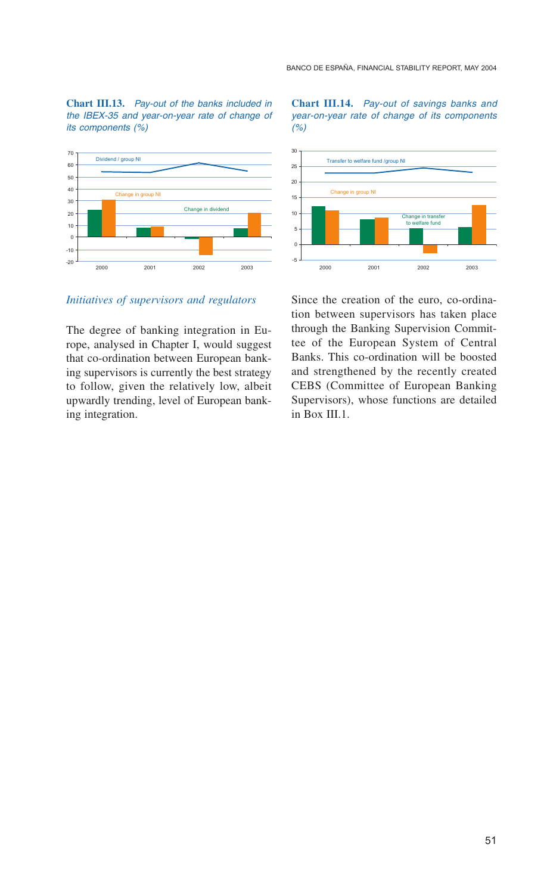**Chart III.13.** *Pay-out of the banks included in the IBEX-35 and year-on-year rate of change of its components (%)*

70
60
50
40
30
20
10
0
-10
-20

Dividend / group NI
Change in group NI
Change in dividend

2000
2001
2002
2003

**Chart III.14.** *Pay-out of savings banks and year-on-year rate of change of its components (%)*

30
25
20
15
10
5
0
-5

Transfer to welfare fund /group NI
Change in group NI
Change in transfer to welfare fund

2000
2001
2002
2003

### *Initiatives of supervisors and regulators*

The degree of banking integration in Europe, analysed in Chapter I, would suggest that co-ordination between European banking supervisors is currently the best strategy to follow, given the relatively low, albeit upwardly trending, level of European banking integration.

Since the creation of the euro, co-ordination between supervisors has taken place through the Banking Supervision Committee of the European System of Central Banks. This co-ordination will be boosted and strengthened by the recently created CEBS (Committee of European Banking Supervisors), whose functions are detailed in Box III.1.